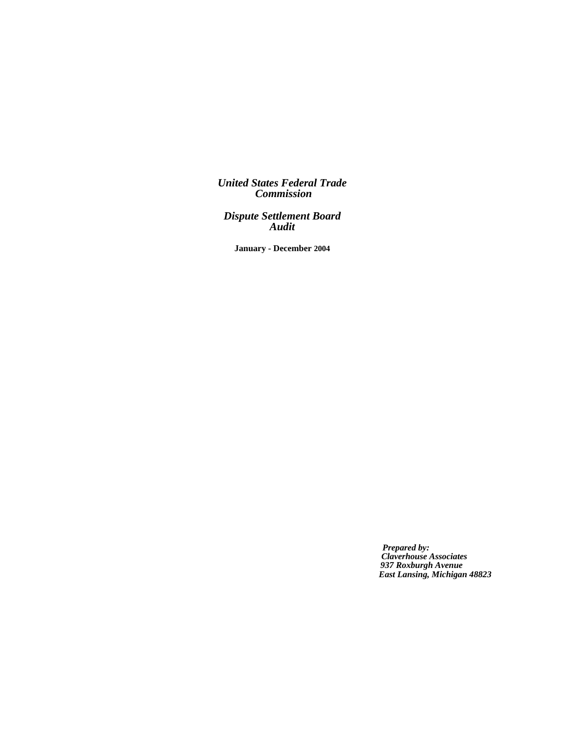# *United States Federal Trade Commission*

# *Dispute Settlement Board Audit*

**January - December 2004**

***Prepared by:***
***Claverhouse Associates***
***937 Roxburgh Avenue***
***East Lansing, Michigan 48823***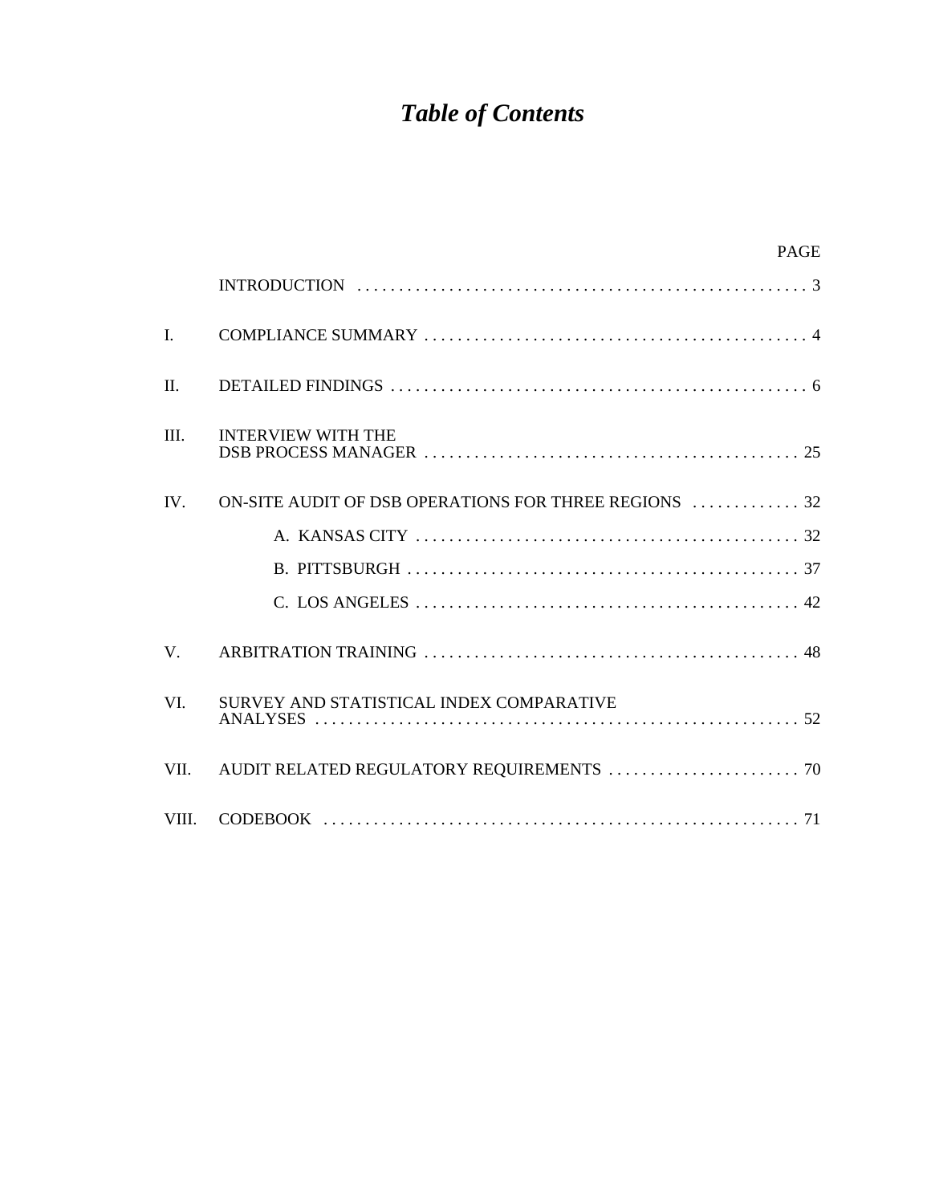# *Table of Contents*

| | | PAGE |
|---|---|---|
| | INTRODUCTION | 3 |
| I. | COMPLIANCE SUMMARY | 4 |
| II. | DETAILED FINDINGS | 6 |
| III. | INTERVIEW WITH THE DSB PROCESS MANAGER | 25 |
| IV. | ON-SITE AUDIT OF DSB OPERATIONS FOR THREE REGIONS | 32 |
| | A. KANSAS CITY | 32 |
| | B. PITTSBURGH | 37 |
| | C. LOS ANGELES | 42 |
| V. | ARBITRATION TRAINING | 48 |
| VI. | SURVEY AND STATISTICAL INDEX COMPARATIVE ANALYSES | 52 |
| VII. | AUDIT RELATED REGULATORY REQUIREMENTS | 70 |
| VIII. | CODEBOOK | 71 |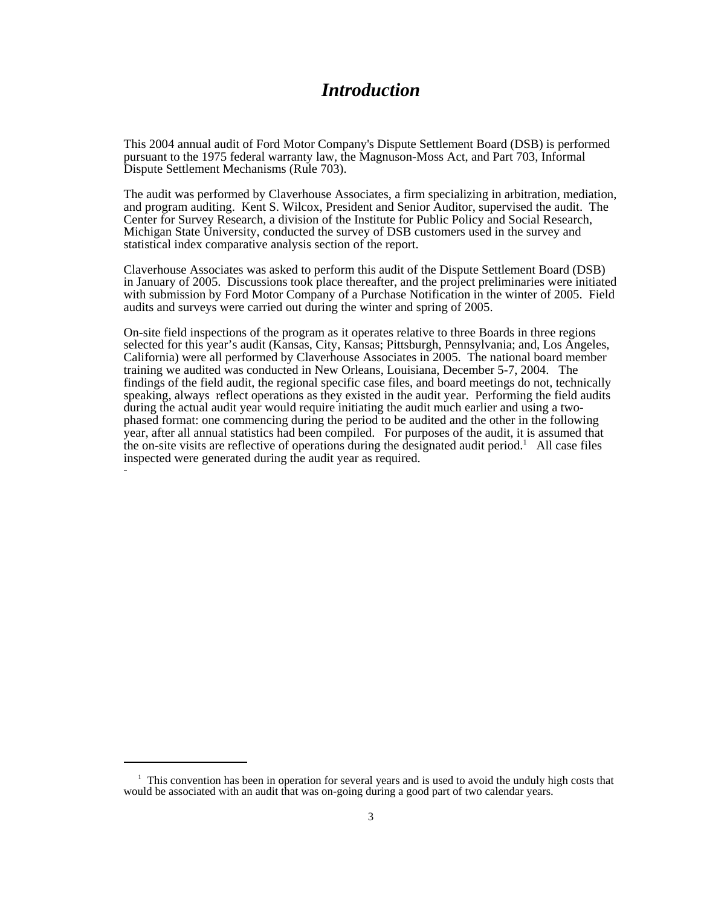# *Introduction*

This 2004 annual audit of Ford Motor Company's Dispute Settlement Board (DSB) is performed pursuant to the 1975 federal warranty law, the Magnuson-Moss Act, and Part 703, Informal Dispute Settlement Mechanisms (Rule 703).

The audit was performed by Claverhouse Associates, a firm specializing in arbitration, mediation, and program auditing. Kent S. Wilcox, President and Senior Auditor, supervised the audit. The Center for Survey Research, a division of the Institute for Public Policy and Social Research, Michigan State University, conducted the survey of DSB customers used in the survey and statistical index comparative analysis section of the report.

Claverhouse Associates was asked to perform this audit of the Dispute Settlement Board (DSB) in January of 2005. Discussions took place thereafter, and the project preliminaries were initiated with submission by Ford Motor Company of a Purchase Notification in the winter of 2005. Field audits and surveys were carried out during the winter and spring of 2005.

On-site field inspections of the program as it operates relative to three Boards in three regions selected for this year's audit (Kansas, City, Kansas; Pittsburgh, Pennsylvania; and, Los Angeles, California) were all performed by Claverhouse Associates in 2005. The national board member training we audited was conducted in New Orleans, Louisiana, December 5-7, 2004. The findings of the field audit, the regional specific case files, and board meetings do not, technically speaking, always reflect operations as they existed in the audit year. Performing the field audits during the actual audit year would require initiating the audit much earlier and using a two-phased format: one commencing during the period to be audited and the other in the following year, after all annual statistics had been compiled. For purposes of the audit, it is assumed that the on-site visits are reflective of operations during the designated audit period.[1] All case files inspected were generated during the audit year as required.

---

[1] This convention has been in operation for several years and is used to avoid the unduly high costs that would be associated with an audit that was on-going during a good part of two calendar years.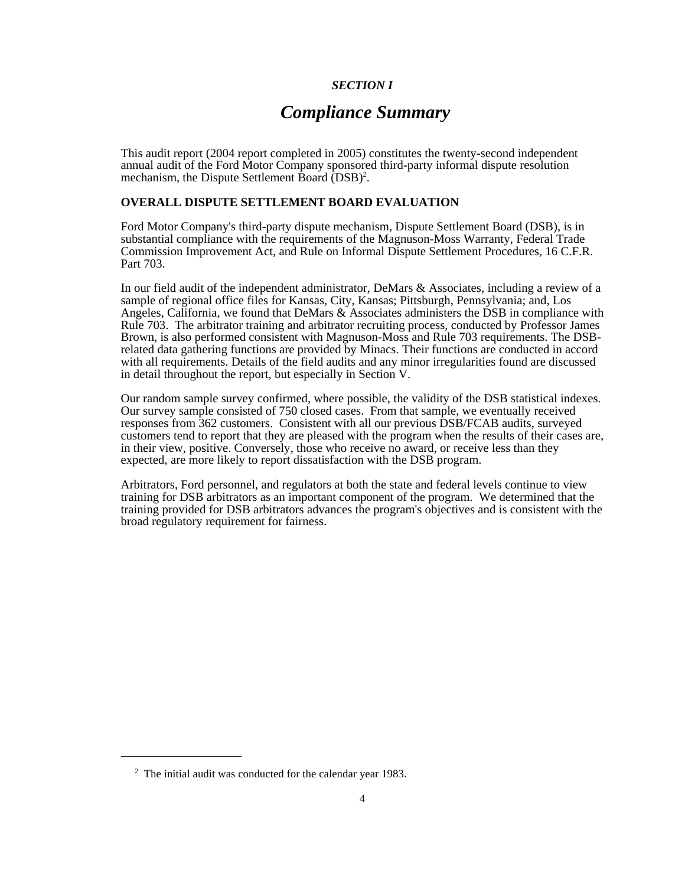*SECTION I*

# *Compliance Summary*

This audit report (2004 report completed in 2005) constitutes the twenty-second independent annual audit of the Ford Motor Company sponsored third-party informal dispute resolution mechanism, the Dispute Settlement Board (DSB)[2].

## OVERALL DISPUTE SETTLEMENT BOARD EVALUATION

Ford Motor Company's third-party dispute mechanism, Dispute Settlement Board (DSB), is in substantial compliance with the requirements of the Magnuson-Moss Warranty, Federal Trade Commission Improvement Act, and Rule on Informal Dispute Settlement Procedures, 16 C.F.R. Part 703.

In our field audit of the independent administrator, DeMars & Associates, including a review of a sample of regional office files for Kansas, City, Kansas; Pittsburgh, Pennsylvania; and, Los Angeles, California, we found that DeMars & Associates administers the DSB in compliance with Rule 703. The arbitrator training and arbitrator recruiting process, conducted by Professor James Brown, is also performed consistent with Magnuson-Moss and Rule 703 requirements. The DSB-related data gathering functions are provided by Minacs. Their functions are conducted in accord with all requirements. Details of the field audits and any minor irregularities found are discussed in detail throughout the report, but especially in Section V.

Our random sample survey confirmed, where possible, the validity of the DSB statistical indexes. Our survey sample consisted of 750 closed cases. From that sample, we eventually received responses from 362 customers. Consistent with all our previous DSB/FCAB audits, surveyed customers tend to report that they are pleased with the program when the results of their cases are, in their view, positive. Conversely, those who receive no award, or receive less than they expected, are more likely to report dissatisfaction with the DSB program.

Arbitrators, Ford personnel, and regulators at both the state and federal levels continue to view training for DSB arbitrators as an important component of the program. We determined that the training provided for DSB arbitrators advances the program's objectives and is consistent with the broad regulatory requirement for fairness.

---

[2] The initial audit was conducted for the calendar year 1983.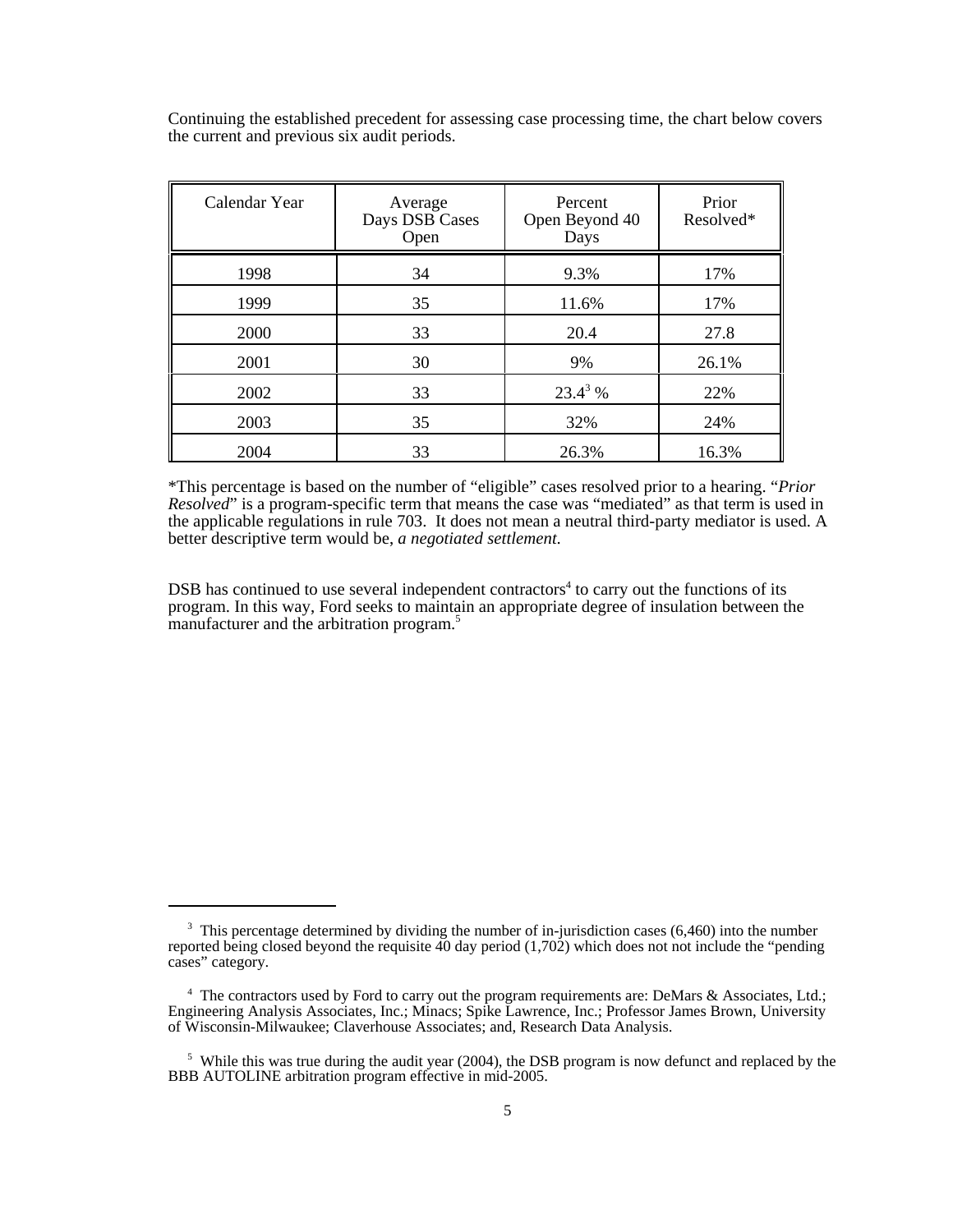Continuing the established precedent for assessing case processing time, the chart below covers the current and previous six audit periods.

| Calendar Year | Average Days DSB Cases Open | Percent Open Beyond 40 Days | Prior Resolved* |
|---|---|---|---|
| 1998 | 34 | 9.3% | 17% |
| 1999 | 35 | 11.6% | 17% |
| 2000 | 33 | 20.4 | 27.8 |
| 2001 | 30 | 9% | 26.1% |
| 2002 | 33 | 23.4[3] % | 22% |
| 2003 | 35 | 32% | 24% |
| 2004 | 33 | 26.3% | 16.3% |

*This percentage is based on the number of "eligible" cases resolved prior to a hearing. "*Prior Resolved*" is a program-specific term that means the case was "mediated" as that term is used in the applicable regulations in rule 703. It does not mean a neutral third-party mediator is used. A better descriptive term would be, *a negotiated settlement.*

DSB has continued to use several independent contractors[4] to carry out the functions of its program. In this way, Ford seeks to maintain an appropriate degree of insulation between the manufacturer and the arbitration program.[5]

---

[3] This percentage determined by dividing the number of in-jurisdiction cases (6,460) into the number reported being closed beyond the requisite 40 day period (1,702) which does not not include the "pending cases" category.

[4] The contractors used by Ford to carry out the program requirements are: DeMars & Associates, Ltd.; Engineering Analysis Associates, Inc.; Minacs; Spike Lawrence, Inc.; Professor James Brown, University of Wisconsin-Milwaukee; Claverhouse Associates; and, Research Data Analysis.

[5] While this was true during the audit year (2004), the DSB program is now defunct and replaced by the BBB AUTOLINE arbitration program effective in mid-2005.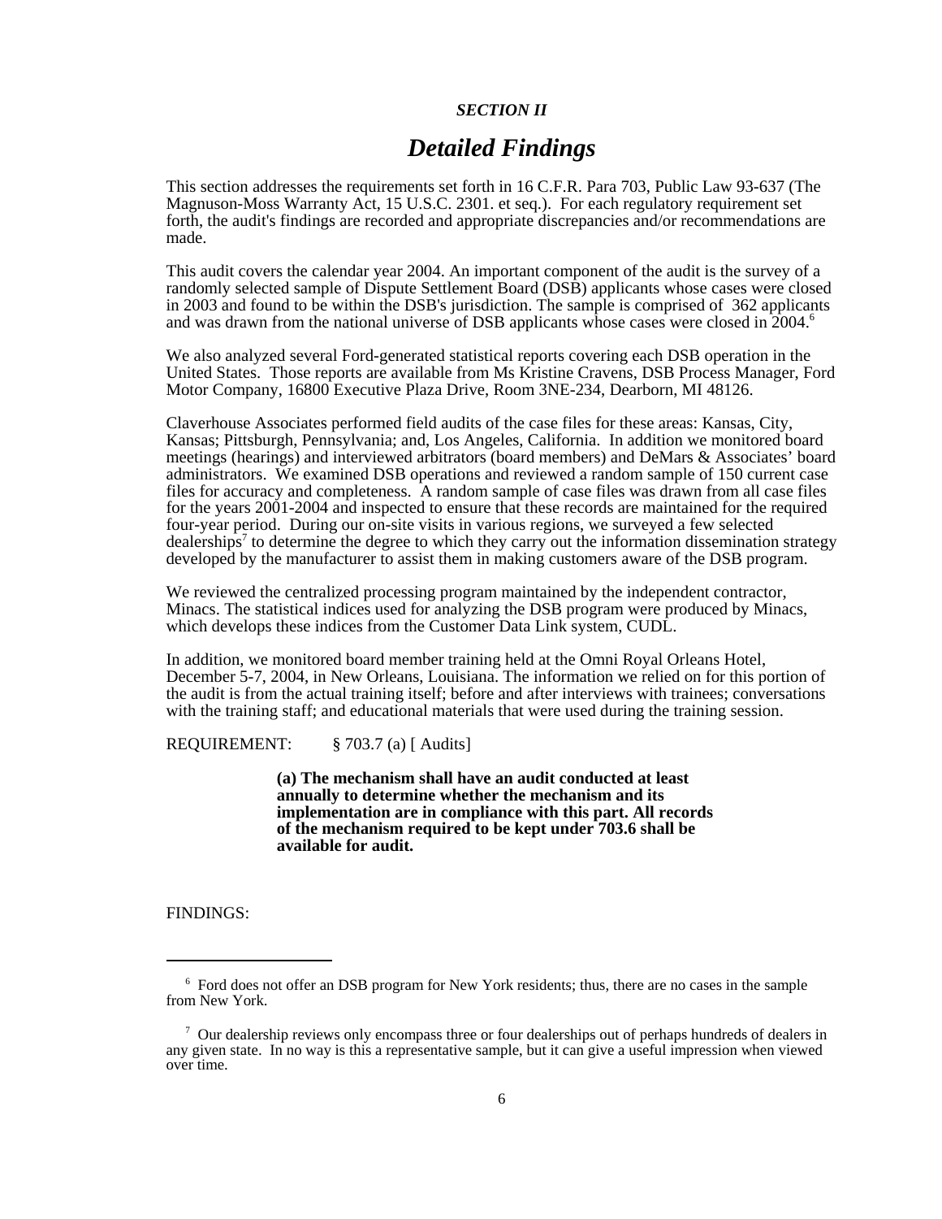*SECTION II*

# *Detailed Findings*

This section addresses the requirements set forth in 16 C.F.R. Para 703, Public Law 93-637 (The Magnuson-Moss Warranty Act, 15 U.S.C. 2301. et seq.). For each regulatory requirement set forth, the audit's findings are recorded and appropriate discrepancies and/or recommendations are made.

This audit covers the calendar year 2004. An important component of the audit is the survey of a randomly selected sample of Dispute Settlement Board (DSB) applicants whose cases were closed in 2003 and found to be within the DSB's jurisdiction. The sample is comprised of 362 applicants and was drawn from the national universe of DSB applicants whose cases were closed in 2004.[6]

We also analyzed several Ford-generated statistical reports covering each DSB operation in the United States. Those reports are available from Ms Kristine Cravens, DSB Process Manager, Ford Motor Company, 16800 Executive Plaza Drive, Room 3NE-234, Dearborn, MI 48126.

Claverhouse Associates performed field audits of the case files for these areas: Kansas, City, Kansas; Pittsburgh, Pennsylvania; and, Los Angeles, California. In addition we monitored board meetings (hearings) and interviewed arbitrators (board members) and DeMars & Associates' board administrators. We examined DSB operations and reviewed a random sample of 150 current case files for accuracy and completeness. A random sample of case files was drawn from all case files for the years 2001-2004 and inspected to ensure that these records are maintained for the required four-year period. During our on-site visits in various regions, we surveyed a few selected dealerships[7] to determine the degree to which they carry out the information dissemination strategy developed by the manufacturer to assist them in making customers aware of the DSB program.

We reviewed the centralized processing program maintained by the independent contractor, Minacs. The statistical indices used for analyzing the DSB program were produced by Minacs, which develops these indices from the Customer Data Link system, CUDL.

In addition, we monitored board member training held at the Omni Royal Orleans Hotel, December 5-7, 2004, in New Orleans, Louisiana. The information we relied on for this portion of the audit is from the actual training itself; before and after interviews with trainees; conversations with the training staff; and educational materials that were used during the training session.

REQUIREMENT: § 703.7 (a) [ Audits]

> **(a) The mechanism shall have an audit conducted at least annually to determine whether the mechanism and its implementation are in compliance with this part. All records of the mechanism required to be kept under 703.6 shall be available for audit.**

FINDINGS:

---

[6] Ford does not offer an DSB program for New York residents; thus, there are no cases in the sample from New York.

[7] Our dealership reviews only encompass three or four dealerships out of perhaps hundreds of dealers in any given state. In no way is this a representative sample, but it can give a useful impression when viewed over time.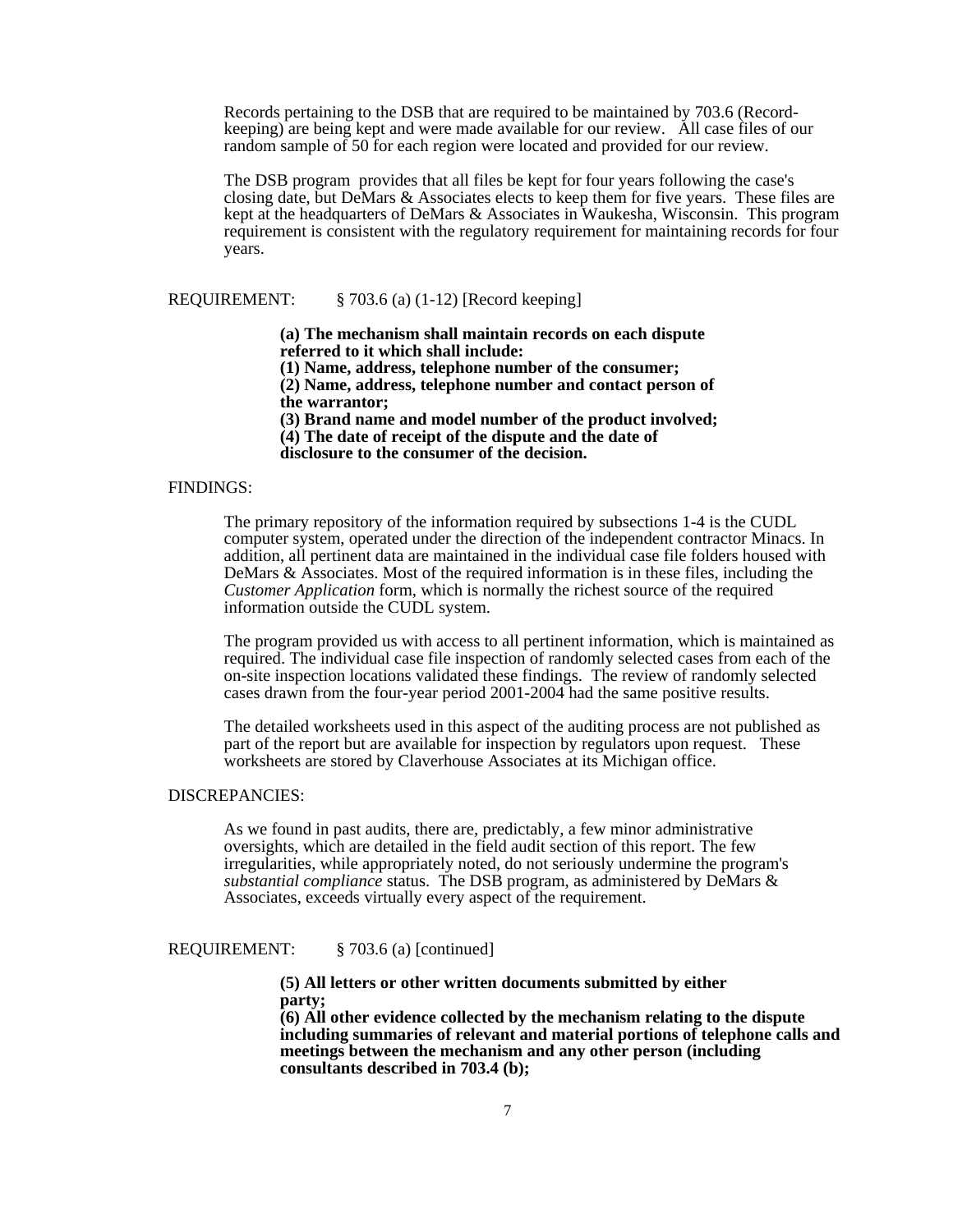Records pertaining to the DSB that are required to be maintained by 703.6 (Record-keeping) are being kept and were made available for our review. All case files of our random sample of 50 for each region were located and provided for our review.

The DSB program provides that all files be kept for four years following the case's closing date, but DeMars & Associates elects to keep them for five years. These files are kept at the headquarters of DeMars & Associates in Waukesha, Wisconsin. This program requirement is consistent with the regulatory requirement for maintaining records for four years.

REQUIREMENT: § 703.6 (a) (1-12) [Record keeping]

> **(a) The mechanism shall maintain records on each dispute referred to it which shall include:**
> **(1) Name, address, telephone number of the consumer;**
> **(2) Name, address, telephone number and contact person of the warrantor;**
> **(3) Brand name and model number of the product involved;**
> **(4) The date of receipt of the dispute and the date of disclosure to the consumer of the decision.**

FINDINGS:

The primary repository of the information required by subsections 1-4 is the CUDL computer system, operated under the direction of the independent contractor Minacs. In addition, all pertinent data are maintained in the individual case file folders housed with DeMars & Associates. Most of the required information is in these files, including the *Customer Application* form, which is normally the richest source of the required information outside the CUDL system.

The program provided us with access to all pertinent information, which is maintained as required. The individual case file inspection of randomly selected cases from each of the on-site inspection locations validated these findings. The review of randomly selected cases drawn from the four-year period 2001-2004 had the same positive results.

The detailed worksheets used in this aspect of the auditing process are not published as part of the report but are available for inspection by regulators upon request. These worksheets are stored by Claverhouse Associates at its Michigan office.

DISCREPANCIES:

As we found in past audits, there are, predictably, a few minor administrative oversights, which are detailed in the field audit section of this report. The few irregularities, while appropriately noted, do not seriously undermine the program's *substantial compliance* status. The DSB program, as administered by DeMars & Associates, exceeds virtually every aspect of the requirement.

REQUIREMENT: § 703.6 (a) [continued]

> **(5) All letters or other written documents submitted by either party;**
> **(6) All other evidence collected by the mechanism relating to the dispute including summaries of relevant and material portions of telephone calls and meetings between the mechanism and any other person (including consultants described in 703.4 (b);**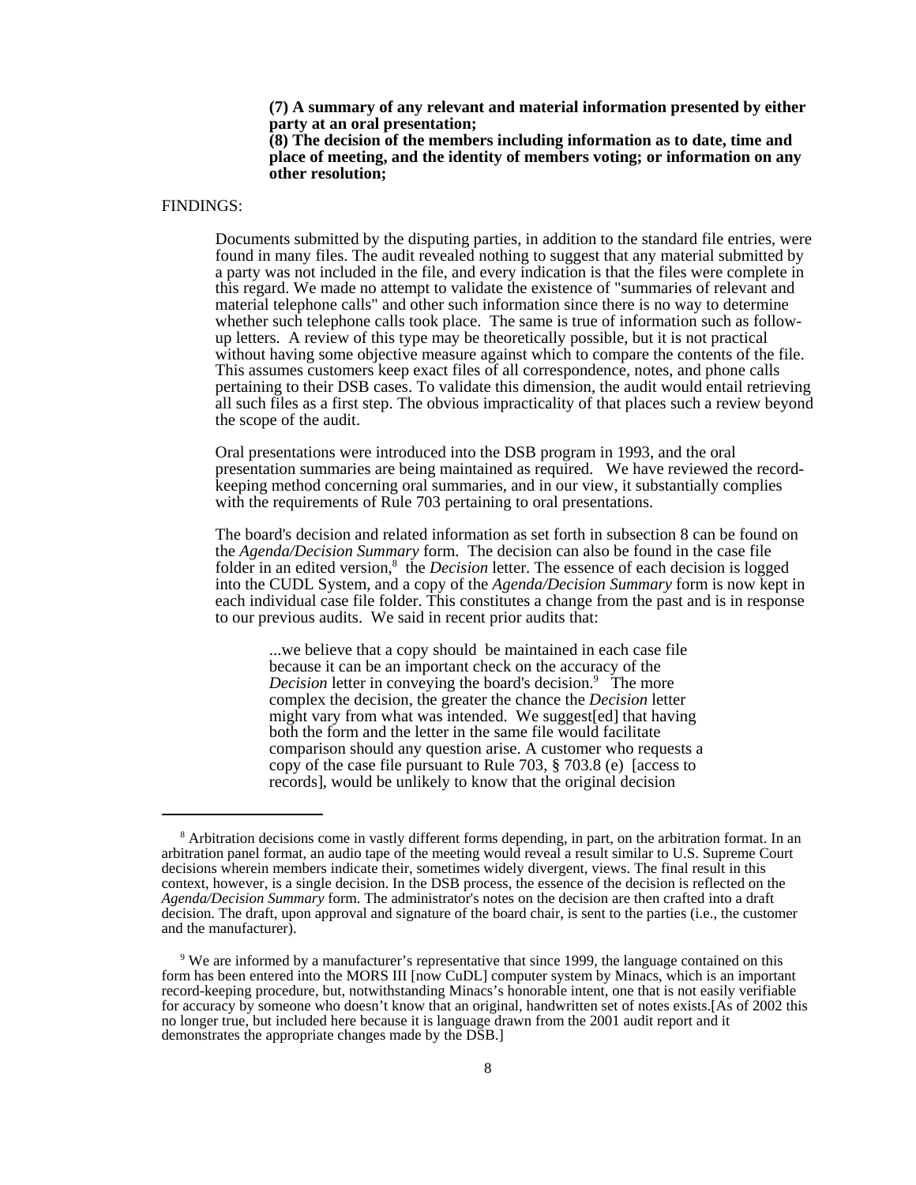**(7) A summary of any relevant and material information presented by either party at an oral presentation;**
**(8) The decision of the members including information as to date, time and place of meeting, and the identity of members voting; or information on any other resolution;**

FINDINGS:

Documents submitted by the disputing parties, in addition to the standard file entries, were found in many files. The audit revealed nothing to suggest that any material submitted by a party was not included in the file, and every indication is that the files were complete in this regard. We made no attempt to validate the existence of "summaries of relevant and material telephone calls" and other such information since there is no way to determine whether such telephone calls took place. The same is true of information such as follow-up letters. A review of this type may be theoretically possible, but it is not practical without having some objective measure against which to compare the contents of the file. This assumes customers keep exact files of all correspondence, notes, and phone calls pertaining to their DSB cases. To validate this dimension, the audit would entail retrieving all such files as a first step. The obvious impracticality of that places such a review beyond the scope of the audit.

Oral presentations were introduced into the DSB program in 1993, and the oral presentation summaries are being maintained as required. We have reviewed the record-keeping method concerning oral summaries, and in our view, it substantially complies with the requirements of Rule 703 pertaining to oral presentations.

The board's decision and related information as set forth in subsection 8 can be found on the *Agenda/Decision Summary* form. The decision can also be found in the case file folder in an edited version,[8] the *Decision* letter. The essence of each decision is logged into the CUDL System, and a copy of the *Agenda/Decision Summary* form is now kept in each individual case file folder. This constitutes a change from the past and is in response to our previous audits. We said in recent prior audits that:

> ...we believe that a copy should be maintained in each case file because it can be an important check on the accuracy of the *Decision* letter in conveying the board's decision.[9] The more complex the decision, the greater the chance the *Decision* letter might vary from what was intended. We suggest[ed] that having both the form and the letter in the same file would facilitate comparison should any question arise. A customer who requests a copy of the case file pursuant to Rule 703, § 703.8 (e) [access to records], would be unlikely to know that the original decision

---

[8] Arbitration decisions come in vastly different forms depending, in part, on the arbitration format. In an arbitration panel format, an audio tape of the meeting would reveal a result similar to U.S. Supreme Court decisions wherein members indicate their, sometimes widely divergent, views. The final result in this context, however, is a single decision. In the DSB process, the essence of the decision is reflected on the *Agenda/Decision Summary* form. The administrator's notes on the decision are then crafted into a draft decision. The draft, upon approval and signature of the board chair, is sent to the parties (i.e., the customer and the manufacturer).

[9] We are informed by a manufacturer's representative that since 1999, the language contained on this form has been entered into the MORS III [now CuDL] computer system by Minacs, which is an important record-keeping procedure, but, notwithstanding Minacs's honorable intent, one that is not easily verifiable for accuracy by someone who doesn't know that an original, handwritten set of notes exists.[As of 2002 this no longer true, but included here because it is language drawn from the 2001 audit report and it demonstrates the appropriate changes made by the DSB.]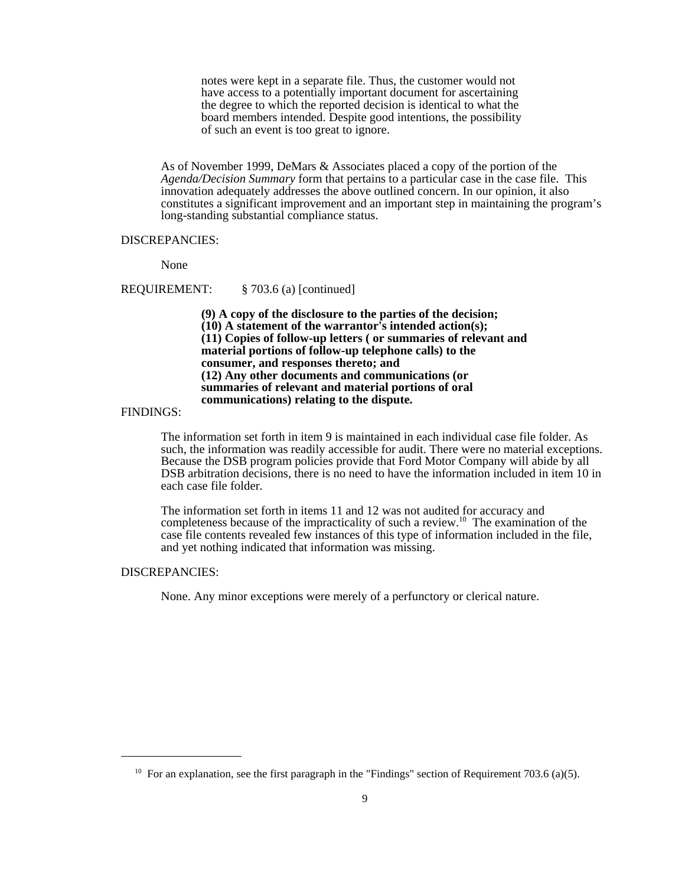> notes were kept in a separate file. Thus, the customer would not have access to a potentially important document for ascertaining the degree to which the reported decision is identical to what the board members intended. Despite good intentions, the possibility of such an event is too great to ignore.

As of November 1999, DeMars & Associates placed a copy of the portion of the *Agenda/Decision Summary* form that pertains to a particular case in the case file. This innovation adequately addresses the above outlined concern. In our opinion, it also constitutes a significant improvement and an important step in maintaining the program's long-standing substantial compliance status.

DISCREPANCIES:

None

REQUIREMENT: § 703.6 (a) [continued]

> **(9) A copy of the disclosure to the parties of the decision;**
> **(10) A statement of the warrantor's intended action(s);**
> **(11) Copies of follow-up letters ( or summaries of relevant and material portions of follow-up telephone calls) to the consumer, and responses thereto; and**
> **(12) Any other documents and communications (or summaries of relevant and material portions of oral communications) relating to the dispute.**

FINDINGS:

The information set forth in item 9 is maintained in each individual case file folder. As such, the information was readily accessible for audit. There were no material exceptions. Because the DSB program policies provide that Ford Motor Company will abide by all DSB arbitration decisions, there is no need to have the information included in item 10 in each case file folder.

The information set forth in items 11 and 12 was not audited for accuracy and completeness because of the impracticality of such a review.[10] The examination of the case file contents revealed few instances of this type of information included in the file, and yet nothing indicated that information was missing.

DISCREPANCIES:

None. Any minor exceptions were merely of a perfunctory or clerical nature.

---

[10] For an explanation, see the first paragraph in the "Findings" section of Requirement 703.6 (a)(5).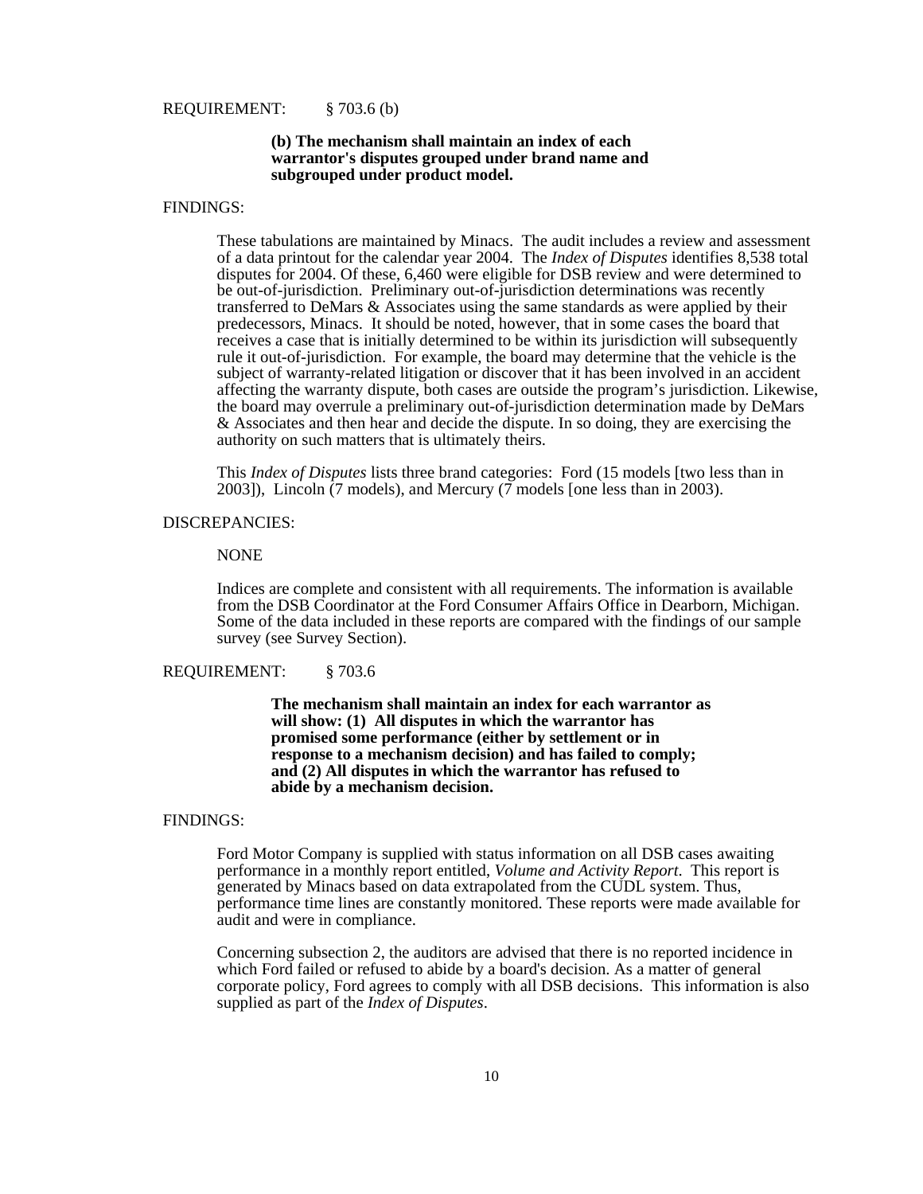REQUIREMENT: § 703.6 (b)

**(b) The mechanism shall maintain an index of each warrantor's disputes grouped under brand name and subgrouped under product model.**

FINDINGS:

These tabulations are maintained by Minacs. The audit includes a review and assessment of a data printout for the calendar year 2004. The *Index of Disputes* identifies 8,538 total disputes for 2004. Of these, 6,460 were eligible for DSB review and were determined to be out-of-jurisdiction. Preliminary out-of-jurisdiction determinations was recently transferred to DeMars & Associates using the same standards as were applied by their predecessors, Minacs. It should be noted, however, that in some cases the board that receives a case that is initially determined to be within its jurisdiction will subsequently rule it out-of-jurisdiction. For example, the board may determine that the vehicle is the subject of warranty-related litigation or discover that it has been involved in an accident affecting the warranty dispute, both cases are outside the program's jurisdiction. Likewise, the board may overrule a preliminary out-of-jurisdiction determination made by DeMars & Associates and then hear and decide the dispute. In so doing, they are exercising the authority on such matters that is ultimately theirs.

This *Index of Disputes* lists three brand categories: Ford (15 models [two less than in 2003]), Lincoln (7 models), and Mercury (7 models [one less than in 2003).

DISCREPANCIES:

NONE

Indices are complete and consistent with all requirements. The information is available from the DSB Coordinator at the Ford Consumer Affairs Office in Dearborn, Michigan. Some of the data included in these reports are compared with the findings of our sample survey (see Survey Section).

REQUIREMENT: § 703.6

**The mechanism shall maintain an index for each warrantor as will show: (1) All disputes in which the warrantor has promised some performance (either by settlement or in response to a mechanism decision) and has failed to comply; and (2) All disputes in which the warrantor has refused to abide by a mechanism decision.**

FINDINGS:

Ford Motor Company is supplied with status information on all DSB cases awaiting performance in a monthly report entitled, *Volume and Activity Report*. This report is generated by Minacs based on data extrapolated from the CUDL system. Thus, performance time lines are constantly monitored. These reports were made available for audit and were in compliance.

Concerning subsection 2, the auditors are advised that there is no reported incidence in which Ford failed or refused to abide by a board's decision. As a matter of general corporate policy, Ford agrees to comply with all DSB decisions. This information is also supplied as part of the *Index of Disputes*.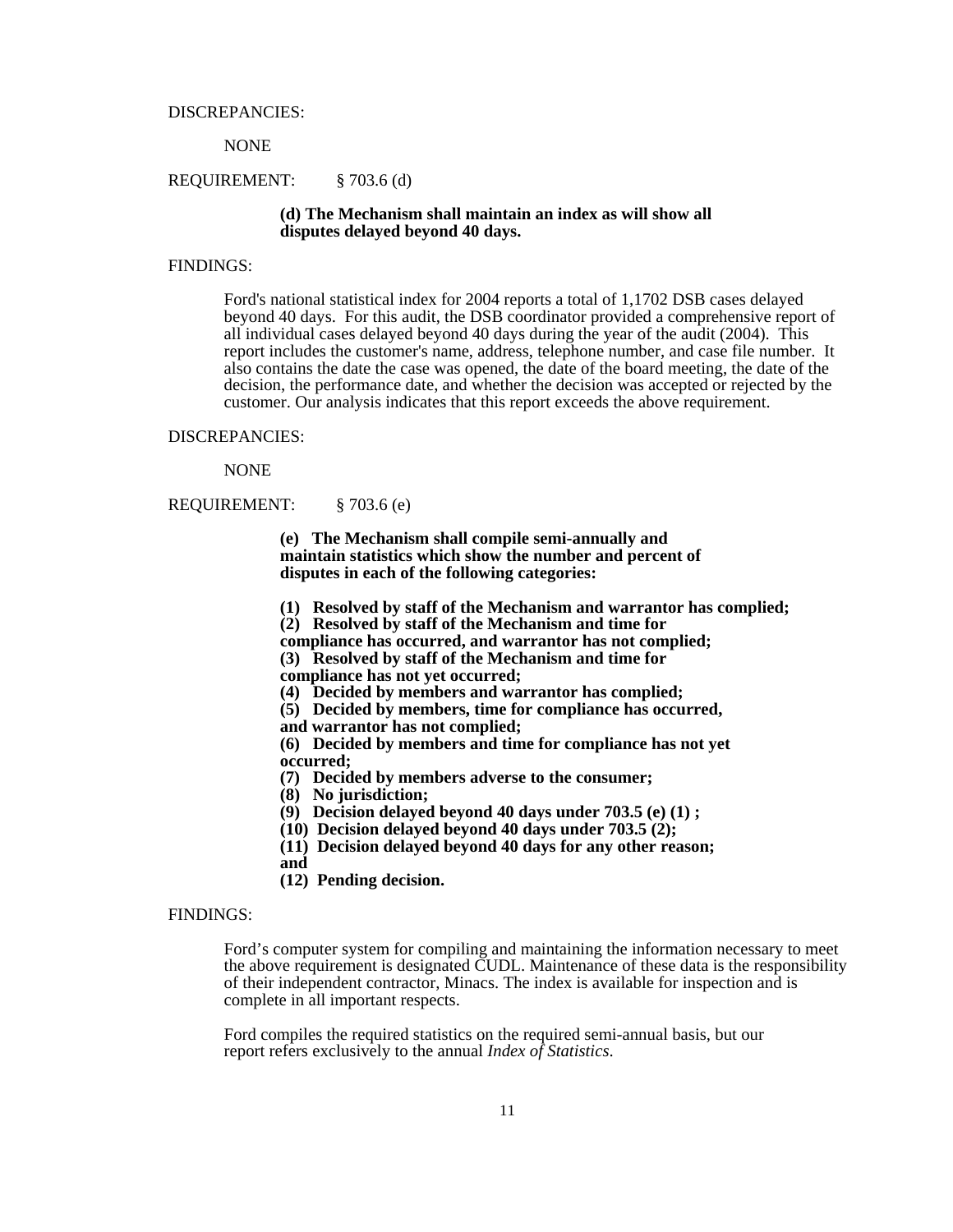DISCREPANCIES:

NONE

REQUIREMENT: § 703.6 (d)

**(d) The Mechanism shall maintain an index as will show all disputes delayed beyond 40 days.**

FINDINGS:

Ford's national statistical index for 2004 reports a total of 1,1702 DSB cases delayed beyond 40 days. For this audit, the DSB coordinator provided a comprehensive report of all individual cases delayed beyond 40 days during the year of the audit (2004). This report includes the customer's name, address, telephone number, and case file number. It also contains the date the case was opened, the date of the board meeting, the date of the decision, the performance date, and whether the decision was accepted or rejected by the customer. Our analysis indicates that this report exceeds the above requirement.

DISCREPANCIES:

NONE

REQUIREMENT: § 703.6 (e)

**(e) The Mechanism shall compile semi-annually and maintain statistics which show the number and percent of disputes in each of the following categories:**

**(1) Resolved by staff of the Mechanism and warrantor has complied;**
**(2) Resolved by staff of the Mechanism and time for compliance has occurred, and warrantor has not complied;**
**(3) Resolved by staff of the Mechanism and time for compliance has not yet occurred;**
**(4) Decided by members and warrantor has complied;**
**(5) Decided by members, time for compliance has occurred, and warrantor has not complied;**
**(6) Decided by members and time for compliance has not yet occurred;**
**(7) Decided by members adverse to the consumer;**
**(8) No jurisdiction;**
**(9) Decision delayed beyond 40 days under 703.5 (e) (1) ;**
**(10) Decision delayed beyond 40 days under 703.5 (2);**
**(11) Decision delayed beyond 40 days for any other reason; and**
**(12) Pending decision.**

FINDINGS:

Ford's computer system for compiling and maintaining the information necessary to meet the above requirement is designated CUDL. Maintenance of these data is the responsibility of their independent contractor, Minacs. The index is available for inspection and is complete in all important respects.

Ford compiles the required statistics on the required semi-annual basis, but our report refers exclusively to the annual *Index of Statistics*.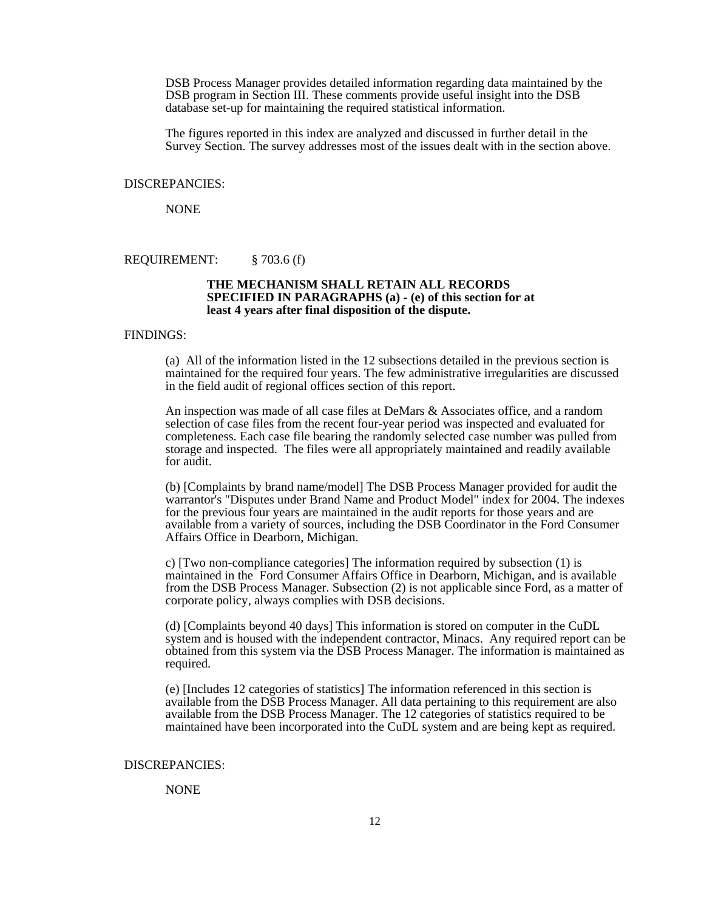DSB Process Manager provides detailed information regarding data maintained by the DSB program in Section III. These comments provide useful insight into the DSB database set-up for maintaining the required statistical information.

The figures reported in this index are analyzed and discussed in further detail in the Survey Section. The survey addresses most of the issues dealt with in the section above.

DISCREPANCIES:

NONE

REQUIREMENT: § 703.6 (f)

**THE MECHANISM SHALL RETAIN ALL RECORDS SPECIFIED IN PARAGRAPHS (a) - (e) of this section for at least 4 years after final disposition of the dispute.**

FINDINGS:

(a) All of the information listed in the 12 subsections detailed in the previous section is maintained for the required four years. The few administrative irregularities are discussed in the field audit of regional offices section of this report.

An inspection was made of all case files at DeMars & Associates office, and a random selection of case files from the recent four-year period was inspected and evaluated for completeness. Each case file bearing the randomly selected case number was pulled from storage and inspected. The files were all appropriately maintained and readily available for audit.

(b) [Complaints by brand name/model] The DSB Process Manager provided for audit the warrantor's "Disputes under Brand Name and Product Model" index for 2004. The indexes for the previous four years are maintained in the audit reports for those years and are available from a variety of sources, including the DSB Coordinator in the Ford Consumer Affairs Office in Dearborn, Michigan.

c) [Two non-compliance categories] The information required by subsection (1) is maintained in the Ford Consumer Affairs Office in Dearborn, Michigan, and is available from the DSB Process Manager. Subsection (2) is not applicable since Ford, as a matter of corporate policy, always complies with DSB decisions.

(d) [Complaints beyond 40 days] This information is stored on computer in the CuDL system and is housed with the independent contractor, Minacs. Any required report can be obtained from this system via the DSB Process Manager. The information is maintained as required.

(e) [Includes 12 categories of statistics] The information referenced in this section is available from the DSB Process Manager. All data pertaining to this requirement are also available from the DSB Process Manager. The 12 categories of statistics required to be maintained have been incorporated into the CuDL system and are being kept as required.

DISCREPANCIES:

NONE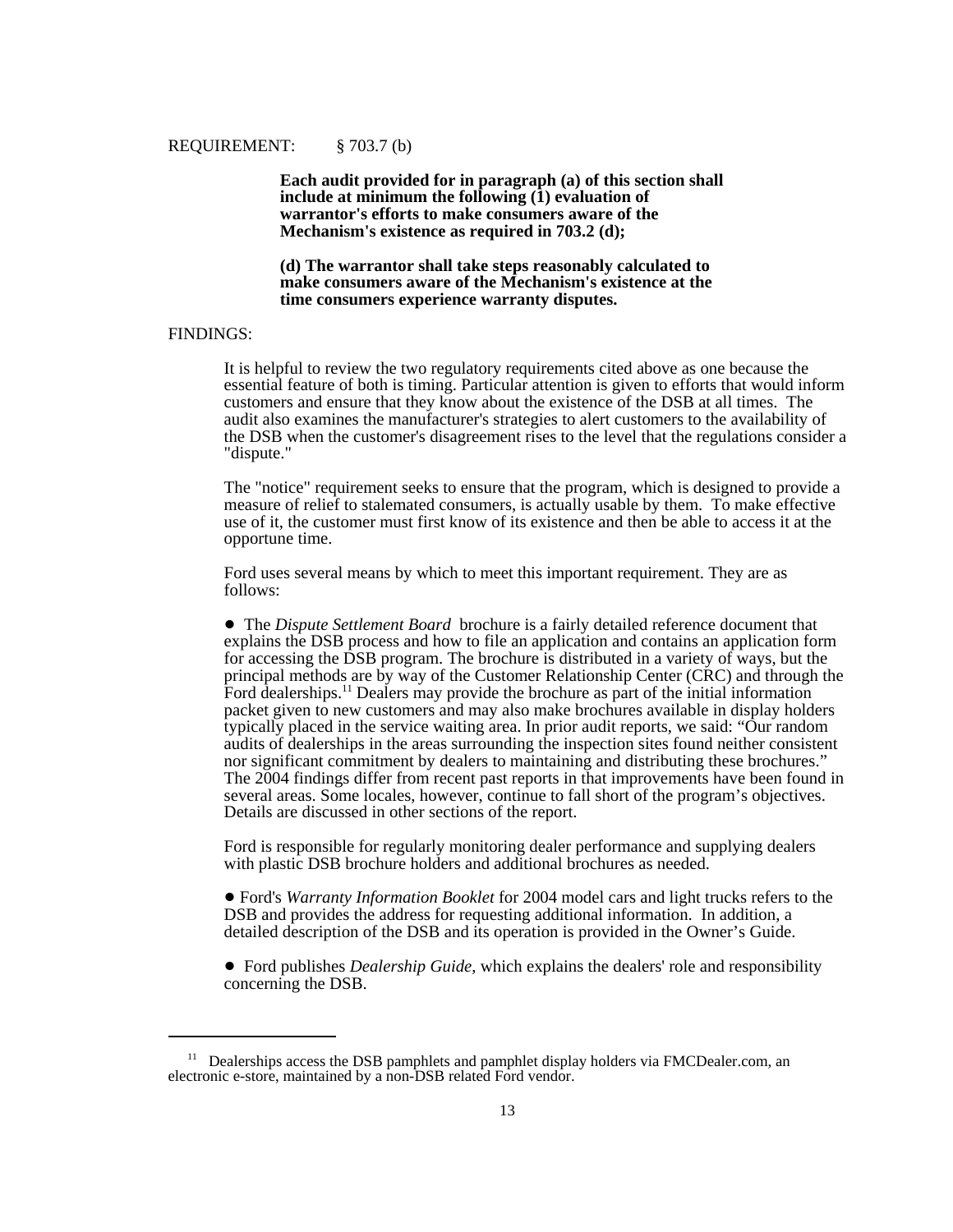REQUIREMENT: § 703.7 (b)

> **Each audit provided for in paragraph (a) of this section shall include at minimum the following (1) evaluation of warrantor's efforts to make consumers aware of the Mechanism's existence as required in 703.2 (d);**
>
> **(d) The warrantor shall take steps reasonably calculated to make consumers aware of the Mechanism's existence at the time consumers experience warranty disputes.**

FINDINGS:

It is helpful to review the two regulatory requirements cited above as one because the essential feature of both is timing. Particular attention is given to efforts that would inform customers and ensure that they know about the existence of the DSB at all times. The audit also examines the manufacturer's strategies to alert customers to the availability of the DSB when the customer's disagreement rises to the level that the regulations consider a "dispute."

The "notice" requirement seeks to ensure that the program, which is designed to provide a measure of relief to stalemated consumers, is actually usable by them. To make effective use of it, the customer must first know of its existence and then be able to access it at the opportune time.

Ford uses several means by which to meet this important requirement. They are as follows:

- The *Dispute Settlement Board* brochure is a fairly detailed reference document that explains the DSB process and how to file an application and contains an application form for accessing the DSB program. The brochure is distributed in a variety of ways, but the principal methods are by way of the Customer Relationship Center (CRC) and through the Ford dealerships.[11] Dealers may provide the brochure as part of the initial information packet given to new customers and may also make brochures available in display holders typically placed in the service waiting area. In prior audit reports, we said: "Our random audits of dealerships in the areas surrounding the inspection sites found neither consistent nor significant commitment by dealers to maintaining and distributing these brochures." The 2004 findings differ from recent past reports in that improvements have been found in several areas. Some locales, however, continue to fall short of the program's objectives. Details are discussed in other sections of the report.

  Ford is responsible for regularly monitoring dealer performance and supplying dealers with plastic DSB brochure holders and additional brochures as needed.

- Ford's *Warranty Information Booklet* for 2004 model cars and light trucks refers to the DSB and provides the address for requesting additional information. In addition, a detailed description of the DSB and its operation is provided in the Owner's Guide.

- Ford publishes *Dealership Guide*, which explains the dealers' role and responsibility concerning the DSB.

---

[11] Dealerships access the DSB pamphlets and pamphlet display holders via FMCDealer.com, an electronic e-store, maintained by a non-DSB related Ford vendor.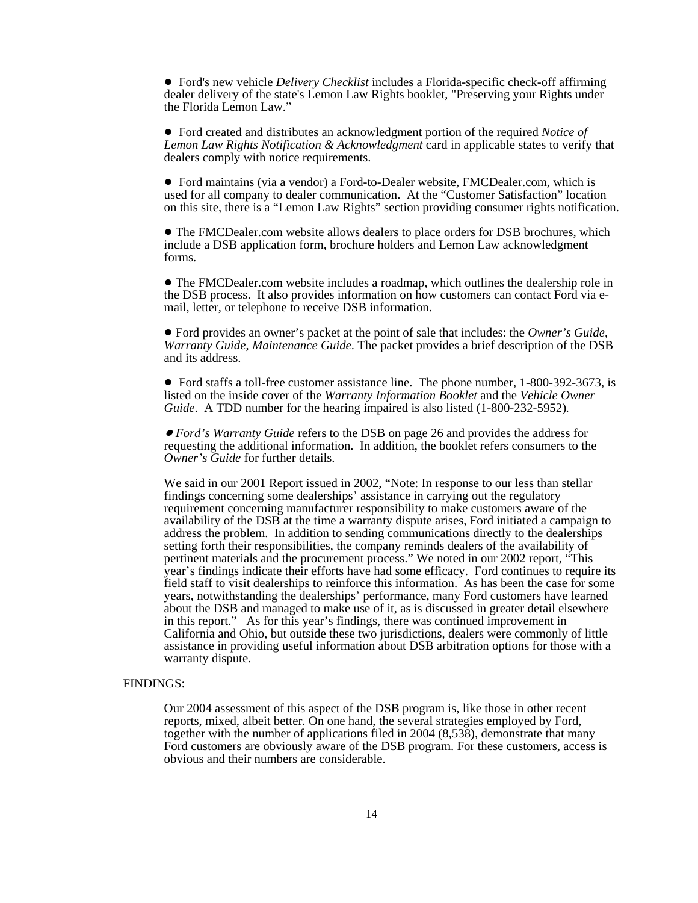- Ford's new vehicle *Delivery Checklist* includes a Florida-specific check-off affirming dealer delivery of the state's Lemon Law Rights booklet, "Preserving your Rights under the Florida Lemon Law."

- Ford created and distributes an acknowledgment portion of the required *Notice of Lemon Law Rights Notification & Acknowledgment* card in applicable states to verify that dealers comply with notice requirements.

- Ford maintains (via a vendor) a Ford-to-Dealer website, FMCDealer.com, which is used for all company to dealer communication. At the "Customer Satisfaction" location on this site, there is a "Lemon Law Rights" section providing consumer rights notification.

- The FMCDealer.com website allows dealers to place orders for DSB brochures, which include a DSB application form, brochure holders and Lemon Law acknowledgment forms.

- The FMCDealer.com website includes a roadmap, which outlines the dealership role in the DSB process. It also provides information on how customers can contact Ford via e-mail, letter, or telephone to receive DSB information.

- Ford provides an owner's packet at the point of sale that includes: the *Owner's Guide*, *Warranty Guide*, *Maintenance Guide*. The packet provides a brief description of the DSB and its address.

- Ford staffs a toll-free customer assistance line. The phone number, 1-800-392-3673, is listed on the inside cover of the *Warranty Information Booklet* and the *Vehicle Owner Guide*. A TDD number for the hearing impaired is also listed (1-800-232-5952).

- *Ford's Warranty Guide* refers to the DSB on page 26 and provides the address for requesting the additional information. In addition, the booklet refers consumers to the *Owner's Guide* for further details.

We said in our 2001 Report issued in 2002, "Note: In response to our less than stellar findings concerning some dealerships' assistance in carrying out the regulatory requirement concerning manufacturer responsibility to make customers aware of the availability of the DSB at the time a warranty dispute arises, Ford initiated a campaign to address the problem. In addition to sending communications directly to the dealerships setting forth their responsibilities, the company reminds dealers of the availability of pertinent materials and the procurement process." We noted in our 2002 report, "This year's findings indicate their efforts have had some efficacy. Ford continues to require its field staff to visit dealerships to reinforce this information. As has been the case for some years, notwithstanding the dealerships' performance, many Ford customers have learned about the DSB and managed to make use of it, as is discussed in greater detail elsewhere in this report." As for this year's findings, there was continued improvement in California and Ohio, but outside these two jurisdictions, dealers were commonly of little assistance in providing useful information about DSB arbitration options for those with a warranty dispute.

FINDINGS:

Our 2004 assessment of this aspect of the DSB program is, like those in other recent reports, mixed, albeit better. On one hand, the several strategies employed by Ford, together with the number of applications filed in 2004 (8,538), demonstrate that many Ford customers are obviously aware of the DSB program. For these customers, access is obvious and their numbers are considerable.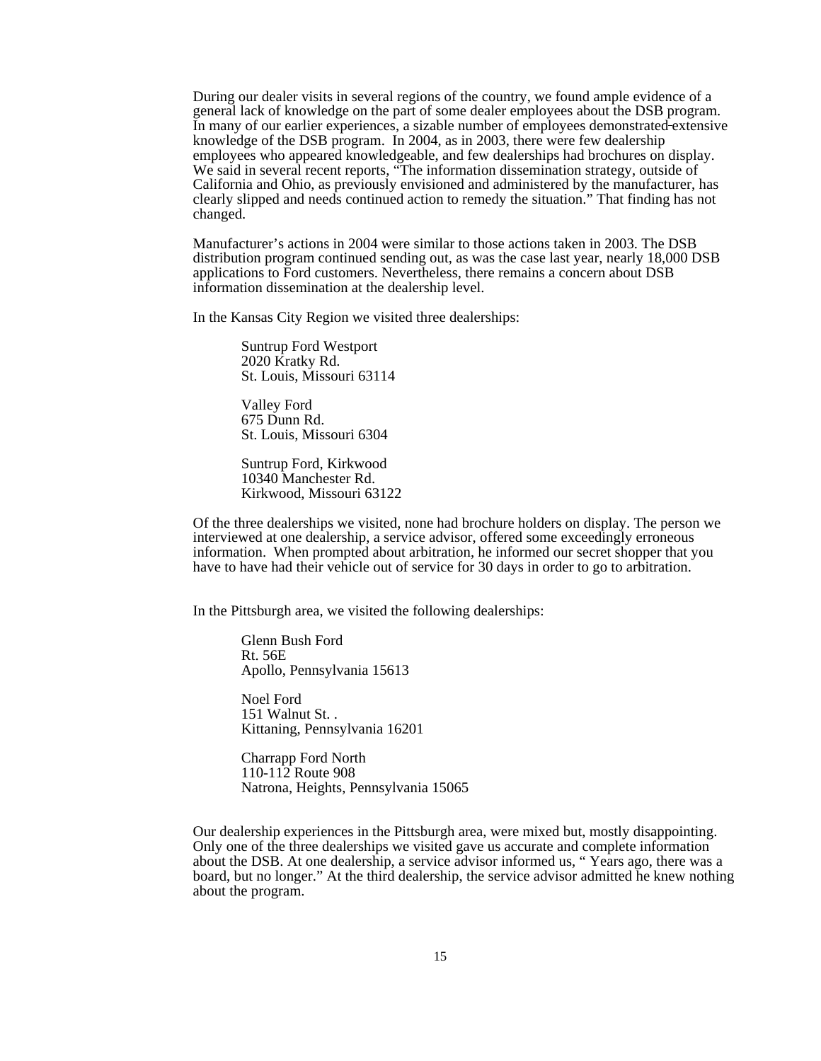During our dealer visits in several regions of the country, we found ample evidence of a general lack of knowledge on the part of some dealer employees about the DSB program. In many of our earlier experiences, a sizable number of employees demonstrated extensive knowledge of the DSB program. In 2004, as in 2003, there were few dealership employees who appeared knowledgeable, and few dealerships had brochures on display. We said in several recent reports, "The information dissemination strategy, outside of California and Ohio, as previously envisioned and administered by the manufacturer, has clearly slipped and needs continued action to remedy the situation." That finding has not changed.

Manufacturer's actions in 2004 were similar to those actions taken in 2003. The DSB distribution program continued sending out, as was the case last year, nearly 18,000 DSB applications to Ford customers. Nevertheless, there remains a concern about DSB information dissemination at the dealership level.

In the Kansas City Region we visited three dealerships:

Suntrup Ford Westport
2020 Kratky Rd.
St. Louis, Missouri 63114

Valley Ford
675 Dunn Rd.
St. Louis, Missouri 6304

Suntrup Ford, Kirkwood
10340 Manchester Rd.
Kirkwood, Missouri 63122

Of the three dealerships we visited, none had brochure holders on display. The person we interviewed at one dealership, a service advisor, offered some exceedingly erroneous information. When prompted about arbitration, he informed our secret shopper that you have to have had their vehicle out of service for 30 days in order to go to arbitration.

In the Pittsburgh area, we visited the following dealerships:

Glenn Bush Ford
Rt. 56E
Apollo, Pennsylvania 15613

Noel Ford
151 Walnut St. .
Kittaning, Pennsylvania 16201

Charrapp Ford North
110-112 Route 908
Natrona, Heights, Pennsylvania 15065

Our dealership experiences in the Pittsburgh area, were mixed but, mostly disappointing. Only one of the three dealerships we visited gave us accurate and complete information about the DSB. At one dealership, a service advisor informed us, " Years ago, there was a board, but no longer." At the third dealership, the service advisor admitted he knew nothing about the program.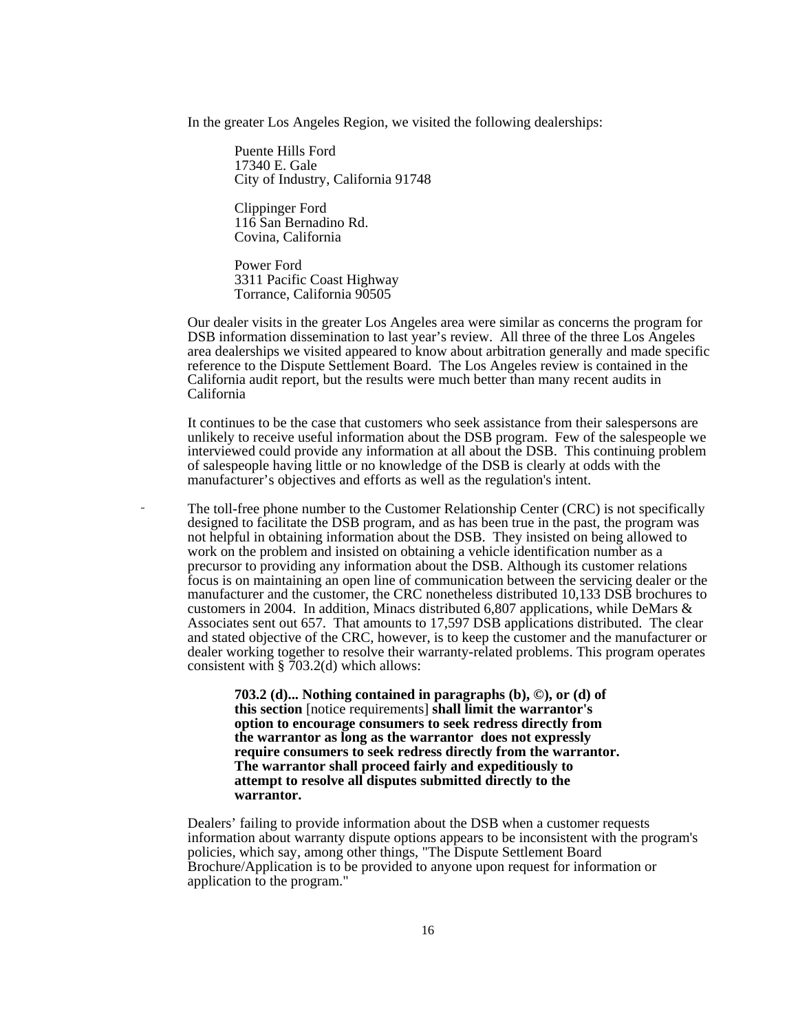In the greater Los Angeles Region, we visited the following dealerships:

> Puente Hills Ford
> 17340 E. Gale
> City of Industry, California 91748
>
> Clippinger Ford
> 116 San Bernadino Rd.
> Covina, California
>
> Power Ford
> 3311 Pacific Coast Highway
> Torrance, California 90505

Our dealer visits in the greater Los Angeles area were similar as concerns the program for DSB information dissemination to last year's review. All three of the three Los Angeles area dealerships we visited appeared to know about arbitration generally and made specific reference to the Dispute Settlement Board. The Los Angeles review is contained in the California audit report, but the results were much better than many recent audits in California

It continues to be the case that customers who seek assistance from their salespersons are unlikely to receive useful information about the DSB program. Few of the salespeople we interviewed could provide any information at all about the DSB. This continuing problem of salespeople having little or no knowledge of the DSB is clearly at odds with the manufacturer's objectives and efforts as well as the regulation's intent.

The toll-free phone number to the Customer Relationship Center (CRC) is not specifically designed to facilitate the DSB program, and as has been true in the past, the program was not helpful in obtaining information about the DSB. They insisted on being allowed to work on the problem and insisted on obtaining a vehicle identification number as a precursor to providing any information about the DSB. Although its customer relations focus is on maintaining an open line of communication between the servicing dealer or the manufacturer and the customer, the CRC nonetheless distributed 10,133 DSB brochures to customers in 2004. In addition, Minacs distributed 6,807 applications, while DeMars & Associates sent out 657. That amounts to 17,597 DSB applications distributed. The clear and stated objective of the CRC, however, is to keep the customer and the manufacturer or dealer working together to resolve their warranty-related problems. This program operates consistent with § 703.2(d) which allows:

> **703.2 (d)... Nothing contained in paragraphs (b), ©), or (d) of this section** [notice requirements] **shall limit the warrantor's option to encourage consumers to seek redress directly from the warrantor as long as the warrantor does not expressly require consumers to seek redress directly from the warrantor. The warrantor shall proceed fairly and expeditiously to attempt to resolve all disputes submitted directly to the warrantor.**

Dealers' failing to provide information about the DSB when a customer requests information about warranty dispute options appears to be inconsistent with the program's policies, which say, among other things, "The Dispute Settlement Board Brochure/Application is to be provided to anyone upon request for information or application to the program."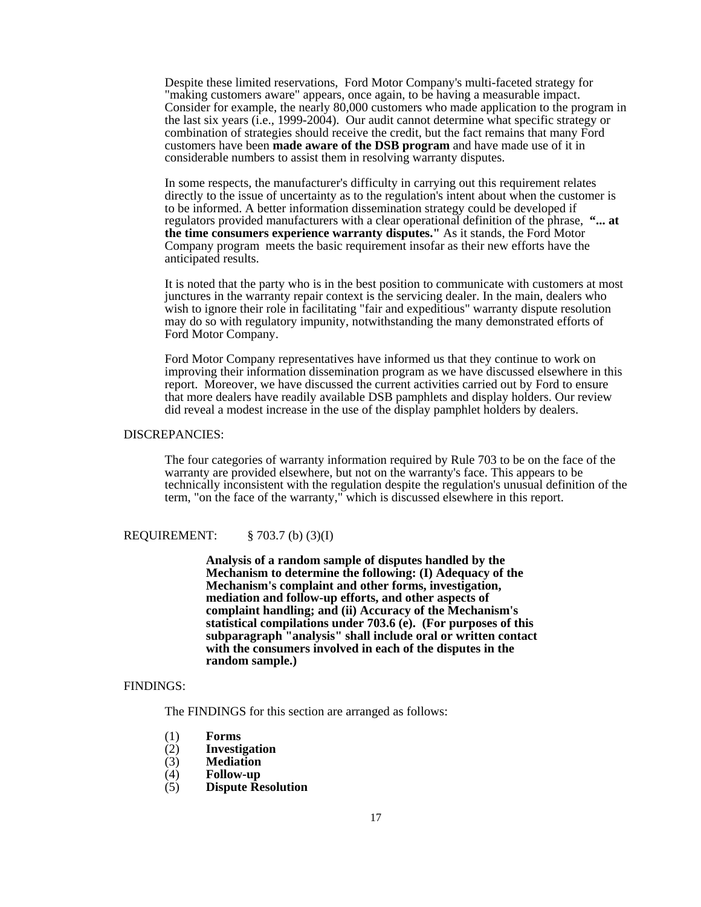Despite these limited reservations, Ford Motor Company's multi-faceted strategy for "making customers aware" appears, once again, to be having a measurable impact. Consider for example, the nearly 80,000 customers who made application to the program in the last six years (i.e., 1999-2004). Our audit cannot determine what specific strategy or combination of strategies should receive the credit, but the fact remains that many Ford customers have been **made aware of the DSB program** and have made use of it in considerable numbers to assist them in resolving warranty disputes.

In some respects, the manufacturer's difficulty in carrying out this requirement relates directly to the issue of uncertainty as to the regulation's intent about when the customer is to be informed. A better information dissemination strategy could be developed if regulators provided manufacturers with a clear operational definition of the phrase, **"... at the time consumers experience warranty disputes."** As it stands, the Ford Motor Company program meets the basic requirement insofar as their new efforts have the anticipated results.

It is noted that the party who is in the best position to communicate with customers at most junctures in the warranty repair context is the servicing dealer. In the main, dealers who wish to ignore their role in facilitating "fair and expeditious" warranty dispute resolution may do so with regulatory impunity, notwithstanding the many demonstrated efforts of Ford Motor Company.

Ford Motor Company representatives have informed us that they continue to work on improving their information dissemination program as we have discussed elsewhere in this report. Moreover, we have discussed the current activities carried out by Ford to ensure that more dealers have readily available DSB pamphlets and display holders. Our review did reveal a modest increase in the use of the display pamphlet holders by dealers.

DISCREPANCIES:

The four categories of warranty information required by Rule 703 to be on the face of the warranty are provided elsewhere, but not on the warranty's face. This appears to be technically inconsistent with the regulation despite the regulation's unusual definition of the term, "on the face of the warranty," which is discussed elsewhere in this report.

REQUIREMENT: § 703.7 (b) (3)(I)

**Analysis of a random sample of disputes handled by the Mechanism to determine the following: (I) Adequacy of the Mechanism's complaint and other forms, investigation, mediation and follow-up efforts, and other aspects of complaint handling; and (ii) Accuracy of the Mechanism's statistical compilations under 703.6 (e). (For purposes of this subparagraph "analysis" shall include oral or written contact with the consumers involved in each of the disputes in the random sample.)**

FINDINGS:

The FINDINGS for this section are arranged as follows:

(1) **Forms**
(2) **Investigation**
(3) **Mediation**
(4) **Follow-up**
(5) **Dispute Resolution**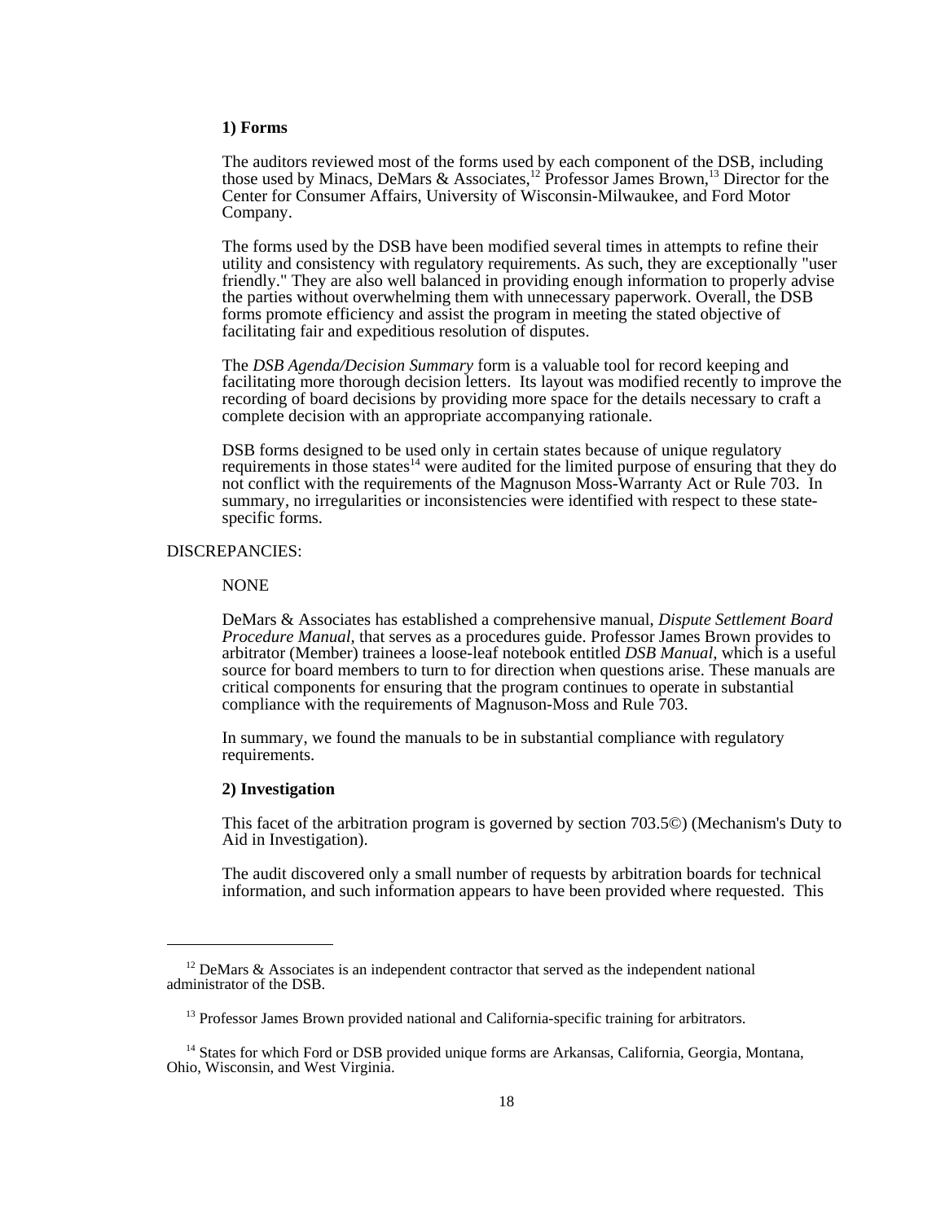**1) Forms**

The auditors reviewed most of the forms used by each component of the DSB, including those used by Minacs, DeMars & Associates,[12] Professor James Brown,[13] Director for the Center for Consumer Affairs, University of Wisconsin-Milwaukee, and Ford Motor Company.

The forms used by the DSB have been modified several times in attempts to refine their utility and consistency with regulatory requirements. As such, they are exceptionally "user friendly." They are also well balanced in providing enough information to properly advise the parties without overwhelming them with unnecessary paperwork. Overall, the DSB forms promote efficiency and assist the program in meeting the stated objective of facilitating fair and expeditious resolution of disputes.

The *DSB Agenda/Decision Summary* form is a valuable tool for record keeping and facilitating more thorough decision letters. Its layout was modified recently to improve the recording of board decisions by providing more space for the details necessary to craft a complete decision with an appropriate accompanying rationale.

DSB forms designed to be used only in certain states because of unique regulatory requirements in those states[14] were audited for the limited purpose of ensuring that they do not conflict with the requirements of the Magnuson Moss-Warranty Act or Rule 703. In summary, no irregularities or inconsistencies were identified with respect to these state-specific forms.

DISCREPANCIES:

NONE

DeMars & Associates has established a comprehensive manual, *Dispute Settlement Board Procedure Manual,* that serves as a procedures guide. Professor James Brown provides to arbitrator (Member) trainees a loose-leaf notebook entitled *DSB Manual,* which is a useful source for board members to turn to for direction when questions arise. These manuals are critical components for ensuring that the program continues to operate in substantial compliance with the requirements of Magnuson-Moss and Rule 703.

In summary, we found the manuals to be in substantial compliance with regulatory requirements.

**2) Investigation**

This facet of the arbitration program is governed by section 703.5©) (Mechanism's Duty to Aid in Investigation).

The audit discovered only a small number of requests by arbitration boards for technical information, and such information appears to have been provided where requested. This

---

[12] DeMars & Associates is an independent contractor that served as the independent national administrator of the DSB.

[13] Professor James Brown provided national and California-specific training for arbitrators.

[14] States for which Ford or DSB provided unique forms are Arkansas, California, Georgia, Montana, Ohio, Wisconsin, and West Virginia.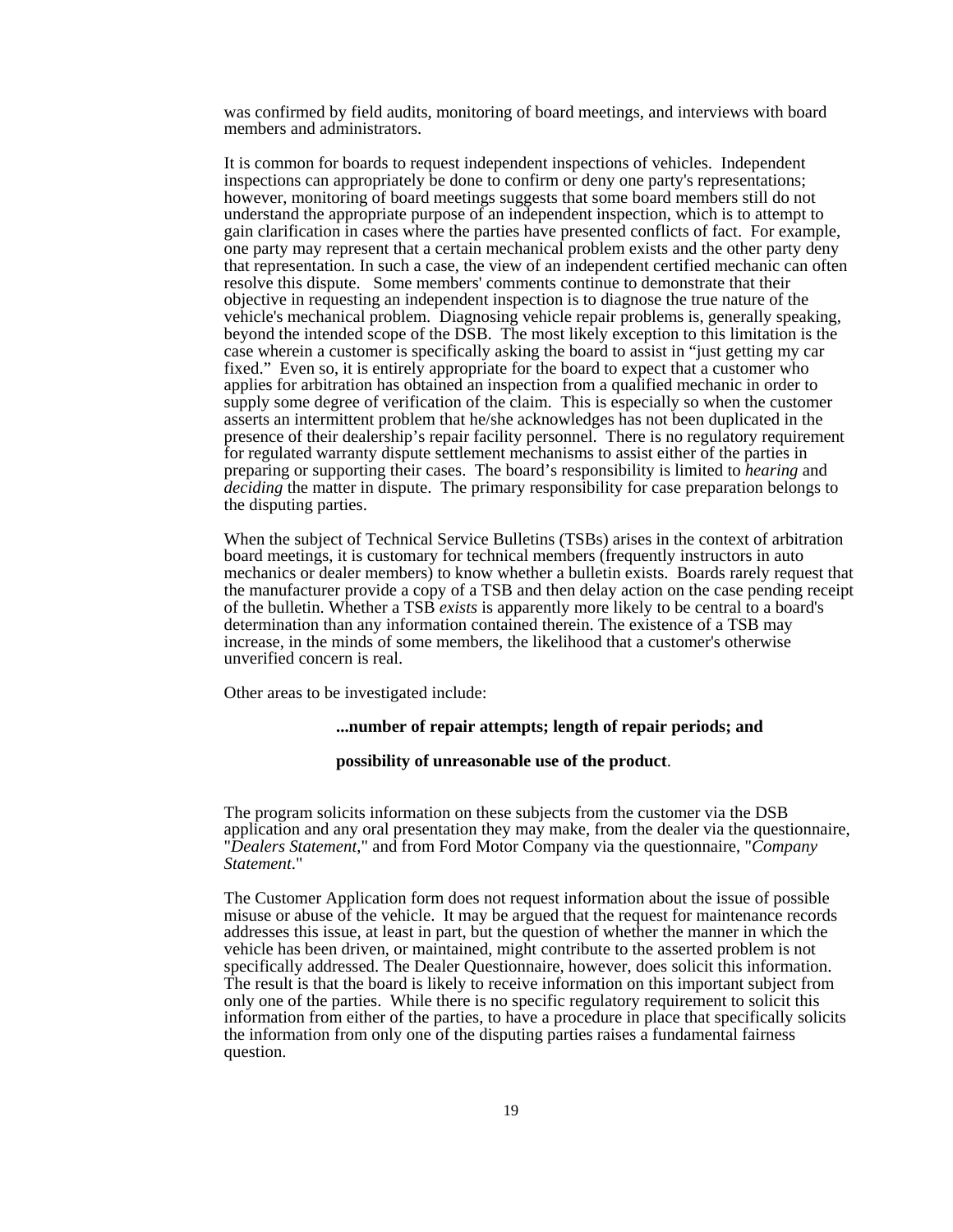was confirmed by field audits, monitoring of board meetings, and interviews with board members and administrators.

It is common for boards to request independent inspections of vehicles. Independent inspections can appropriately be done to confirm or deny one party's representations; however, monitoring of board meetings suggests that some board members still do not understand the appropriate purpose of an independent inspection, which is to attempt to gain clarification in cases where the parties have presented conflicts of fact. For example, one party may represent that a certain mechanical problem exists and the other party deny that representation. In such a case, the view of an independent certified mechanic can often resolve this dispute. Some members' comments continue to demonstrate that their objective in requesting an independent inspection is to diagnose the true nature of the vehicle's mechanical problem. Diagnosing vehicle repair problems is, generally speaking, beyond the intended scope of the DSB. The most likely exception to this limitation is the case wherein a customer is specifically asking the board to assist in "just getting my car fixed." Even so, it is entirely appropriate for the board to expect that a customer who applies for arbitration has obtained an inspection from a qualified mechanic in order to supply some degree of verification of the claim. This is especially so when the customer asserts an intermittent problem that he/she acknowledges has not been duplicated in the presence of their dealership's repair facility personnel. There is no regulatory requirement for regulated warranty dispute settlement mechanisms to assist either of the parties in preparing or supporting their cases. The board's responsibility is limited to *hearing* and *deciding* the matter in dispute. The primary responsibility for case preparation belongs to the disputing parties.

When the subject of Technical Service Bulletins (TSBs) arises in the context of arbitration board meetings, it is customary for technical members (frequently instructors in auto mechanics or dealer members) to know whether a bulletin exists. Boards rarely request that the manufacturer provide a copy of a TSB and then delay action on the case pending receipt of the bulletin. Whether a TSB *exists* is apparently more likely to be central to a board's determination than any information contained therein. The existence of a TSB may increase, in the minds of some members, the likelihood that a customer's otherwise unverified concern is real.

Other areas to be investigated include:

> **...number of repair attempts; length of repair periods; and**
>
> **possibility of unreasonable use of the product**.

The program solicits information on these subjects from the customer via the DSB application and any oral presentation they may make, from the dealer via the questionnaire, "*Dealers Statement*," and from Ford Motor Company via the questionnaire, "*Company Statement*."

The Customer Application form does not request information about the issue of possible misuse or abuse of the vehicle. It may be argued that the request for maintenance records addresses this issue, at least in part, but the question of whether the manner in which the vehicle has been driven, or maintained, might contribute to the asserted problem is not specifically addressed. The Dealer Questionnaire, however, does solicit this information. The result is that the board is likely to receive information on this important subject from only one of the parties. While there is no specific regulatory requirement to solicit this information from either of the parties, to have a procedure in place that specifically solicits the information from only one of the disputing parties raises a fundamental fairness question.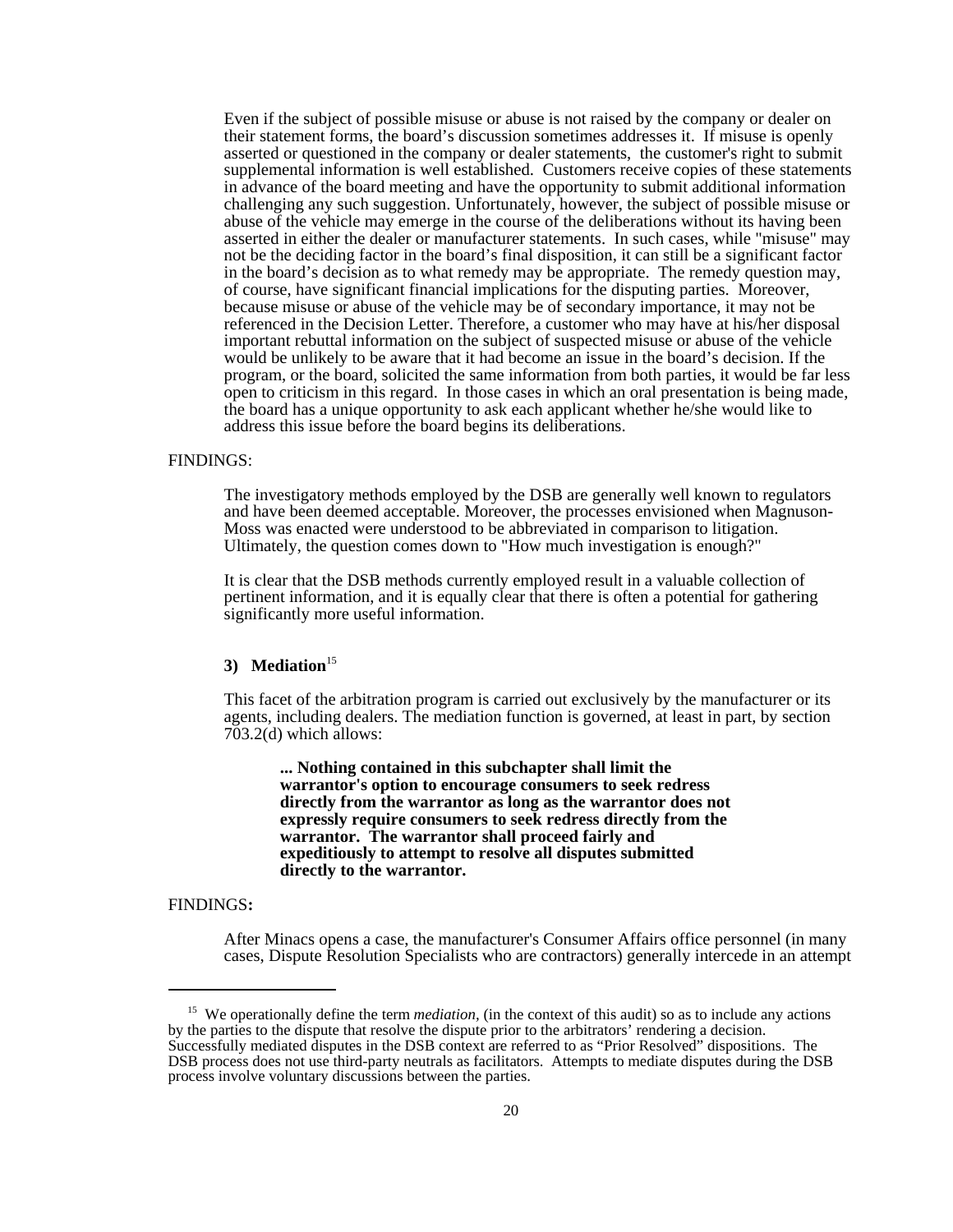Even if the subject of possible misuse or abuse is not raised by the company or dealer on their statement forms, the board's discussion sometimes addresses it. If misuse is openly asserted or questioned in the company or dealer statements, the customer's right to submit supplemental information is well established. Customers receive copies of these statements in advance of the board meeting and have the opportunity to submit additional information challenging any such suggestion. Unfortunately, however, the subject of possible misuse or abuse of the vehicle may emerge in the course of the deliberations without its having been asserted in either the dealer or manufacturer statements. In such cases, while "misuse" may not be the deciding factor in the board's final disposition, it can still be a significant factor in the board's decision as to what remedy may be appropriate. The remedy question may, of course, have significant financial implications for the disputing parties. Moreover, because misuse or abuse of the vehicle may be of secondary importance, it may not be referenced in the Decision Letter. Therefore, a customer who may have at his/her disposal important rebuttal information on the subject of suspected misuse or abuse of the vehicle would be unlikely to be aware that it had become an issue in the board's decision. If the program, or the board, solicited the same information from both parties, it would be far less open to criticism in this regard. In those cases in which an oral presentation is being made, the board has a unique opportunity to ask each applicant whether he/she would like to address this issue before the board begins its deliberations.

FINDINGS:

The investigatory methods employed by the DSB are generally well known to regulators and have been deemed acceptable. Moreover, the processes envisioned when Magnuson-Moss was enacted were understood to be abbreviated in comparison to litigation. Ultimately, the question comes down to "How much investigation is enough?"

It is clear that the DSB methods currently employed result in a valuable collection of pertinent information, and it is equally clear that there is often a potential for gathering significantly more useful information.

### 3) Mediation[15]

This facet of the arbitration program is carried out exclusively by the manufacturer or its agents, including dealers. The mediation function is governed, at least in part, by section 703.2(d) which allows:

> **... Nothing contained in this subchapter shall limit the warrantor's option to encourage consumers to seek redress directly from the warrantor as long as the warrantor does not expressly require consumers to seek redress directly from the warrantor. The warrantor shall proceed fairly and expeditiously to attempt to resolve all disputes submitted directly to the warrantor.**

FINDINGS**:**

After Minacs opens a case, the manufacturer's Consumer Affairs office personnel (in many cases, Dispute Resolution Specialists who are contractors) generally intercede in an attempt

[15] We operationally define the term *mediation,* (in the context of this audit) so as to include any actions by the parties to the dispute that resolve the dispute prior to the arbitrators' rendering a decision. Successfully mediated disputes in the DSB context are referred to as "Prior Resolved" dispositions. The DSB process does not use third-party neutrals as facilitators. Attempts to mediate disputes during the DSB process involve voluntary discussions between the parties.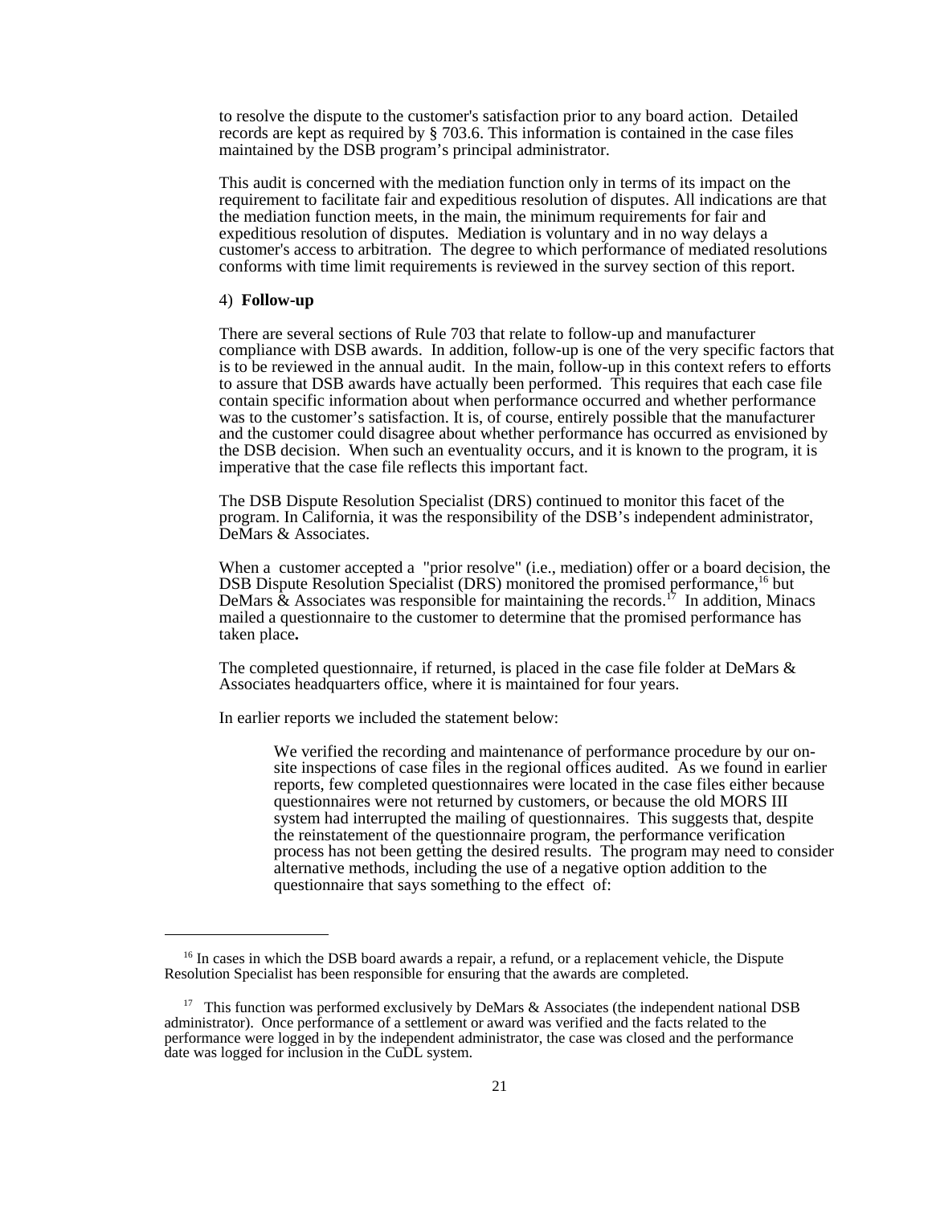to resolve the dispute to the customer's satisfaction prior to any board action. Detailed records are kept as required by § 703.6. This information is contained in the case files maintained by the DSB program's principal administrator.

This audit is concerned with the mediation function only in terms of its impact on the requirement to facilitate fair and expeditious resolution of disputes. All indications are that the mediation function meets, in the main, the minimum requirements for fair and expeditious resolution of disputes. Mediation is voluntary and in no way delays a customer's access to arbitration. The degree to which performance of mediated resolutions conforms with time limit requirements is reviewed in the survey section of this report.

4) **Follow-up**

There are several sections of Rule 703 that relate to follow-up and manufacturer compliance with DSB awards. In addition, follow-up is one of the very specific factors that is to be reviewed in the annual audit. In the main, follow-up in this context refers to efforts to assure that DSB awards have actually been performed. This requires that each case file contain specific information about when performance occurred and whether performance was to the customer's satisfaction. It is, of course, entirely possible that the manufacturer and the customer could disagree about whether performance has occurred as envisioned by the DSB decision. When such an eventuality occurs, and it is known to the program, it is imperative that the case file reflects this important fact.

The DSB Dispute Resolution Specialist (DRS) continued to monitor this facet of the program. In California, it was the responsibility of the DSB's independent administrator, DeMars & Associates.

When a customer accepted a "prior resolve" (i.e., mediation) offer or a board decision, the DSB Dispute Resolution Specialist (DRS) monitored the promised performance,[16] but DeMars & Associates was responsible for maintaining the records.[17] In addition, Minacs mailed a questionnaire to the customer to determine that the promised performance has taken place**.**

The completed questionnaire, if returned, is placed in the case file folder at DeMars & Associates headquarters office, where it is maintained for four years.

In earlier reports we included the statement below:

> We verified the recording and maintenance of performance procedure by our on-site inspections of case files in the regional offices audited. As we found in earlier reports, few completed questionnaires were located in the case files either because questionnaires were not returned by customers, or because the old MORS III system had interrupted the mailing of questionnaires. This suggests that, despite the reinstatement of the questionnaire program, the performance verification process has not been getting the desired results. The program may need to consider alternative methods, including the use of a negative option addition to the questionnaire that says something to the effect of:

---

[16] In cases in which the DSB board awards a repair, a refund, or a replacement vehicle, the Dispute Resolution Specialist has been responsible for ensuring that the awards are completed.

[17] This function was performed exclusively by DeMars & Associates (the independent national DSB administrator). Once performance of a settlement or award was verified and the facts related to the performance were logged in by the independent administrator, the case was closed and the performance date was logged for inclusion in the CuDL system.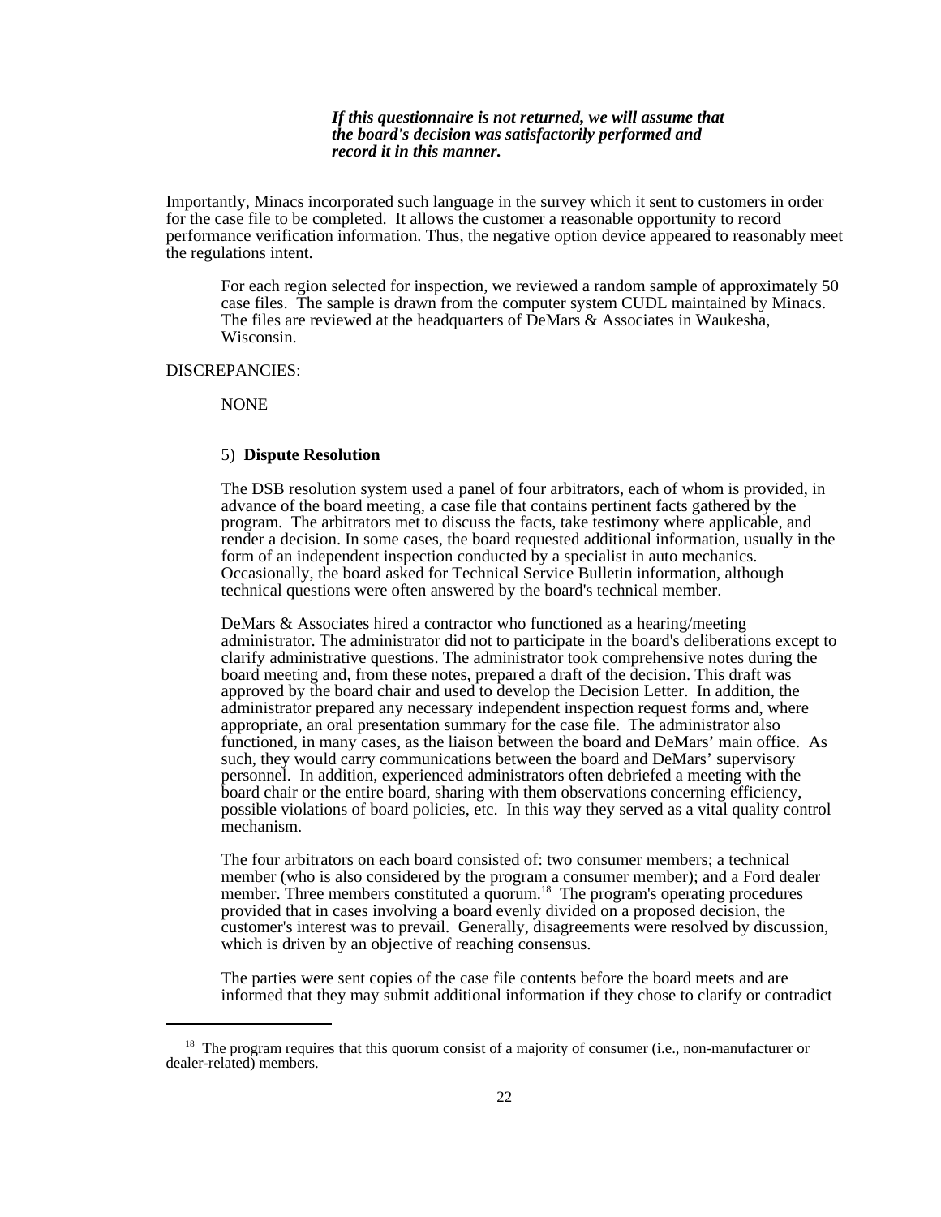***If this questionnaire is not returned, we will assume that the board's decision was satisfactorily performed and record it in this manner.***

Importantly, Minacs incorporated such language in the survey which it sent to customers in order for the case file to be completed. It allows the customer a reasonable opportunity to record performance verification information. Thus, the negative option device appeared to reasonably meet the regulations intent.

For each region selected for inspection, we reviewed a random sample of approximately 50 case files. The sample is drawn from the computer system CUDL maintained by Minacs. The files are reviewed at the headquarters of DeMars & Associates in Waukesha, Wisconsin.

DISCREPANCIES:

NONE

5) **Dispute Resolution**

The DSB resolution system used a panel of four arbitrators, each of whom is provided, in advance of the board meeting, a case file that contains pertinent facts gathered by the program. The arbitrators met to discuss the facts, take testimony where applicable, and render a decision. In some cases, the board requested additional information, usually in the form of an independent inspection conducted by a specialist in auto mechanics. Occasionally, the board asked for Technical Service Bulletin information, although technical questions were often answered by the board's technical member.

DeMars & Associates hired a contractor who functioned as a hearing/meeting administrator. The administrator did not to participate in the board's deliberations except to clarify administrative questions. The administrator took comprehensive notes during the board meeting and, from these notes, prepared a draft of the decision. This draft was approved by the board chair and used to develop the Decision Letter. In addition, the administrator prepared any necessary independent inspection request forms and, where appropriate, an oral presentation summary for the case file. The administrator also functioned, in many cases, as the liaison between the board and DeMars' main office. As such, they would carry communications between the board and DeMars' supervisory personnel. In addition, experienced administrators often debriefed a meeting with the board chair or the entire board, sharing with them observations concerning efficiency, possible violations of board policies, etc. In this way they served as a vital quality control mechanism.

The four arbitrators on each board consisted of: two consumer members; a technical member (who is also considered by the program a consumer member); and a Ford dealer member. Three members constituted a quorum.[18] The program's operating procedures provided that in cases involving a board evenly divided on a proposed decision, the customer's interest was to prevail. Generally, disagreements were resolved by discussion, which is driven by an objective of reaching consensus.

The parties were sent copies of the case file contents before the board meets and are informed that they may submit additional information if they chose to clarify or contradict

---

[18] The program requires that this quorum consist of a majority of consumer (i.e., non-manufacturer or dealer-related) members.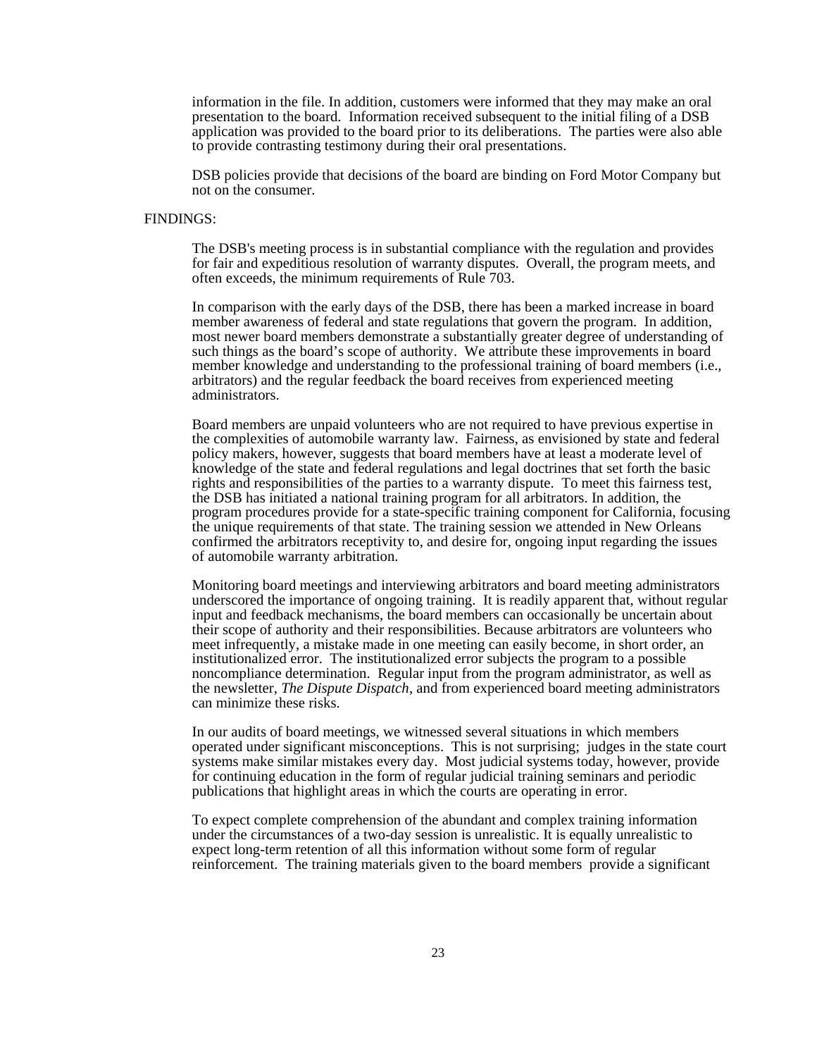information in the file. In addition, customers were informed that they may make an oral presentation to the board. Information received subsequent to the initial filing of a DSB application was provided to the board prior to its deliberations. The parties were also able to provide contrasting testimony during their oral presentations.

DSB policies provide that decisions of the board are binding on Ford Motor Company but not on the consumer.

FINDINGS:

The DSB's meeting process is in substantial compliance with the regulation and provides for fair and expeditious resolution of warranty disputes. Overall, the program meets, and often exceeds, the minimum requirements of Rule 703.

In comparison with the early days of the DSB, there has been a marked increase in board member awareness of federal and state regulations that govern the program. In addition, most newer board members demonstrate a substantially greater degree of understanding of such things as the board's scope of authority. We attribute these improvements in board member knowledge and understanding to the professional training of board members (i.e., arbitrators) and the regular feedback the board receives from experienced meeting administrators.

Board members are unpaid volunteers who are not required to have previous expertise in the complexities of automobile warranty law. Fairness, as envisioned by state and federal policy makers, however, suggests that board members have at least a moderate level of knowledge of the state and federal regulations and legal doctrines that set forth the basic rights and responsibilities of the parties to a warranty dispute. To meet this fairness test, the DSB has initiated a national training program for all arbitrators. In addition, the program procedures provide for a state-specific training component for California, focusing the unique requirements of that state. The training session we attended in New Orleans confirmed the arbitrators receptivity to, and desire for, ongoing input regarding the issues of automobile warranty arbitration.

Monitoring board meetings and interviewing arbitrators and board meeting administrators underscored the importance of ongoing training. It is readily apparent that, without regular input and feedback mechanisms, the board members can occasionally be uncertain about their scope of authority and their responsibilities. Because arbitrators are volunteers who meet infrequently, a mistake made in one meeting can easily become, in short order, an institutionalized error. The institutionalized error subjects the program to a possible noncompliance determination. Regular input from the program administrator, as well as the newsletter, *The Dispute Dispatch*, and from experienced board meeting administrators can minimize these risks.

In our audits of board meetings, we witnessed several situations in which members operated under significant misconceptions. This is not surprising; judges in the state court systems make similar mistakes every day. Most judicial systems today, however, provide for continuing education in the form of regular judicial training seminars and periodic publications that highlight areas in which the courts are operating in error.

To expect complete comprehension of the abundant and complex training information under the circumstances of a two-day session is unrealistic. It is equally unrealistic to expect long-term retention of all this information without some form of regular reinforcement. The training materials given to the board members provide a significant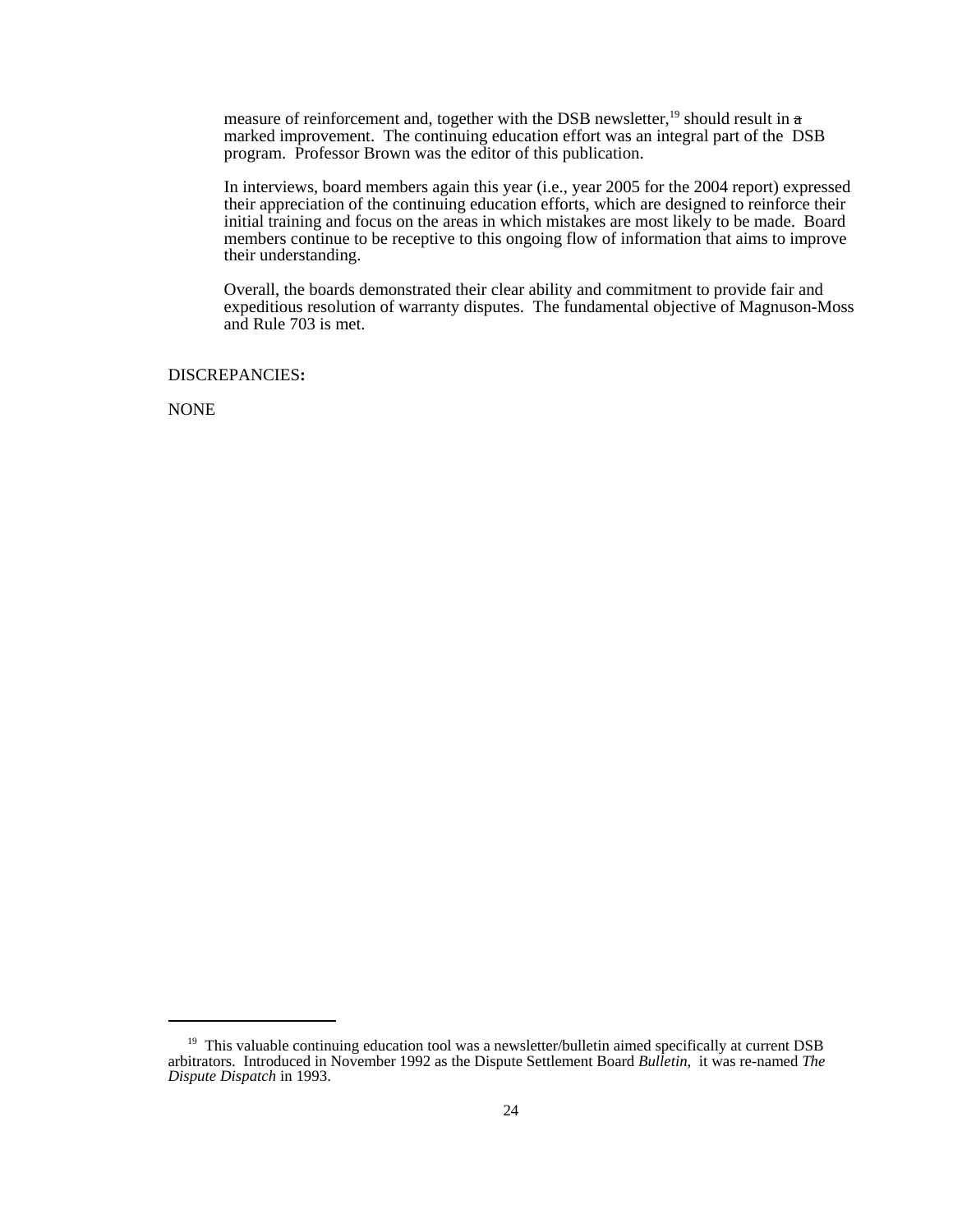measure of reinforcement and, together with the DSB newsletter,[19] should result in a marked improvement. The continuing education effort was an integral part of the DSB program. Professor Brown was the editor of this publication.

In interviews, board members again this year (i.e., year 2005 for the 2004 report) expressed their appreciation of the continuing education efforts, which are designed to reinforce their initial training and focus on the areas in which mistakes are most likely to be made. Board members continue to be receptive to this ongoing flow of information that aims to improve their understanding.

Overall, the boards demonstrated their clear ability and commitment to provide fair and expeditious resolution of warranty disputes. The fundamental objective of Magnuson-Moss and Rule 703 is met.

DISCREPANCIES**:**

NONE

---

[19] This valuable continuing education tool was a newsletter/bulletin aimed specifically at current DSB arbitrators. Introduced in November 1992 as the Dispute Settlement Board *Bulletin*, it was re-named *The Dispute Dispatch* in 1993.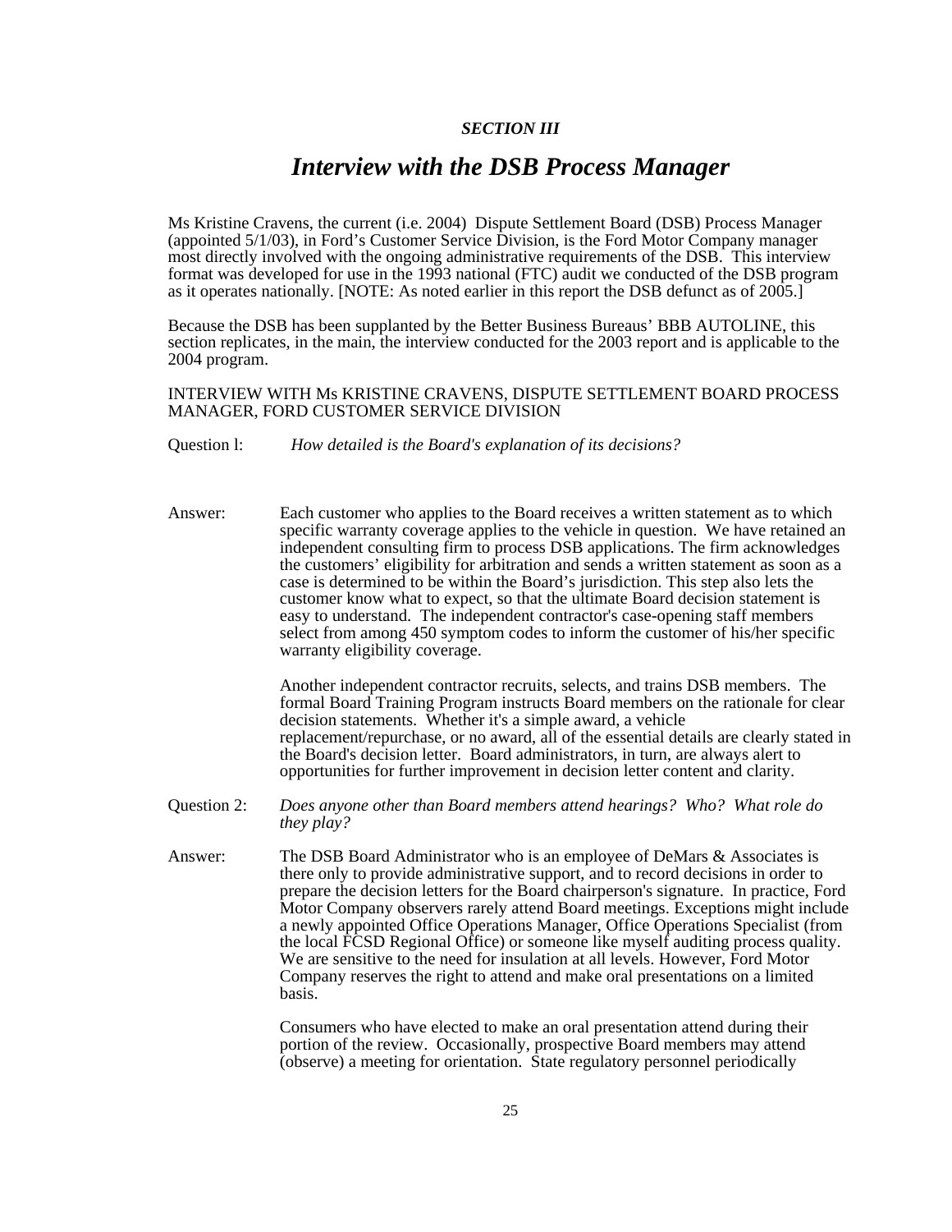*SECTION III*

# *Interview with the DSB Process Manager*

Ms Kristine Cravens, the current (i.e. 2004) Dispute Settlement Board (DSB) Process Manager (appointed 5/1/03), in Ford's Customer Service Division, is the Ford Motor Company manager most directly involved with the ongoing administrative requirements of the DSB. This interview format was developed for use in the 1993 national (FTC) audit we conducted of the DSB program as it operates nationally. [NOTE: As noted earlier in this report the DSB defunct as of 2005.]

Because the DSB has been supplanted by the Better Business Bureaus' BBB AUTOLINE, this section replicates, in the main, the interview conducted for the 2003 report and is applicable to the 2004 program.

INTERVIEW WITH Ms KRISTINE CRAVENS, DISPUTE SETTLEMENT BOARD PROCESS MANAGER, FORD CUSTOMER SERVICE DIVISION

Question l: *How detailed is the Board's explanation of its decisions?*

Answer: Each customer who applies to the Board receives a written statement as to which specific warranty coverage applies to the vehicle in question. We have retained an independent consulting firm to process DSB applications. The firm acknowledges the customers' eligibility for arbitration and sends a written statement as soon as a case is determined to be within the Board's jurisdiction. This step also lets the customer know what to expect, so that the ultimate Board decision statement is easy to understand. The independent contractor's case-opening staff members select from among 450 symptom codes to inform the customer of his/her specific warranty eligibility coverage.

Another independent contractor recruits, selects, and trains DSB members. The formal Board Training Program instructs Board members on the rationale for clear decision statements. Whether it's a simple award, a vehicle replacement/repurchase, or no award, all of the essential details are clearly stated in the Board's decision letter. Board administrators, in turn, are always alert to opportunities for further improvement in decision letter content and clarity.

Question 2: *Does anyone other than Board members attend hearings? Who? What role do they play?*

Answer: The DSB Board Administrator who is an employee of DeMars & Associates is there only to provide administrative support, and to record decisions in order to prepare the decision letters for the Board chairperson's signature. In practice, Ford Motor Company observers rarely attend Board meetings. Exceptions might include a newly appointed Office Operations Manager, Office Operations Specialist (from the local FCSD Regional Office) or someone like myself auditing process quality. We are sensitive to the need for insulation at all levels. However, Ford Motor Company reserves the right to attend and make oral presentations on a limited basis.

Consumers who have elected to make an oral presentation attend during their portion of the review. Occasionally, prospective Board members may attend (observe) a meeting for orientation. State regulatory personnel periodically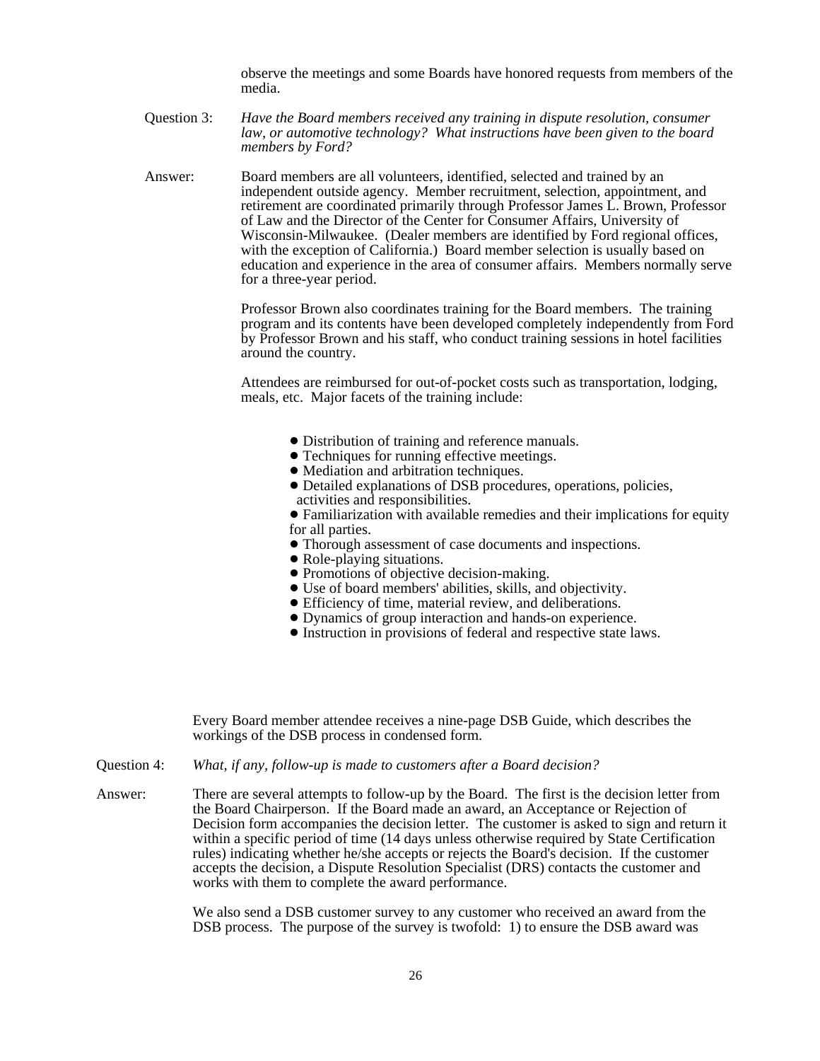observe the meetings and some Boards have honored requests from members of the media.

Question 3: *Have the Board members received any training in dispute resolution, consumer law, or automotive technology? What instructions have been given to the board members by Ford?*

Answer: Board members are all volunteers, identified, selected and trained by an independent outside agency. Member recruitment, selection, appointment, and retirement are coordinated primarily through Professor James L. Brown, Professor of Law and the Director of the Center for Consumer Affairs, University of Wisconsin-Milwaukee. (Dealer members are identified by Ford regional offices, with the exception of California.) Board member selection is usually based on education and experience in the area of consumer affairs. Members normally serve for a three-year period.

Professor Brown also coordinates training for the Board members. The training program and its contents have been developed completely independently from Ford by Professor Brown and his staff, who conduct training sessions in hotel facilities around the country.

Attendees are reimbursed for out-of-pocket costs such as transportation, lodging, meals, etc. Major facets of the training include:

- Distribution of training and reference manuals.
- Techniques for running effective meetings.
- Mediation and arbitration techniques.
- Detailed explanations of DSB procedures, operations, policies, activities and responsibilities.
- Familiarization with available remedies and their implications for equity for all parties.
- Thorough assessment of case documents and inspections.
- Role-playing situations.
- Promotions of objective decision-making.
- Use of board members' abilities, skills, and objectivity.
- Efficiency of time, material review, and deliberations.
- Dynamics of group interaction and hands-on experience.
- Instruction in provisions of federal and respective state laws.

Every Board member attendee receives a nine-page DSB Guide, which describes the workings of the DSB process in condensed form.

Question 4: *What, if any, follow-up is made to customers after a Board decision?*

Answer: There are several attempts to follow-up by the Board. The first is the decision letter from the Board Chairperson. If the Board made an award, an Acceptance or Rejection of Decision form accompanies the decision letter. The customer is asked to sign and return it within a specific period of time (14 days unless otherwise required by State Certification rules) indicating whether he/she accepts or rejects the Board's decision. If the customer accepts the decision, a Dispute Resolution Specialist (DRS) contacts the customer and works with them to complete the award performance.

We also send a DSB customer survey to any customer who received an award from the DSB process. The purpose of the survey is twofold: 1) to ensure the DSB award was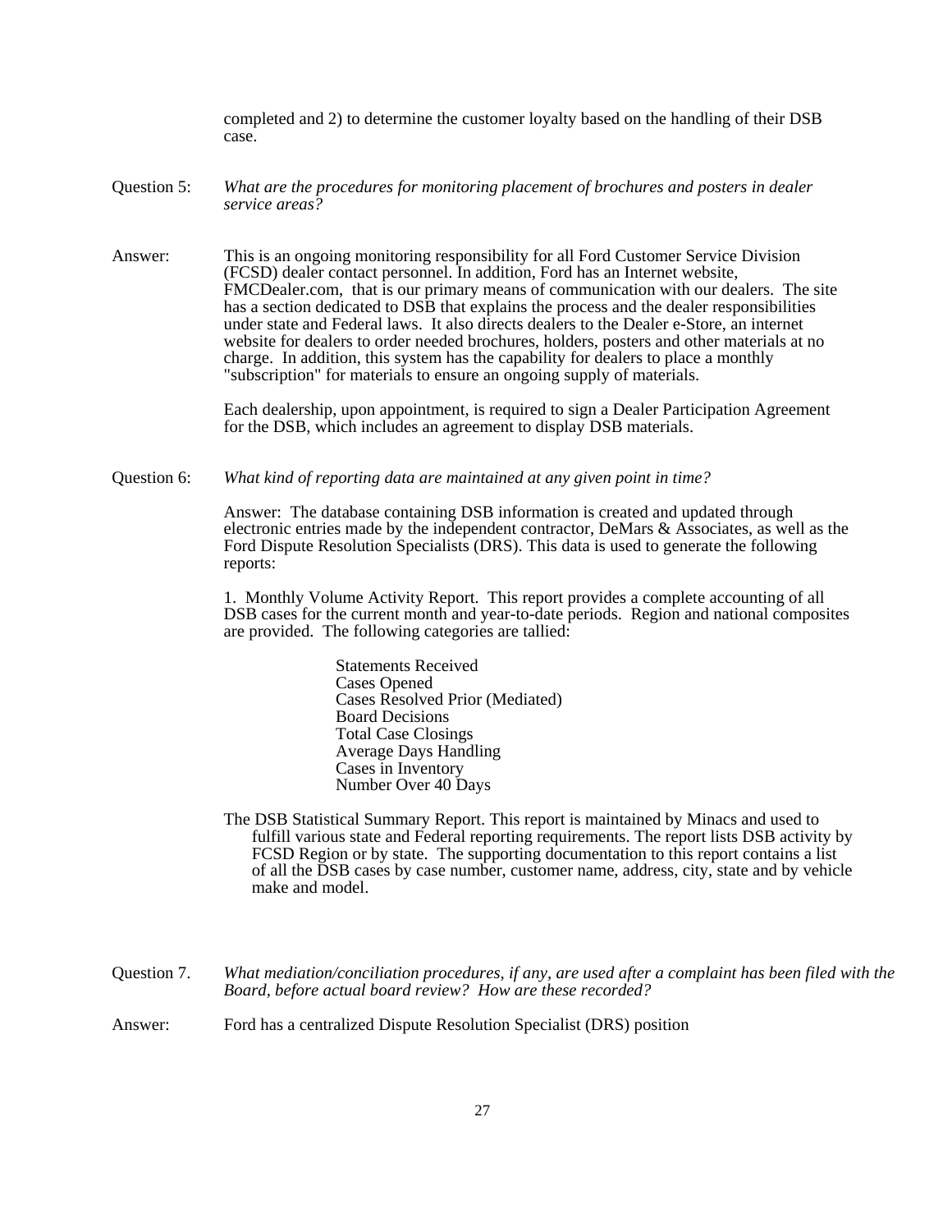completed and 2) to determine the customer loyalty based on the handling of their DSB case.

Question 5: *What are the procedures for monitoring placement of brochures and posters in dealer service areas?*

Answer: This is an ongoing monitoring responsibility for all Ford Customer Service Division (FCSD) dealer contact personnel. In addition, Ford has an Internet website, FMCDealer.com, that is our primary means of communication with our dealers. The site has a section dedicated to DSB that explains the process and the dealer responsibilities under state and Federal laws. It also directs dealers to the Dealer e-Store, an internet website for dealers to order needed brochures, holders, posters and other materials at no charge. In addition, this system has the capability for dealers to place a monthly "subscription" for materials to ensure an ongoing supply of materials.

Each dealership, upon appointment, is required to sign a Dealer Participation Agreement for the DSB, which includes an agreement to display DSB materials.

Question 6: *What kind of reporting data are maintained at any given point in time?*

Answer: The database containing DSB information is created and updated through electronic entries made by the independent contractor, DeMars & Associates, as well as the Ford Dispute Resolution Specialists (DRS). This data is used to generate the following reports:

1. Monthly Volume Activity Report. This report provides a complete accounting of all DSB cases for the current month and year-to-date periods. Region and national composites are provided. The following categories are tallied:

- Statements Received
- Cases Opened
- Cases Resolved Prior (Mediated)
- Board Decisions
- Total Case Closings
- Average Days Handling
- Cases in Inventory
- Number Over 40 Days

The DSB Statistical Summary Report. This report is maintained by Minacs and used to fulfill various state and Federal reporting requirements. The report lists DSB activity by FCSD Region or by state. The supporting documentation to this report contains a list of all the DSB cases by case number, customer name, address, city, state and by vehicle make and model.

Question 7. *What mediation/conciliation procedures, if any, are used after a complaint has been filed with the Board, before actual board review? How are these recorded?*

Answer: Ford has a centralized Dispute Resolution Specialist (DRS) position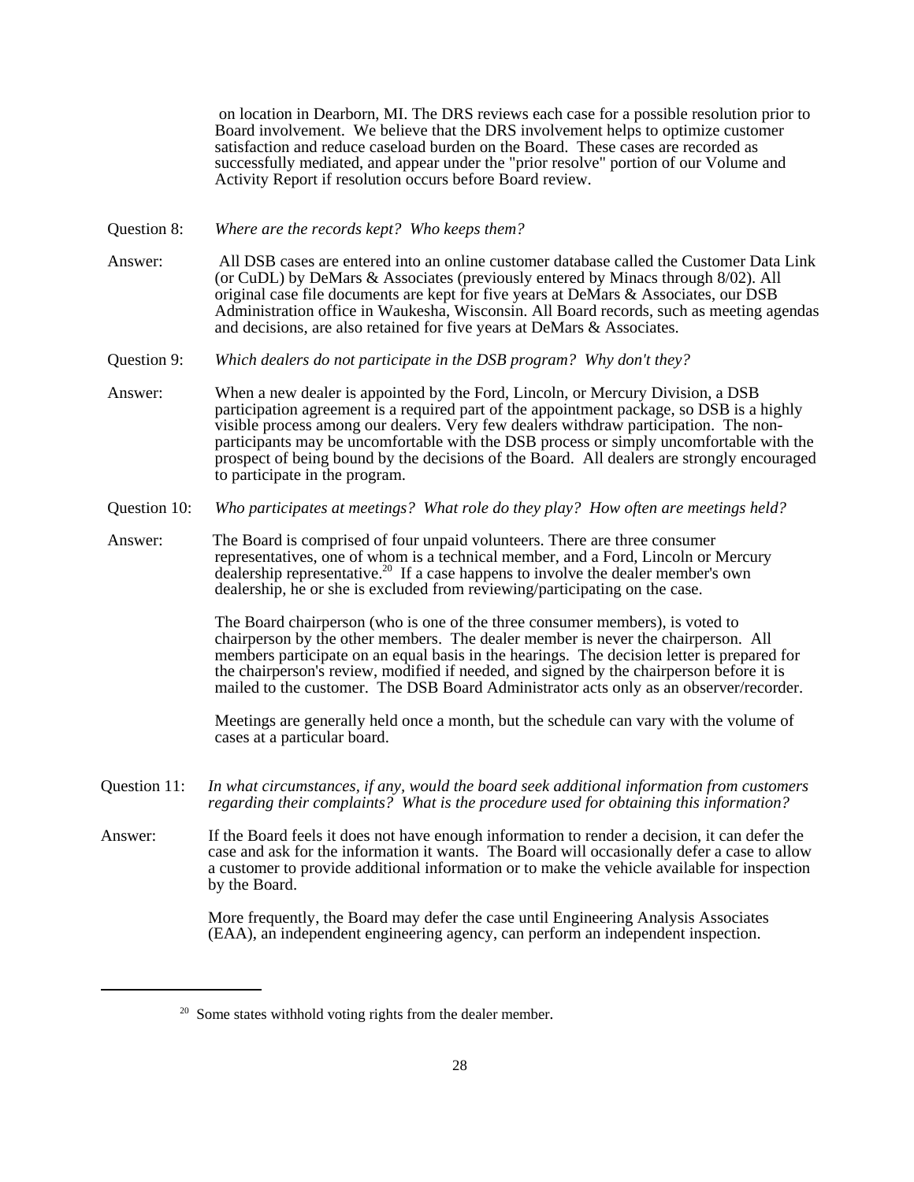on location in Dearborn, MI. The DRS reviews each case for a possible resolution prior to Board involvement. We believe that the DRS involvement helps to optimize customer satisfaction and reduce caseload burden on the Board. These cases are recorded as successfully mediated, and appear under the "prior resolve" portion of our Volume and Activity Report if resolution occurs before Board review.

Question 8: *Where are the records kept? Who keeps them?*

Answer: All DSB cases are entered into an online customer database called the Customer Data Link (or CuDL) by DeMars & Associates (previously entered by Minacs through 8/02). All original case file documents are kept for five years at DeMars & Associates, our DSB Administration office in Waukesha, Wisconsin. All Board records, such as meeting agendas and decisions, are also retained for five years at DeMars & Associates.

Question 9: *Which dealers do not participate in the DSB program? Why don't they?*

Answer: When a new dealer is appointed by the Ford, Lincoln, or Mercury Division, a DSB participation agreement is a required part of the appointment package, so DSB is a highly visible process among our dealers. Very few dealers withdraw participation. The non-participants may be uncomfortable with the DSB process or simply uncomfortable with the prospect of being bound by the decisions of the Board. All dealers are strongly encouraged to participate in the program.

Question 10: *Who participates at meetings? What role do they play? How often are meetings held?*

Answer: The Board is comprised of four unpaid volunteers. There are three consumer representatives, one of whom is a technical member, and a Ford, Lincoln or Mercury dealership representative.[20] If a case happens to involve the dealer member's own dealership, he or she is excluded from reviewing/participating on the case.

The Board chairperson (who is one of the three consumer members), is voted to chairperson by the other members. The dealer member is never the chairperson. All members participate on an equal basis in the hearings. The decision letter is prepared for the chairperson's review, modified if needed, and signed by the chairperson before it is mailed to the customer. The DSB Board Administrator acts only as an observer/recorder.

Meetings are generally held once a month, but the schedule can vary with the volume of cases at a particular board.

Question 11: *In what circumstances, if any, would the board seek additional information from customers regarding their complaints? What is the procedure used for obtaining this information?*

Answer: If the Board feels it does not have enough information to render a decision, it can defer the case and ask for the information it wants. The Board will occasionally defer a case to allow a customer to provide additional information or to make the vehicle available for inspection by the Board.

More frequently, the Board may defer the case until Engineering Analysis Associates (EAA), an independent engineering agency, can perform an independent inspection.

---

[20] Some states withhold voting rights from the dealer member.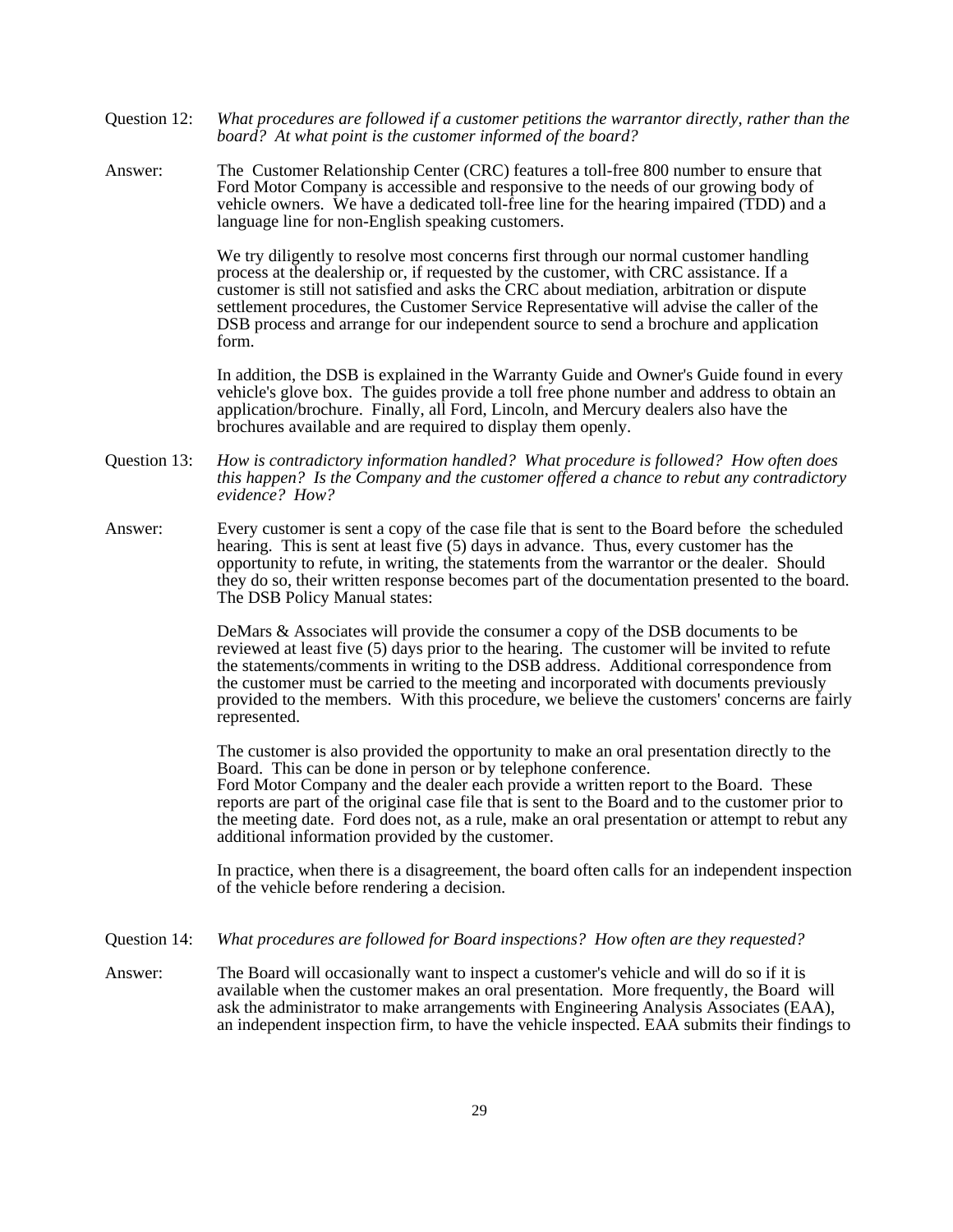Question 12: *What procedures are followed if a customer petitions the warrantor directly, rather than the board? At what point is the customer informed of the board?*

Answer: The Customer Relationship Center (CRC) features a toll-free 800 number to ensure that Ford Motor Company is accessible and responsive to the needs of our growing body of vehicle owners. We have a dedicated toll-free line for the hearing impaired (TDD) and a language line for non-English speaking customers.

We try diligently to resolve most concerns first through our normal customer handling process at the dealership or, if requested by the customer, with CRC assistance. If a customer is still not satisfied and asks the CRC about mediation, arbitration or dispute settlement procedures, the Customer Service Representative will advise the caller of the DSB process and arrange for our independent source to send a brochure and application form.

In addition, the DSB is explained in the Warranty Guide and Owner's Guide found in every vehicle's glove box. The guides provide a toll free phone number and address to obtain an application/brochure. Finally, all Ford, Lincoln, and Mercury dealers also have the brochures available and are required to display them openly.

Question 13: *How is contradictory information handled? What procedure is followed? How often does this happen? Is the Company and the customer offered a chance to rebut any contradictory evidence? How?*

Answer: Every customer is sent a copy of the case file that is sent to the Board before the scheduled hearing. This is sent at least five (5) days in advance. Thus, every customer has the opportunity to refute, in writing, the statements from the warrantor or the dealer. Should they do so, their written response becomes part of the documentation presented to the board. The DSB Policy Manual states:

DeMars & Associates will provide the consumer a copy of the DSB documents to be reviewed at least five (5) days prior to the hearing. The customer will be invited to refute the statements/comments in writing to the DSB address. Additional correspondence from the customer must be carried to the meeting and incorporated with documents previously provided to the members. With this procedure, we believe the customers' concerns are fairly represented.

The customer is also provided the opportunity to make an oral presentation directly to the Board. This can be done in person or by telephone conference.
Ford Motor Company and the dealer each provide a written report to the Board. These reports are part of the original case file that is sent to the Board and to the customer prior to the meeting date. Ford does not, as a rule, make an oral presentation or attempt to rebut any additional information provided by the customer.

In practice, when there is a disagreement, the board often calls for an independent inspection of the vehicle before rendering a decision.

Question 14: *What procedures are followed for Board inspections? How often are they requested?*

Answer: The Board will occasionally want to inspect a customer's vehicle and will do so if it is available when the customer makes an oral presentation. More frequently, the Board will ask the administrator to make arrangements with Engineering Analysis Associates (EAA), an independent inspection firm, to have the vehicle inspected. EAA submits their findings to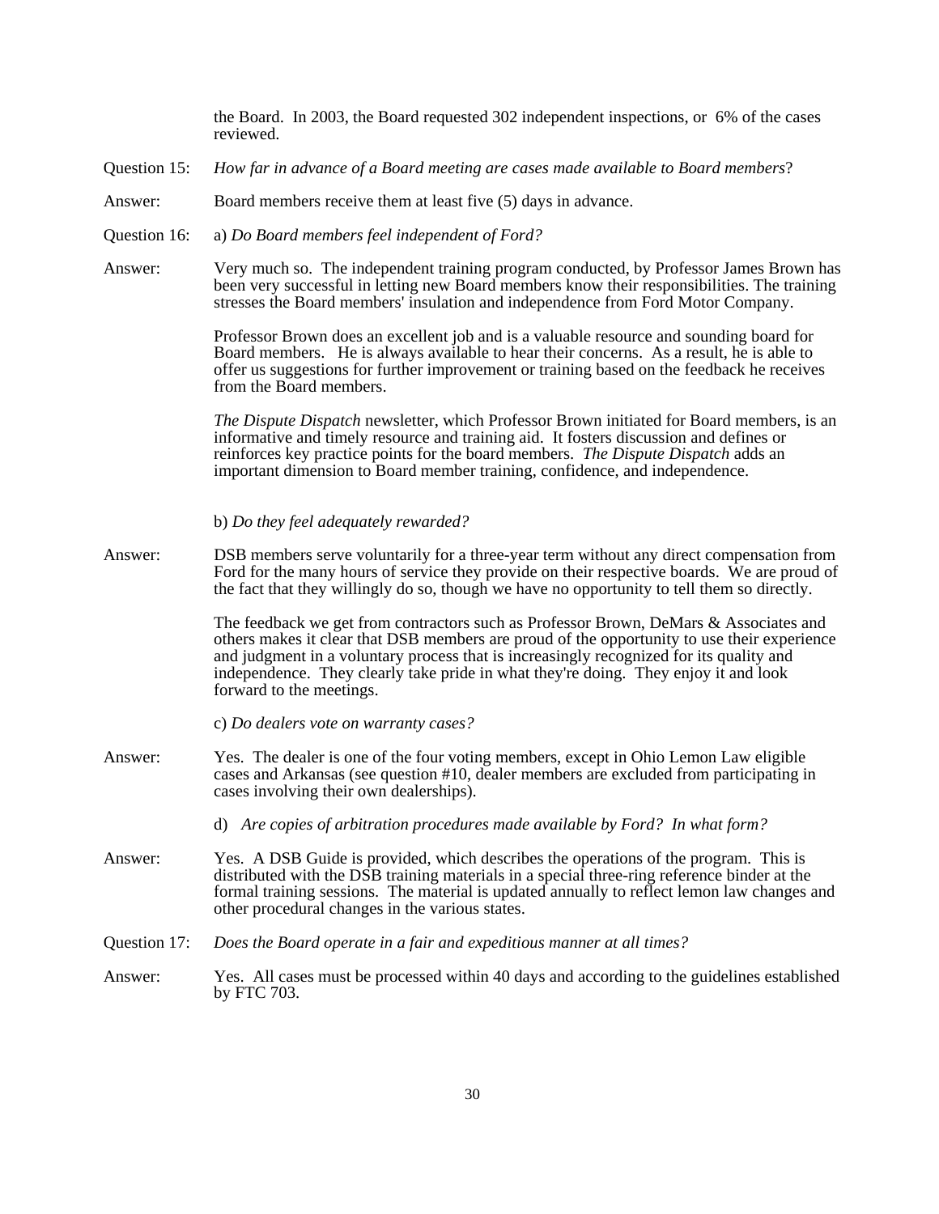the Board. In 2003, the Board requested 302 independent inspections, or 6% of the cases reviewed.

Question 15: *How far in advance of a Board meeting are cases made available to Board members*?

Answer: Board members receive them at least five (5) days in advance.

Question 16: a) *Do Board members feel independent of Ford?*

Answer: Very much so. The independent training program conducted, by Professor James Brown has been very successful in letting new Board members know their responsibilities. The training stresses the Board members' insulation and independence from Ford Motor Company.

Professor Brown does an excellent job and is a valuable resource and sounding board for Board members. He is always available to hear their concerns. As a result, he is able to offer us suggestions for further improvement or training based on the feedback he receives from the Board members.

*The Dispute Dispatch* newsletter, which Professor Brown initiated for Board members, is an informative and timely resource and training aid. It fosters discussion and defines or reinforces key practice points for the board members. *The Dispute Dispatch* adds an important dimension to Board member training, confidence, and independence.

b) *Do they feel adequately rewarded?*

Answer: DSB members serve voluntarily for a three-year term without any direct compensation from Ford for the many hours of service they provide on their respective boards. We are proud of the fact that they willingly do so, though we have no opportunity to tell them so directly.

The feedback we get from contractors such as Professor Brown, DeMars & Associates and others makes it clear that DSB members are proud of the opportunity to use their experience and judgment in a voluntary process that is increasingly recognized for its quality and independence. They clearly take pride in what they're doing. They enjoy it and look forward to the meetings.

c) *Do dealers vote on warranty cases?*

Answer: Yes. The dealer is one of the four voting members, except in Ohio Lemon Law eligible cases and Arkansas (see question #10, dealer members are excluded from participating in cases involving their own dealerships).

d) *Are copies of arbitration procedures made available by Ford? In what form?*

Answer: Yes. A DSB Guide is provided, which describes the operations of the program. This is distributed with the DSB training materials in a special three-ring reference binder at the formal training sessions. The material is updated annually to reflect lemon law changes and other procedural changes in the various states.

Question 17: *Does the Board operate in a fair and expeditious manner at all times?*

Answer: Yes. All cases must be processed within 40 days and according to the guidelines established by FTC 703.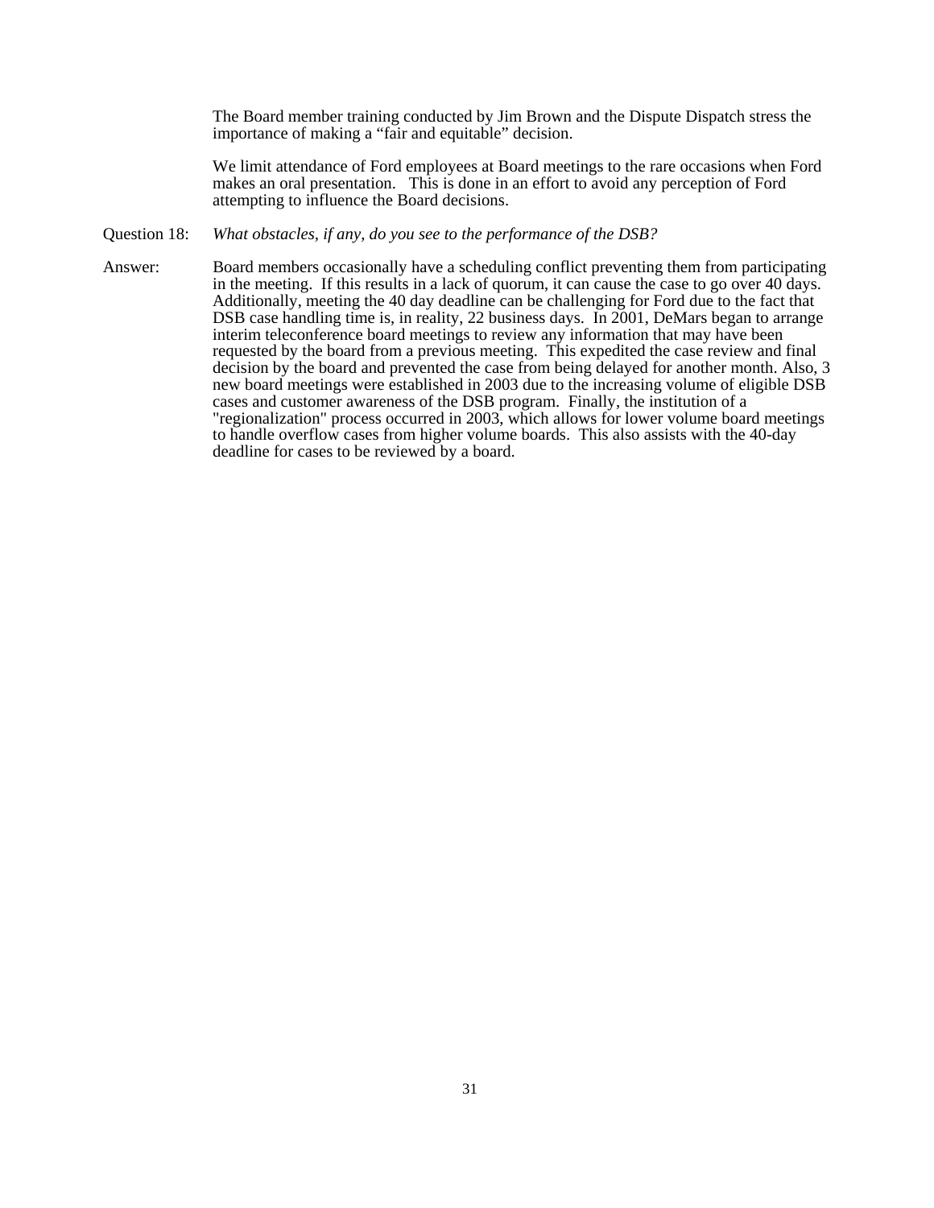The Board member training conducted by Jim Brown and the Dispute Dispatch stress the importance of making a "fair and equitable" decision.

We limit attendance of Ford employees at Board meetings to the rare occasions when Ford makes an oral presentation. This is done in an effort to avoid any perception of Ford attempting to influence the Board decisions.

Question 18: *What obstacles, if any, do you see to the performance of the DSB?*

Answer: Board members occasionally have a scheduling conflict preventing them from participating in the meeting. If this results in a lack of quorum, it can cause the case to go over 40 days. Additionally, meeting the 40 day deadline can be challenging for Ford due to the fact that DSB case handling time is, in reality, 22 business days. In 2001, DeMars began to arrange interim teleconference board meetings to review any information that may have been requested by the board from a previous meeting. This expedited the case review and final decision by the board and prevented the case from being delayed for another month. Also, 3 new board meetings were established in 2003 due to the increasing volume of eligible DSB cases and customer awareness of the DSB program. Finally, the institution of a "regionalization" process occurred in 2003, which allows for lower volume board meetings to handle overflow cases from higher volume boards. This also assists with the 40-day deadline for cases to be reviewed by a board.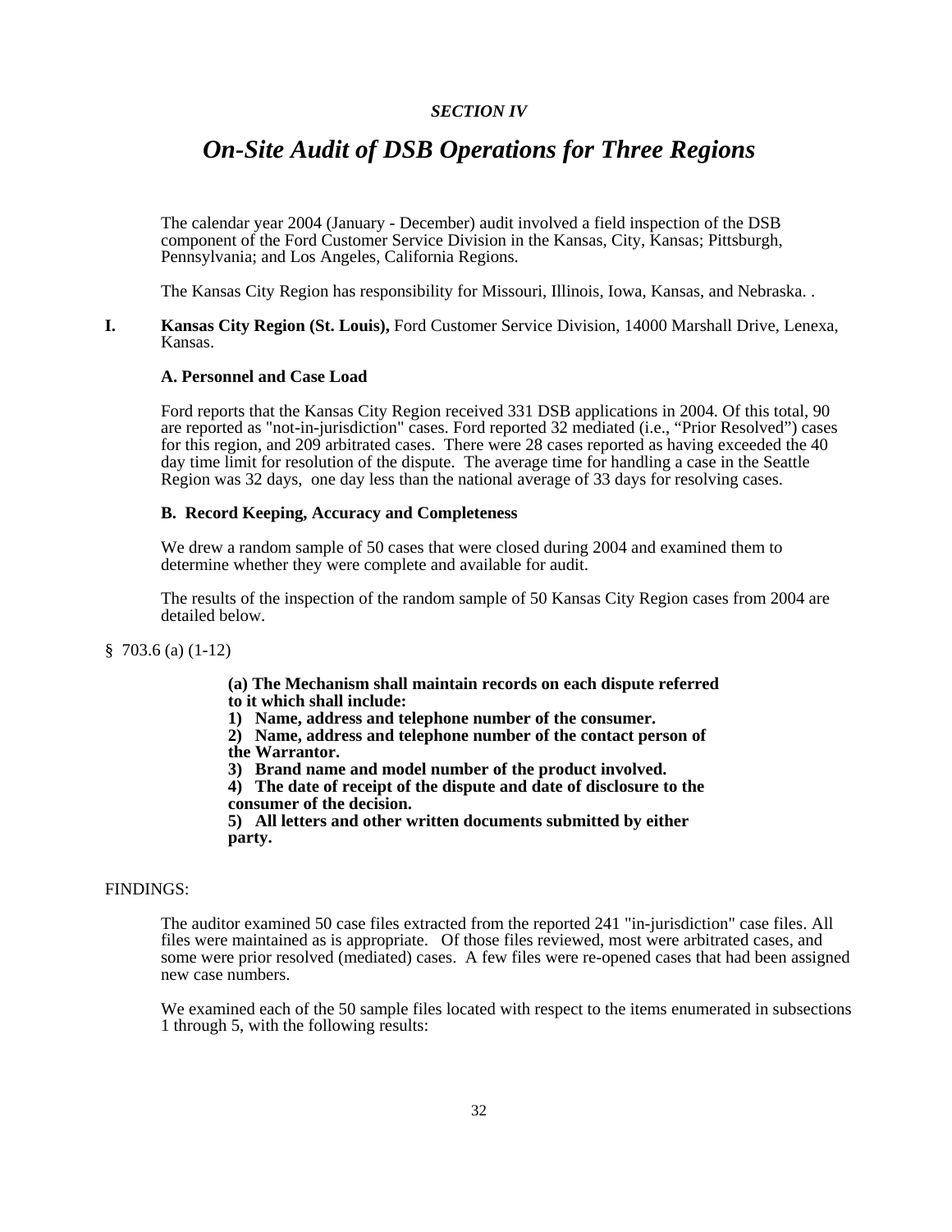*SECTION IV*

# *On-Site Audit of DSB Operations for Three Regions*

The calendar year 2004 (January - December) audit involved a field inspection of the DSB component of the Ford Customer Service Division in the Kansas, City, Kansas; Pittsburgh, Pennsylvania; and Los Angeles, California Regions.

The Kansas City Region has responsibility for Missouri, Illinois, Iowa, Kansas, and Nebraska. .

**I. Kansas City Region (St. Louis),** Ford Customer Service Division, 14000 Marshall Drive, Lenexa, Kansas.

**A. Personnel and Case Load**

Ford reports that the Kansas City Region received 331 DSB applications in 2004. Of this total, 90 are reported as "not-in-jurisdiction" cases. Ford reported 32 mediated (i.e., "Prior Resolved") cases for this region, and 209 arbitrated cases. There were 28 cases reported as having exceeded the 40 day time limit for resolution of the dispute. The average time for handling a case in the Seattle Region was 32 days, one day less than the national average of 33 days for resolving cases.

**B. Record Keeping, Accuracy and Completeness**

We drew a random sample of 50 cases that were closed during 2004 and examined them to determine whether they were complete and available for audit.

The results of the inspection of the random sample of 50 Kansas City Region cases from 2004 are detailed below.

§ 703.6 (a) (1-12)

> **(a) The Mechanism shall maintain records on each dispute referred to it which shall include:**
> **1) Name, address and telephone number of the consumer.**
> **2) Name, address and telephone number of the contact person of the Warrantor.**
> **3) Brand name and model number of the product involved.**
> **4) The date of receipt of the dispute and date of disclosure to the consumer of the decision.**
> **5) All letters and other written documents submitted by either party.**

FINDINGS:

The auditor examined 50 case files extracted from the reported 241 "in-jurisdiction" case files. All files were maintained as is appropriate. Of those files reviewed, most were arbitrated cases, and some were prior resolved (mediated) cases. A few files were re-opened cases that had been assigned new case numbers.

We examined each of the 50 sample files located with respect to the items enumerated in subsections 1 through 5, with the following results: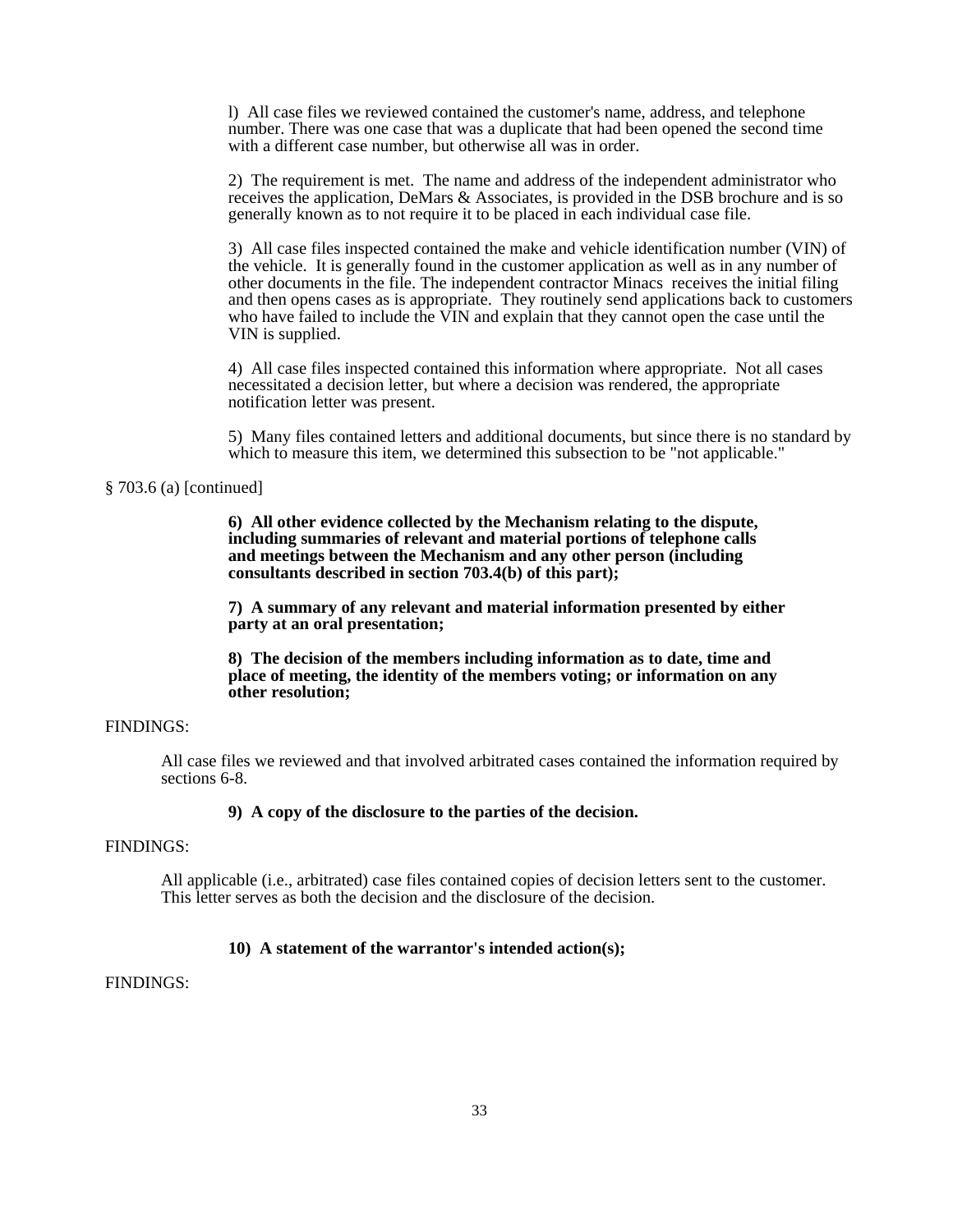l) All case files we reviewed contained the customer's name, address, and telephone number. There was one case that was a duplicate that had been opened the second time with a different case number, but otherwise all was in order.

2) The requirement is met. The name and address of the independent administrator who receives the application, DeMars & Associates, is provided in the DSB brochure and is so generally known as to not require it to be placed in each individual case file.

3) All case files inspected contained the make and vehicle identification number (VIN) of the vehicle. It is generally found in the customer application as well as in any number of other documents in the file. The independent contractor Minacs receives the initial filing and then opens cases as is appropriate. They routinely send applications back to customers who have failed to include the VIN and explain that they cannot open the case until the VIN is supplied.

4) All case files inspected contained this information where appropriate. Not all cases necessitated a decision letter, but where a decision was rendered, the appropriate notification letter was present.

5) Many files contained letters and additional documents, but since there is no standard by which to measure this item, we determined this subsection to be "not applicable."

§ 703.6 (a) [continued]

**6) All other evidence collected by the Mechanism relating to the dispute, including summaries of relevant and material portions of telephone calls and meetings between the Mechanism and any other person (including consultants described in section 703.4(b) of this part);**

**7) A summary of any relevant and material information presented by either party at an oral presentation;**

**8) The decision of the members including information as to date, time and place of meeting, the identity of the members voting; or information on any other resolution;**

FINDINGS:

All case files we reviewed and that involved arbitrated cases contained the information required by sections 6-8.

**9) A copy of the disclosure to the parties of the decision.**

FINDINGS:

All applicable (i.e., arbitrated) case files contained copies of decision letters sent to the customer. This letter serves as both the decision and the disclosure of the decision.

**10) A statement of the warrantor's intended action(s);**

FINDINGS: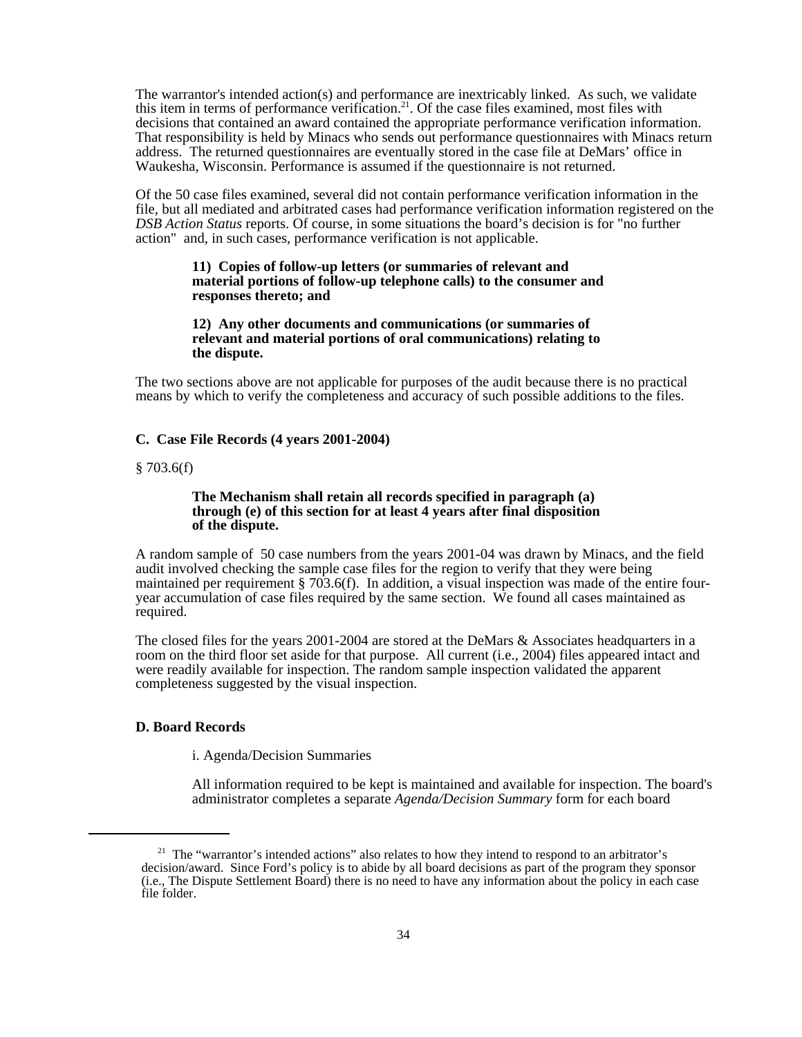The warrantor's intended action(s) and performance are inextricably linked. As such, we validate this item in terms of performance verification.[21]. Of the case files examined, most files with decisions that contained an award contained the appropriate performance verification information. That responsibility is held by Minacs who sends out performance questionnaires with Minacs return address. The returned questionnaires are eventually stored in the case file at DeMars' office in Waukesha, Wisconsin. Performance is assumed if the questionnaire is not returned.

Of the 50 case files examined, several did not contain performance verification information in the file, but all mediated and arbitrated cases had performance verification information registered on the *DSB Action Status* reports. Of course, in some situations the board's decision is for "no further action" and, in such cases, performance verification is not applicable.

> **11) Copies of follow-up letters (or summaries of relevant and material portions of follow-up telephone calls) to the consumer and responses thereto; and**
>
> **12) Any other documents and communications (or summaries of relevant and material portions of oral communications) relating to the dispute.**

The two sections above are not applicable for purposes of the audit because there is no practical means by which to verify the completeness and accuracy of such possible additions to the files.

### C. Case File Records (4 years 2001-2004)

§ 703.6(f)

> **The Mechanism shall retain all records specified in paragraph (a) through (e) of this section for at least 4 years after final disposition of the dispute.**

A random sample of 50 case numbers from the years 2001-04 was drawn by Minacs, and the field audit involved checking the sample case files for the region to verify that they were being maintained per requirement § 703.6(f). In addition, a visual inspection was made of the entire four-year accumulation of case files required by the same section. We found all cases maintained as required.

The closed files for the years 2001-2004 are stored at the DeMars & Associates headquarters in a room on the third floor set aside for that purpose. All current (i.e., 2004) files appeared intact and were readily available for inspection. The random sample inspection validated the apparent completeness suggested by the visual inspection.

### D. Board Records

i. Agenda/Decision Summaries

All information required to be kept is maintained and available for inspection. The board's administrator completes a separate *Agenda/Decision Summary* form for each board

---

[21] The "warrantor's intended actions" also relates to how they intend to respond to an arbitrator's decision/award. Since Ford's policy is to abide by all board decisions as part of the program they sponsor (i.e., The Dispute Settlement Board) there is no need to have any information about the policy in each case file folder.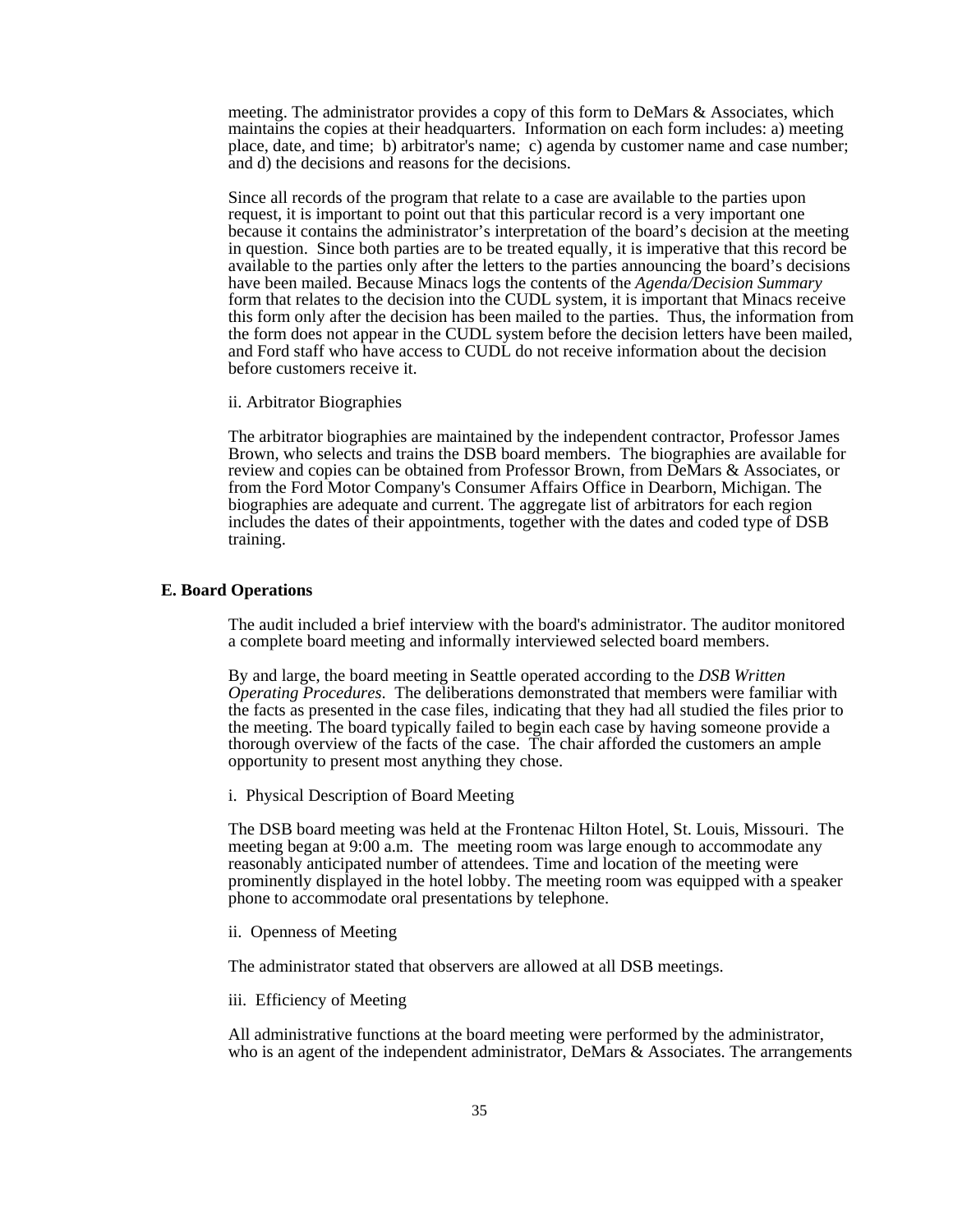meeting. The administrator provides a copy of this form to DeMars & Associates, which maintains the copies at their headquarters. Information on each form includes: a) meeting place, date, and time; b) arbitrator's name; c) agenda by customer name and case number; and d) the decisions and reasons for the decisions.

Since all records of the program that relate to a case are available to the parties upon request, it is important to point out that this particular record is a very important one because it contains the administrator's interpretation of the board's decision at the meeting in question. Since both parties are to be treated equally, it is imperative that this record be available to the parties only after the letters to the parties announcing the board's decisions have been mailed. Because Minacs logs the contents of the *Agenda/Decision Summary* form that relates to the decision into the CUDL system, it is important that Minacs receive this form only after the decision has been mailed to the parties. Thus, the information from the form does not appear in the CUDL system before the decision letters have been mailed, and Ford staff who have access to CUDL do not receive information about the decision before customers receive it.

ii. Arbitrator Biographies

The arbitrator biographies are maintained by the independent contractor, Professor James Brown, who selects and trains the DSB board members. The biographies are available for review and copies can be obtained from Professor Brown, from DeMars & Associates, or from the Ford Motor Company's Consumer Affairs Office in Dearborn, Michigan. The biographies are adequate and current. The aggregate list of arbitrators for each region includes the dates of their appointments, together with the dates and coded type of DSB training.

## E. Board Operations

The audit included a brief interview with the board's administrator. The auditor monitored a complete board meeting and informally interviewed selected board members.

By and large, the board meeting in Seattle operated according to the *DSB Written Operating Procedures*. The deliberations demonstrated that members were familiar with the facts as presented in the case files, indicating that they had all studied the files prior to the meeting. The board typically failed to begin each case by having someone provide a thorough overview of the facts of the case. The chair afforded the customers an ample opportunity to present most anything they chose.

i. Physical Description of Board Meeting

The DSB board meeting was held at the Frontenac Hilton Hotel, St. Louis, Missouri. The meeting began at 9:00 a.m. The meeting room was large enough to accommodate any reasonably anticipated number of attendees. Time and location of the meeting were prominently displayed in the hotel lobby. The meeting room was equipped with a speaker phone to accommodate oral presentations by telephone.

ii. Openness of Meeting

The administrator stated that observers are allowed at all DSB meetings.

iii. Efficiency of Meeting

All administrative functions at the board meeting were performed by the administrator, who is an agent of the independent administrator, DeMars & Associates. The arrangements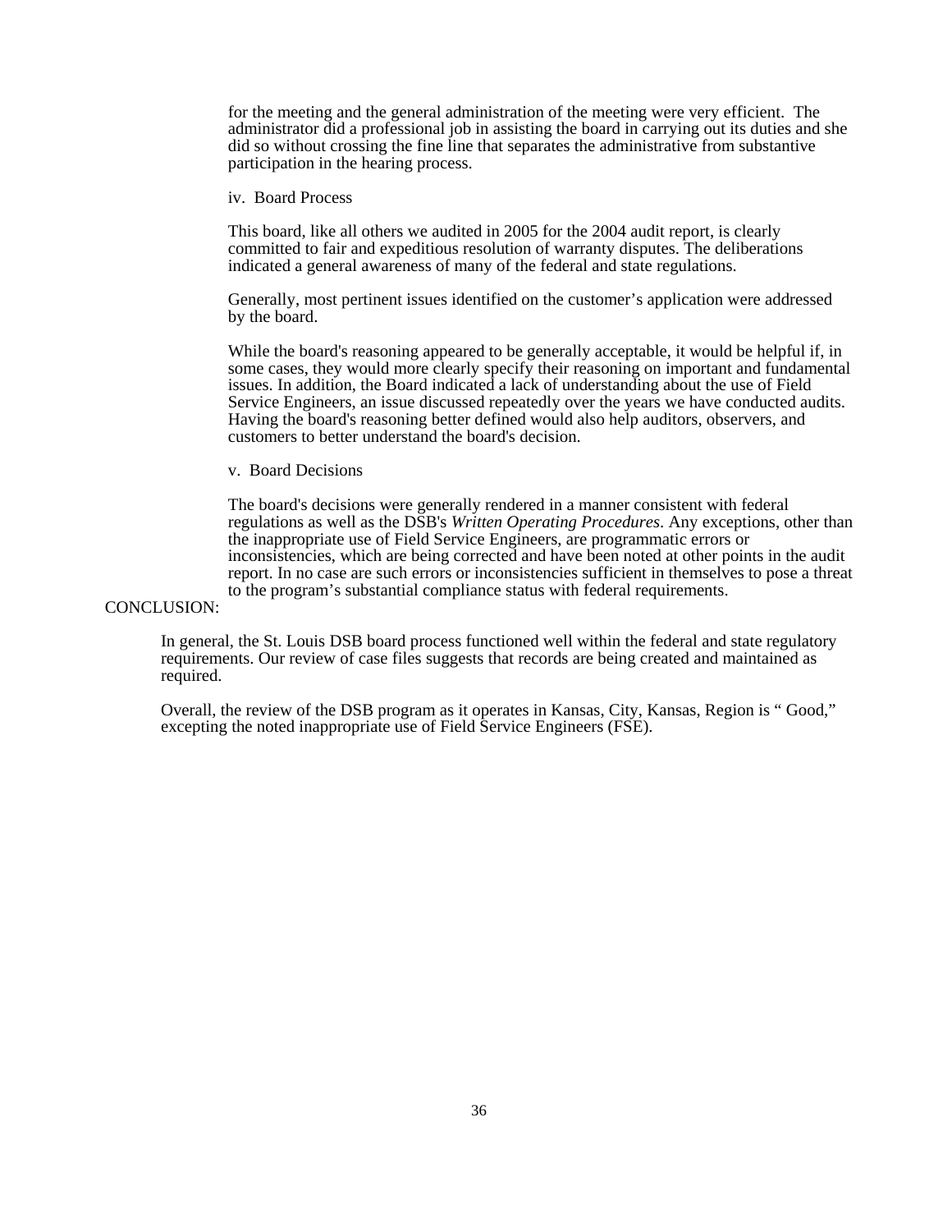for the meeting and the general administration of the meeting were very efficient. The administrator did a professional job in assisting the board in carrying out its duties and she did so without crossing the fine line that separates the administrative from substantive participation in the hearing process.

iv. Board Process

This board, like all others we audited in 2005 for the 2004 audit report, is clearly committed to fair and expeditious resolution of warranty disputes. The deliberations indicated a general awareness of many of the federal and state regulations.

Generally, most pertinent issues identified on the customer's application were addressed by the board.

While the board's reasoning appeared to be generally acceptable, it would be helpful if, in some cases, they would more clearly specify their reasoning on important and fundamental issues. In addition, the Board indicated a lack of understanding about the use of Field Service Engineers, an issue discussed repeatedly over the years we have conducted audits. Having the board's reasoning better defined would also help auditors, observers, and customers to better understand the board's decision.

v. Board Decisions

The board's decisions were generally rendered in a manner consistent with federal regulations as well as the DSB's *Written Operating Procedures*. Any exceptions, other than the inappropriate use of Field Service Engineers, are programmatic errors or inconsistencies, which are being corrected and have been noted at other points in the audit report. In no case are such errors or inconsistencies sufficient in themselves to pose a threat to the program's substantial compliance status with federal requirements.

CONCLUSION:

In general, the St. Louis DSB board process functioned well within the federal and state regulatory requirements. Our review of case files suggests that records are being created and maintained as required.

Overall, the review of the DSB program as it operates in Kansas, City, Kansas, Region is " Good," excepting the noted inappropriate use of Field Service Engineers (FSE).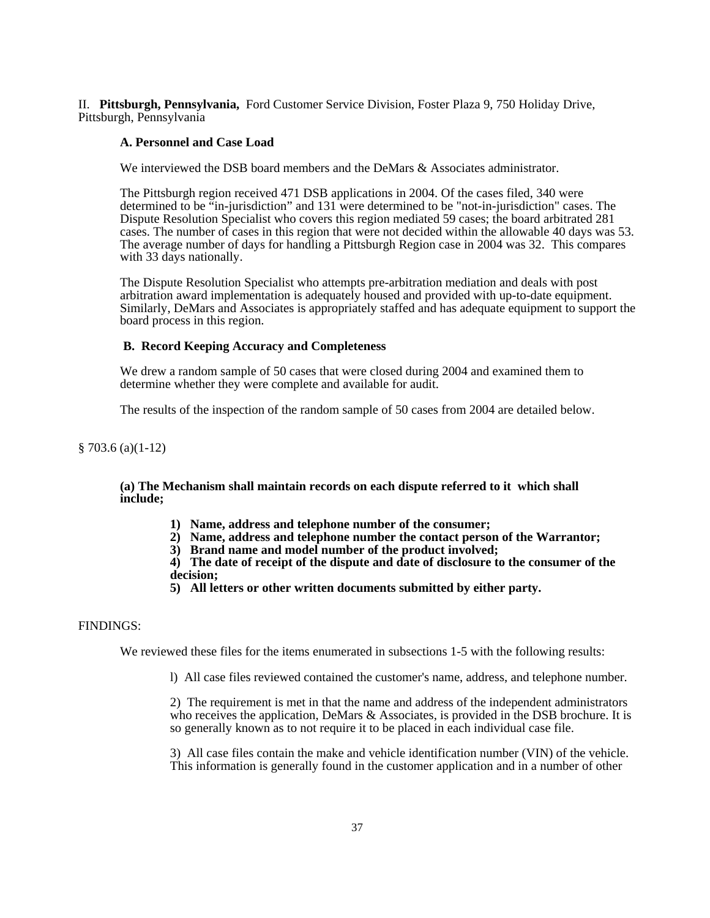II. **Pittsburgh, Pennsylvania,** Ford Customer Service Division, Foster Plaza 9, 750 Holiday Drive, Pittsburgh, Pennsylvania

### A. Personnel and Case Load

We interviewed the DSB board members and the DeMars & Associates administrator.

The Pittsburgh region received 471 DSB applications in 2004. Of the cases filed, 340 were determined to be "in-jurisdiction" and 131 were determined to be "not-in-jurisdiction" cases. The Dispute Resolution Specialist who covers this region mediated 59 cases; the board arbitrated 281 cases. The number of cases in this region that were not decided within the allowable 40 days was 53. The average number of days for handling a Pittsburgh Region case in 2004 was 32. This compares with 33 days nationally.

The Dispute Resolution Specialist who attempts pre-arbitration mediation and deals with post arbitration award implementation is adequately housed and provided with up-to-date equipment. Similarly, DeMars and Associates is appropriately staffed and has adequate equipment to support the board process in this region.

### B. Record Keeping Accuracy and Completeness

We drew a random sample of 50 cases that were closed during 2004 and examined them to determine whether they were complete and available for audit.

The results of the inspection of the random sample of 50 cases from 2004 are detailed below.

§ 703.6 (a)(1-12)

**(a) The Mechanism shall maintain records on each dispute referred to it which shall include;**

1) **Name, address and telephone number of the consumer;**
2) **Name, address and telephone number the contact person of the Warrantor;**
3) **Brand name and model number of the product involved;**
4) **The date of receipt of the dispute and date of disclosure to the consumer of the decision;**
5) **All letters or other written documents submitted by either party.**

FINDINGS:

We reviewed these files for the items enumerated in subsections 1-5 with the following results:

l) All case files reviewed contained the customer's name, address, and telephone number.

2) The requirement is met in that the name and address of the independent administrators who receives the application, DeMars & Associates, is provided in the DSB brochure. It is so generally known as to not require it to be placed in each individual case file.

3) All case files contain the make and vehicle identification number (VIN) of the vehicle. This information is generally found in the customer application and in a number of other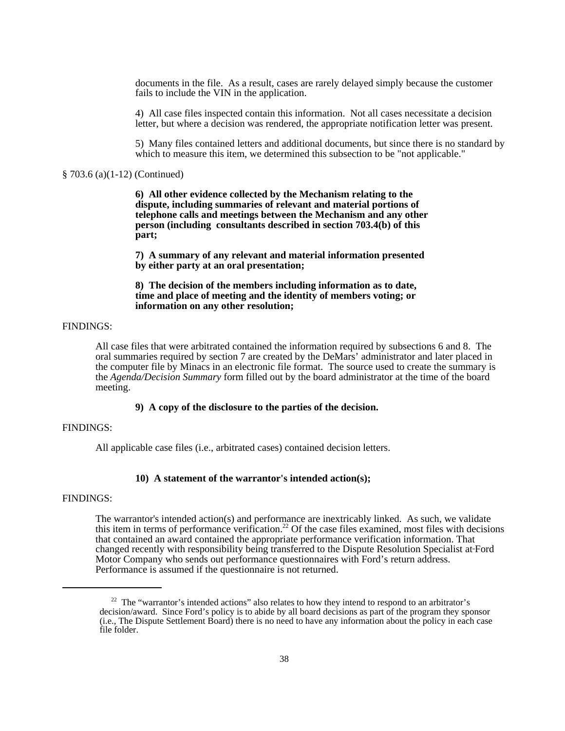documents in the file. As a result, cases are rarely delayed simply because the customer fails to include the VIN in the application.

4) All case files inspected contain this information. Not all cases necessitate a decision letter, but where a decision was rendered, the appropriate notification letter was present.

5) Many files contained letters and additional documents, but since there is no standard by which to measure this item, we determined this subsection to be "not applicable."

§ 703.6 (a)(1-12) (Continued)

**6) All other evidence collected by the Mechanism relating to the dispute, including summaries of relevant and material portions of telephone calls and meetings between the Mechanism and any other person (including consultants described in section 703.4(b) of this part;**

**7) A summary of any relevant and material information presented by either party at an oral presentation;**

**8) The decision of the members including information as to date, time and place of meeting and the identity of members voting; or information on any other resolution;**

FINDINGS:

All case files that were arbitrated contained the information required by subsections 6 and 8. The oral summaries required by section 7 are created by the DeMars' administrator and later placed in the computer file by Minacs in an electronic file format. The source used to create the summary is the *Agenda/Decision Summary* form filled out by the board administrator at the time of the board meeting.

**9) A copy of the disclosure to the parties of the decision.**

FINDINGS:

All applicable case files (i.e., arbitrated cases) contained decision letters.

**10) A statement of the warrantor's intended action(s);**

FINDINGS:

The warrantor's intended action(s) and performance are inextricably linked. As such, we validate this item in terms of performance verification.[22] Of the case files examined, most files with decisions that contained an award contained the appropriate performance verification information. That changed recently with responsibility being transferred to the Dispute Resolution Specialist at Ford Motor Company who sends out performance questionnaires with Ford's return address. Performance is assumed if the questionnaire is not returned.

---

[22] The "warrantor's intended actions" also relates to how they intend to respond to an arbitrator's decision/award. Since Ford's policy is to abide by all board decisions as part of the program they sponsor (i.e., The Dispute Settlement Board) there is no need to have any information about the policy in each case file folder.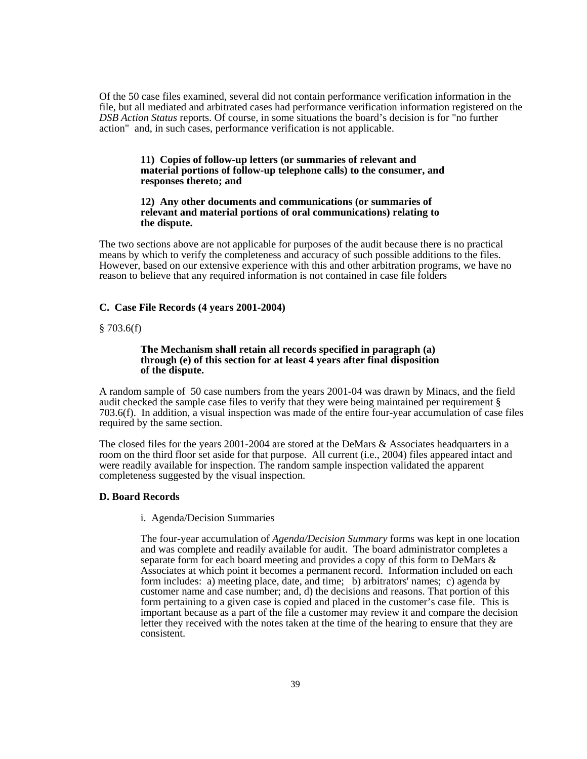Of the 50 case files examined, several did not contain performance verification information in the file, but all mediated and arbitrated cases had performance verification information registered on the *DSB Action Status* reports. Of course, in some situations the board's decision is for "no further action" and, in such cases, performance verification is not applicable.

> **11) Copies of follow-up letters (or summaries of relevant and material portions of follow-up telephone calls) to the consumer, and responses thereto; and**
>
> **12) Any other documents and communications (or summaries of relevant and material portions of oral communications) relating to the dispute.**

The two sections above are not applicable for purposes of the audit because there is no practical means by which to verify the completeness and accuracy of such possible additions to the files. However, based on our extensive experience with this and other arbitration programs, we have no reason to believe that any required information is not contained in case file folders

**C. Case File Records (4 years 2001-2004)**

§ 703.6(f)

> **The Mechanism shall retain all records specified in paragraph (a) through (e) of this section for at least 4 years after final disposition of the dispute.**

A random sample of 50 case numbers from the years 2001-04 was drawn by Minacs, and the field audit checked the sample case files to verify that they were being maintained per requirement § 703.6(f). In addition, a visual inspection was made of the entire four-year accumulation of case files required by the same section.

The closed files for the years 2001-2004 are stored at the DeMars & Associates headquarters in a room on the third floor set aside for that purpose. All current (i.e., 2004) files appeared intact and were readily available for inspection. The random sample inspection validated the apparent completeness suggested by the visual inspection.

**D. Board Records**

i. Agenda/Decision Summaries

The four-year accumulation of *Agenda/Decision Summary* forms was kept in one location and was complete and readily available for audit. The board administrator completes a separate form for each board meeting and provides a copy of this form to DeMars & Associates at which point it becomes a permanent record. Information included on each form includes: a) meeting place, date, and time; b) arbitrators' names; c) agenda by customer name and case number; and, d) the decisions and reasons. That portion of this form pertaining to a given case is copied and placed in the customer's case file. This is important because as a part of the file a customer may review it and compare the decision letter they received with the notes taken at the time of the hearing to ensure that they are consistent.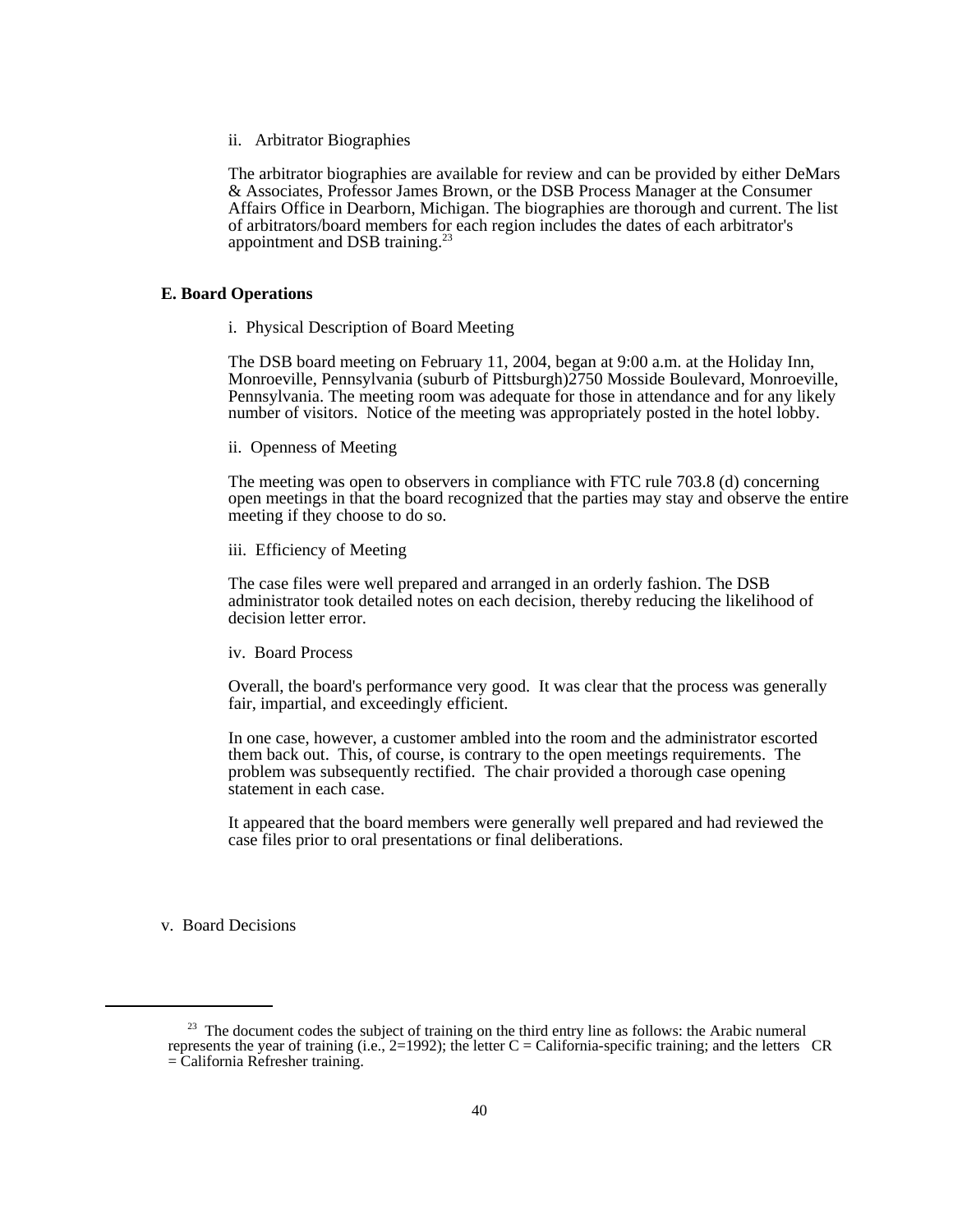ii. Arbitrator Biographies

The arbitrator biographies are available for review and can be provided by either DeMars & Associates, Professor James Brown, or the DSB Process Manager at the Consumer Affairs Office in Dearborn, Michigan. The biographies are thorough and current. The list of arbitrators/board members for each region includes the dates of each arbitrator's appointment and DSB training.[23]

**E. Board Operations**

i. Physical Description of Board Meeting

The DSB board meeting on February 11, 2004, began at 9:00 a.m. at the Holiday Inn, Monroeville, Pennsylvania (suburb of Pittsburgh)2750 Mosside Boulevard, Monroeville, Pennsylvania. The meeting room was adequate for those in attendance and for any likely number of visitors. Notice of the meeting was appropriately posted in the hotel lobby.

ii. Openness of Meeting

The meeting was open to observers in compliance with FTC rule 703.8 (d) concerning open meetings in that the board recognized that the parties may stay and observe the entire meeting if they choose to do so.

iii. Efficiency of Meeting

The case files were well prepared and arranged in an orderly fashion. The DSB administrator took detailed notes on each decision, thereby reducing the likelihood of decision letter error.

iv. Board Process

Overall, the board's performance very good. It was clear that the process was generally fair, impartial, and exceedingly efficient.

In one case, however, a customer ambled into the room and the administrator escorted them back out. This, of course, is contrary to the open meetings requirements. The problem was subsequently rectified. The chair provided a thorough case opening statement in each case.

It appeared that the board members were generally well prepared and had reviewed the case files prior to oral presentations or final deliberations.

v. Board Decisions

---

[23] The document codes the subject of training on the third entry line as follows: the Arabic numeral represents the year of training (i.e., 2=1992); the letter C = California-specific training; and the letters CR = California Refresher training.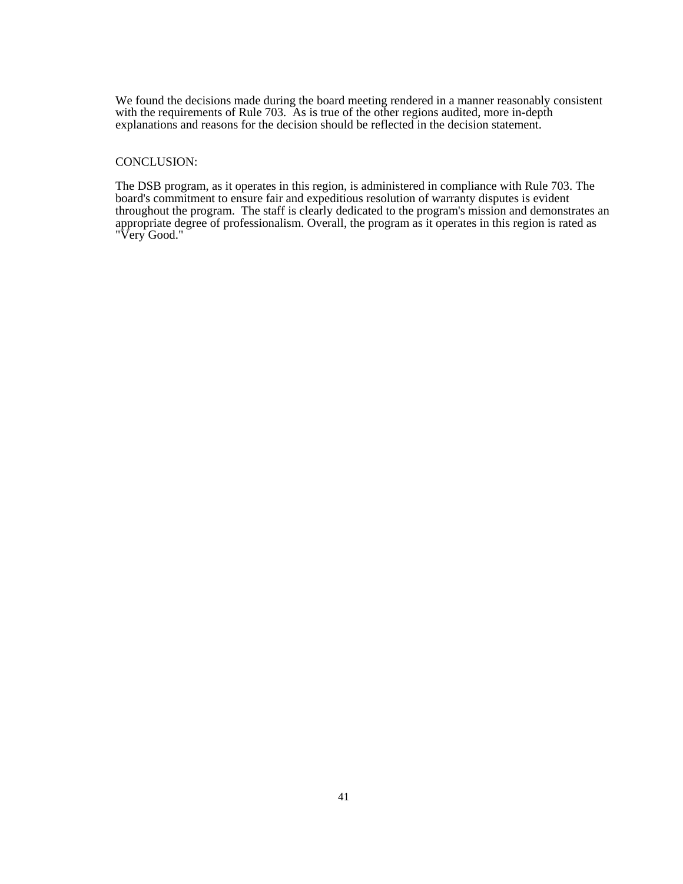We found the decisions made during the board meeting rendered in a manner reasonably consistent with the requirements of Rule 703. As is true of the other regions audited, more in-depth explanations and reasons for the decision should be reflected in the decision statement.

CONCLUSION:

The DSB program, as it operates in this region, is administered in compliance with Rule 703. The board's commitment to ensure fair and expeditious resolution of warranty disputes is evident throughout the program. The staff is clearly dedicated to the program's mission and demonstrates an appropriate degree of professionalism. Overall, the program as it operates in this region is rated as "Very Good."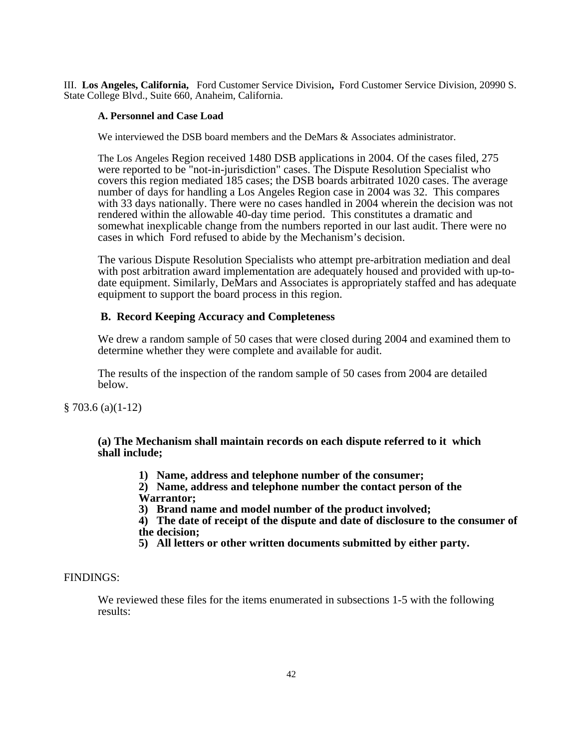III. **Los Angeles, California,** Ford Customer Service Division**,** Ford Customer Service Division, 20990 S. State College Blvd., Suite 660, Anaheim, California.

**A. Personnel and Case Load**

We interviewed the DSB board members and the DeMars & Associates administrator.

The Los Angeles Region received 1480 DSB applications in 2004. Of the cases filed, 275 were reported to be "not-in-jurisdiction" cases. The Dispute Resolution Specialist who covers this region mediated 185 cases; the DSB boards arbitrated 1020 cases. The average number of days for handling a Los Angeles Region case in 2004 was 32. This compares with 33 days nationally. There were no cases handled in 2004 wherein the decision was not rendered within the allowable 40-day time period. This constitutes a dramatic and somewhat inexplicable change from the numbers reported in our last audit. There were no cases in which Ford refused to abide by the Mechanism's decision.

The various Dispute Resolution Specialists who attempt pre-arbitration mediation and deal with post arbitration award implementation are adequately housed and provided with up-to-date equipment. Similarly, DeMars and Associates is appropriately staffed and has adequate equipment to support the board process in this region.

**B. Record Keeping Accuracy and Completeness**

We drew a random sample of 50 cases that were closed during 2004 and examined them to determine whether they were complete and available for audit.

The results of the inspection of the random sample of 50 cases from 2004 are detailed below.

§ 703.6 (a)(1-12)

**(a) The Mechanism shall maintain records on each dispute referred to it which shall include;**

**1) Name, address and telephone number of the consumer;**
**2) Name, address and telephone number the contact person of the Warrantor;**
**3) Brand name and model number of the product involved;**
**4) The date of receipt of the dispute and date of disclosure to the consumer of the decision;**
**5) All letters or other written documents submitted by either party.**

FINDINGS:

We reviewed these files for the items enumerated in subsections 1-5 with the following results: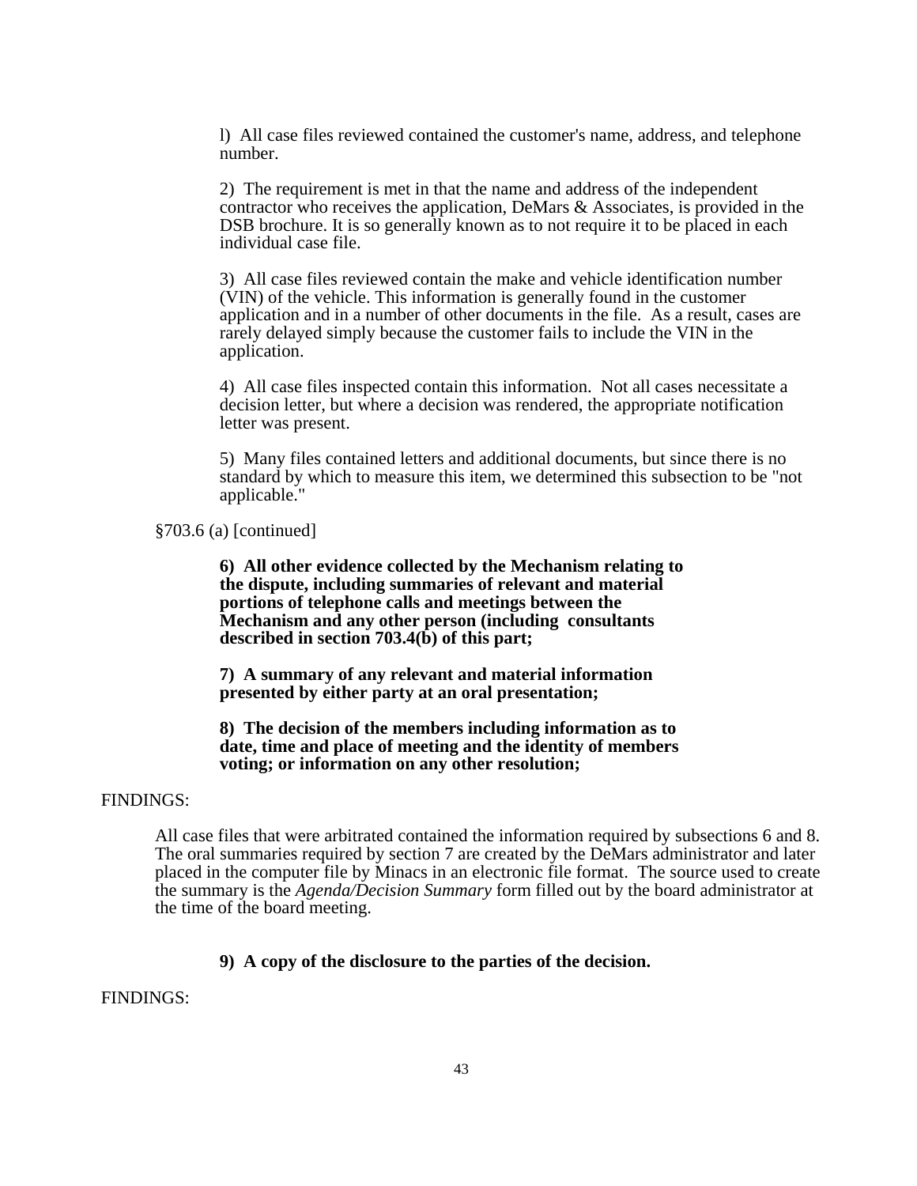l) All case files reviewed contained the customer's name, address, and telephone number.

2) The requirement is met in that the name and address of the independent contractor who receives the application, DeMars & Associates, is provided in the DSB brochure. It is so generally known as to not require it to be placed in each individual case file.

3) All case files reviewed contain the make and vehicle identification number (VIN) of the vehicle. This information is generally found in the customer application and in a number of other documents in the file. As a result, cases are rarely delayed simply because the customer fails to include the VIN in the application.

4) All case files inspected contain this information. Not all cases necessitate a decision letter, but where a decision was rendered, the appropriate notification letter was present.

5) Many files contained letters and additional documents, but since there is no standard by which to measure this item, we determined this subsection to be "not applicable."

§703.6 (a) [continued]

**6) All other evidence collected by the Mechanism relating to the dispute, including summaries of relevant and material portions of telephone calls and meetings between the Mechanism and any other person (including consultants described in section 703.4(b) of this part;**

**7) A summary of any relevant and material information presented by either party at an oral presentation;**

**8) The decision of the members including information as to date, time and place of meeting and the identity of members voting; or information on any other resolution;**

FINDINGS:

All case files that were arbitrated contained the information required by subsections 6 and 8. The oral summaries required by section 7 are created by the DeMars administrator and later placed in the computer file by Minacs in an electronic file format. The source used to create the summary is the *Agenda/Decision Summary* form filled out by the board administrator at the time of the board meeting.

**9) A copy of the disclosure to the parties of the decision.**

FINDINGS: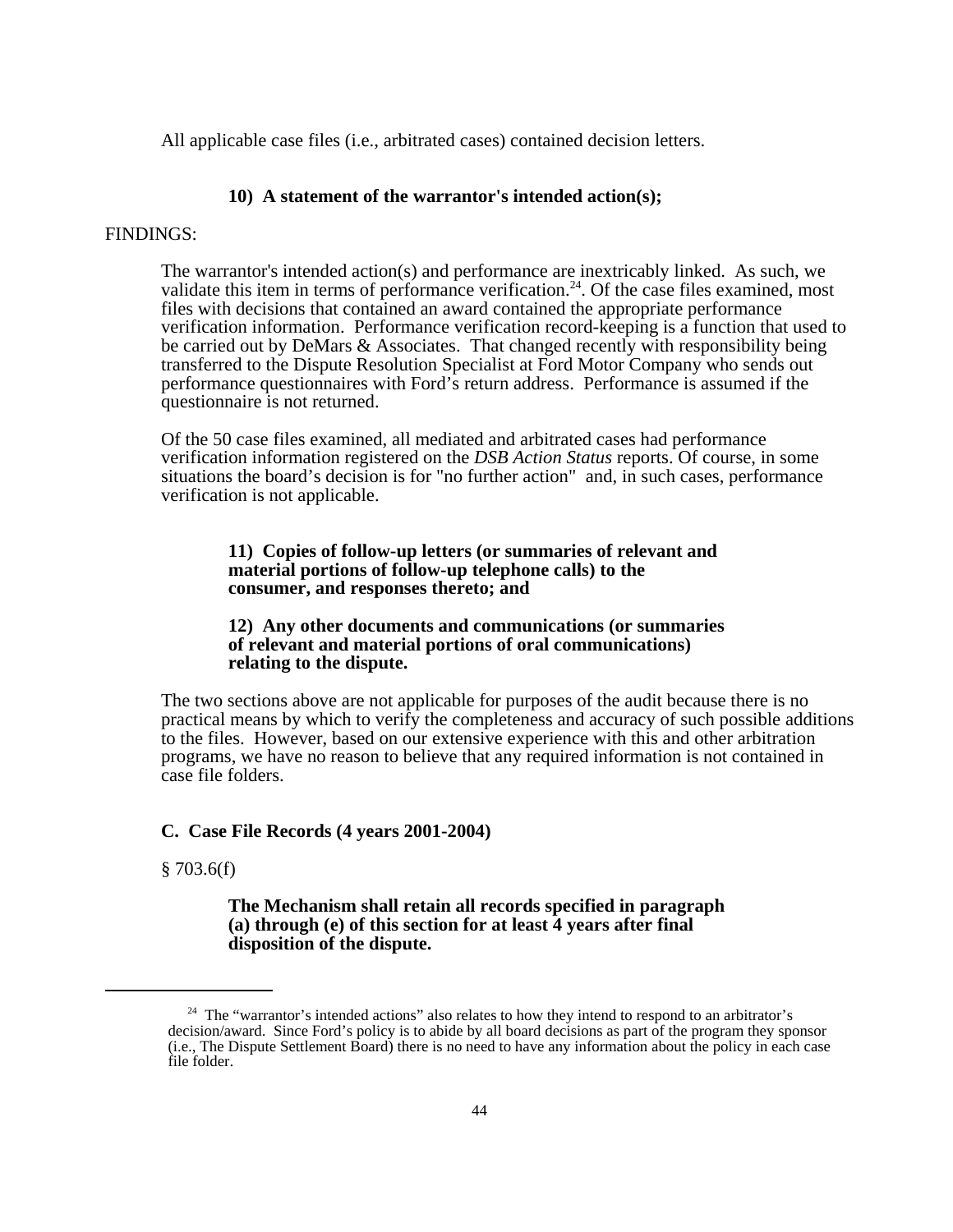All applicable case files (i.e., arbitrated cases) contained decision letters.

**10) A statement of the warrantor's intended action(s);**

FINDINGS:

The warrantor's intended action(s) and performance are inextricably linked. As such, we validate this item in terms of performance verification.[24]. Of the case files examined, most files with decisions that contained an award contained the appropriate performance verification information. Performance verification record-keeping is a function that used to be carried out by DeMars & Associates. That changed recently with responsibility being transferred to the Dispute Resolution Specialist at Ford Motor Company who sends out performance questionnaires with Ford's return address. Performance is assumed if the questionnaire is not returned.

Of the 50 case files examined, all mediated and arbitrated cases had performance verification information registered on the *DSB Action Status* reports. Of course, in some situations the board's decision is for "no further action" and, in such cases, performance verification is not applicable.

**11) Copies of follow-up letters (or summaries of relevant and material portions of follow-up telephone calls) to the consumer, and responses thereto; and**

**12) Any other documents and communications (or summaries of relevant and material portions of oral communications) relating to the dispute.**

The two sections above are not applicable for purposes of the audit because there is no practical means by which to verify the completeness and accuracy of such possible additions to the files. However, based on our extensive experience with this and other arbitration programs, we have no reason to believe that any required information is not contained in case file folders.

### C. Case File Records (4 years 2001-2004)

§ 703.6(f)

**The Mechanism shall retain all records specified in paragraph (a) through (e) of this section for at least 4 years after final disposition of the dispute.**

---

[24] The "warrantor's intended actions" also relates to how they intend to respond to an arbitrator's decision/award. Since Ford's policy is to abide by all board decisions as part of the program they sponsor (i.e., The Dispute Settlement Board) there is no need to have any information about the policy in each case file folder.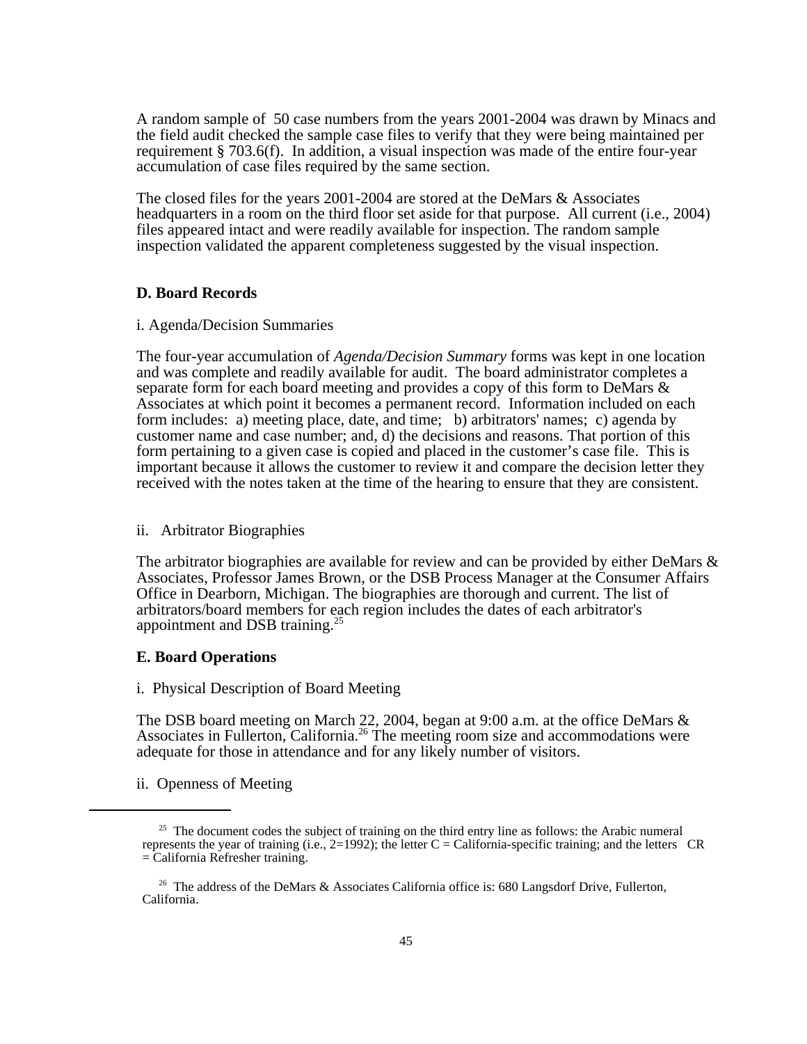A random sample of 50 case numbers from the years 2001-2004 was drawn by Minacs and the field audit checked the sample case files to verify that they were being maintained per requirement § 703.6(f). In addition, a visual inspection was made of the entire four-year accumulation of case files required by the same section.

The closed files for the years 2001-2004 are stored at the DeMars & Associates headquarters in a room on the third floor set aside for that purpose. All current (i.e., 2004) files appeared intact and were readily available for inspection. The random sample inspection validated the apparent completeness suggested by the visual inspection.

**D. Board Records**

i. Agenda/Decision Summaries

The four-year accumulation of *Agenda/Decision Summary* forms was kept in one location and was complete and readily available for audit. The board administrator completes a separate form for each board meeting and provides a copy of this form to DeMars & Associates at which point it becomes a permanent record. Information included on each form includes: a) meeting place, date, and time; b) arbitrators' names; c) agenda by customer name and case number; and, d) the decisions and reasons. That portion of this form pertaining to a given case is copied and placed in the customer's case file. This is important because it allows the customer to review it and compare the decision letter they received with the notes taken at the time of the hearing to ensure that they are consistent.

ii. Arbitrator Biographies

The arbitrator biographies are available for review and can be provided by either DeMars & Associates, Professor James Brown, or the DSB Process Manager at the Consumer Affairs Office in Dearborn, Michigan. The biographies are thorough and current. The list of arbitrators/board members for each region includes the dates of each arbitrator's appointment and DSB training.[25]

**E. Board Operations**

i. Physical Description of Board Meeting

The DSB board meeting on March 22, 2004, began at 9:00 a.m. at the office DeMars & Associates in Fullerton, California.[26] The meeting room size and accommodations were adequate for those in attendance and for any likely number of visitors.

ii. Openness of Meeting

---

[25] The document codes the subject of training on the third entry line as follows: the Arabic numeral represents the year of training (i.e., 2=1992); the letter C = California-specific training; and the letters CR = California Refresher training.

[26] The address of the DeMars & Associates California office is: 680 Langsdorf Drive, Fullerton, California.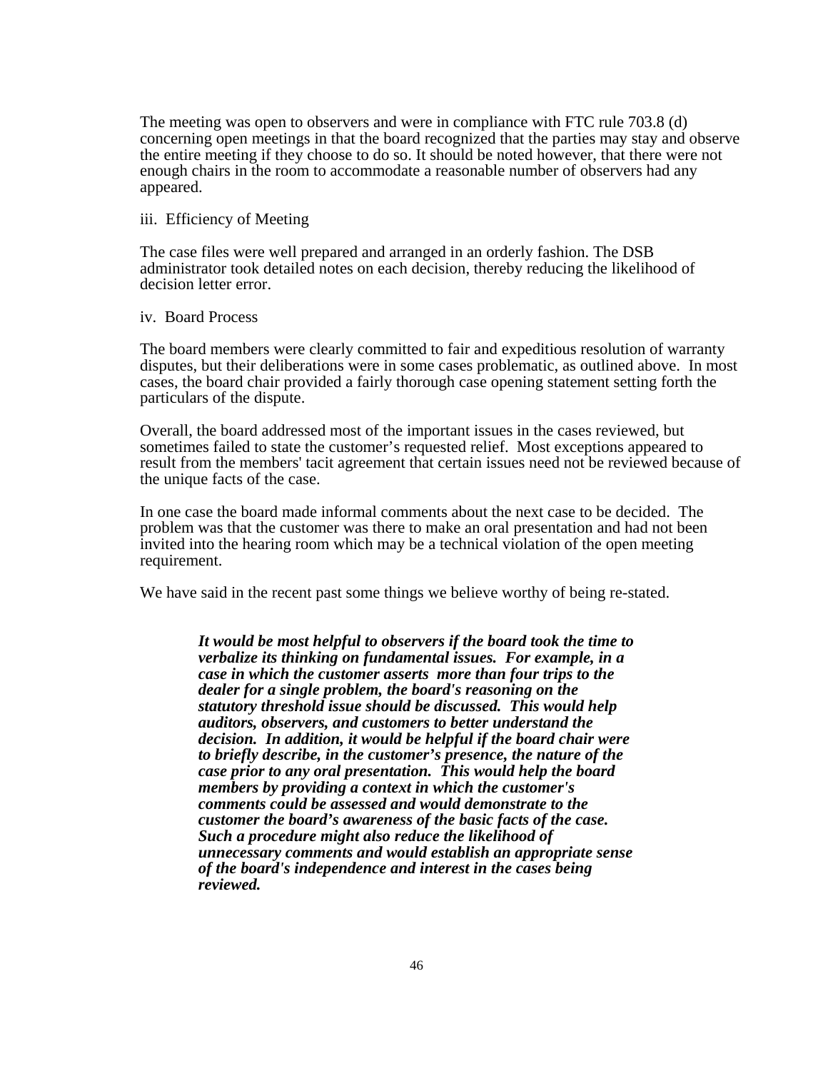The meeting was open to observers and were in compliance with FTC rule 703.8 (d) concerning open meetings in that the board recognized that the parties may stay and observe the entire meeting if they choose to do so. It should be noted however, that there were not enough chairs in the room to accommodate a reasonable number of observers had any appeared.

iii. Efficiency of Meeting

The case files were well prepared and arranged in an orderly fashion. The DSB administrator took detailed notes on each decision, thereby reducing the likelihood of decision letter error.

iv. Board Process

The board members were clearly committed to fair and expeditious resolution of warranty disputes, but their deliberations were in some cases problematic, as outlined above. In most cases, the board chair provided a fairly thorough case opening statement setting forth the particulars of the dispute.

Overall, the board addressed most of the important issues in the cases reviewed, but sometimes failed to state the customer's requested relief. Most exceptions appeared to result from the members' tacit agreement that certain issues need not be reviewed because of the unique facts of the case.

In one case the board made informal comments about the next case to be decided. The problem was that the customer was there to make an oral presentation and had not been invited into the hearing room which may be a technical violation of the open meeting requirement.

We have said in the recent past some things we believe worthy of being re-stated.

> ***It would be most helpful to observers if the board took the time to verbalize its thinking on fundamental issues. For example, in a case in which the customer asserts more than four trips to the dealer for a single problem, the board's reasoning on the statutory threshold issue should be discussed. This would help auditors, observers, and customers to better understand the decision. In addition, it would be helpful if the board chair were to briefly describe, in the customer's presence, the nature of the case prior to any oral presentation. This would help the board members by providing a context in which the customer's comments could be assessed and would demonstrate to the customer the board's awareness of the basic facts of the case. Such a procedure might also reduce the likelihood of unnecessary comments and would establish an appropriate sense of the board's independence and interest in the cases being reviewed.***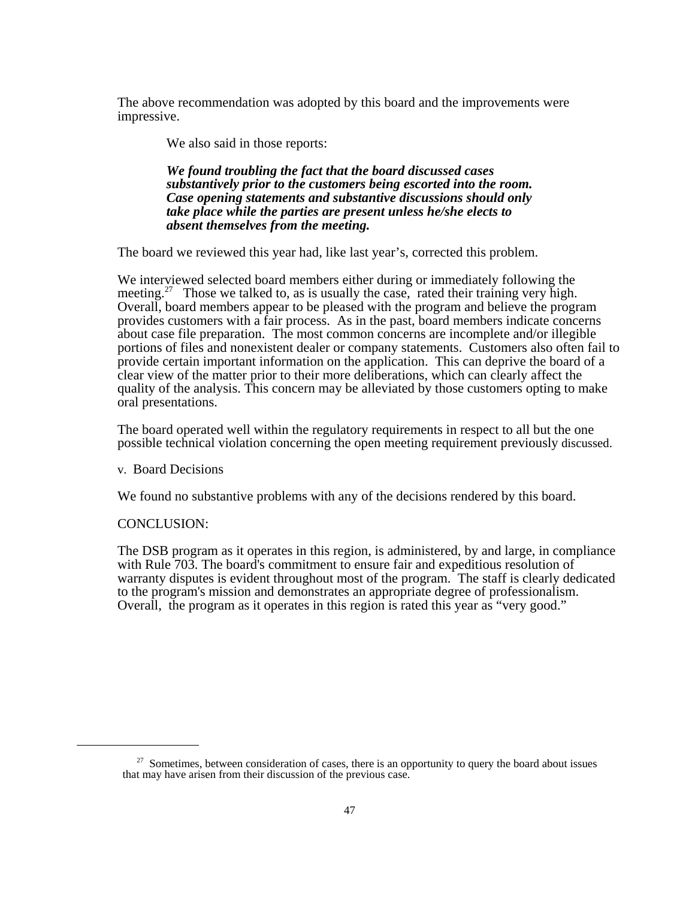The above recommendation was adopted by this board and the improvements were impressive.

We also said in those reports:

> ***We found troubling the fact that the board discussed cases substantively prior to the customers being escorted into the room. Case opening statements and substantive discussions should only take place while the parties are present unless he/she elects to absent themselves from the meeting.***

The board we reviewed this year had, like last year's, corrected this problem.

We interviewed selected board members either during or immediately following the meeting.[27] Those we talked to, as is usually the case, rated their training very high. Overall, board members appear to be pleased with the program and believe the program provides customers with a fair process. As in the past, board members indicate concerns about case file preparation. The most common concerns are incomplete and/or illegible portions of files and nonexistent dealer or company statements. Customers also often fail to provide certain important information on the application. This can deprive the board of a clear view of the matter prior to their more deliberations, which can clearly affect the quality of the analysis. This concern may be alleviated by those customers opting to make oral presentations.

The board operated well within the regulatory requirements in respect to all but the one possible technical violation concerning the open meeting requirement previously discussed.

v. Board Decisions

We found no substantive problems with any of the decisions rendered by this board.

CONCLUSION:

The DSB program as it operates in this region, is administered, by and large, in compliance with Rule 703. The board's commitment to ensure fair and expeditious resolution of warranty disputes is evident throughout most of the program. The staff is clearly dedicated to the program's mission and demonstrates an appropriate degree of professionalism. Overall, the program as it operates in this region is rated this year as "very good."

---

[27] Sometimes, between consideration of cases, there is an opportunity to query the board about issues that may have arisen from their discussion of the previous case.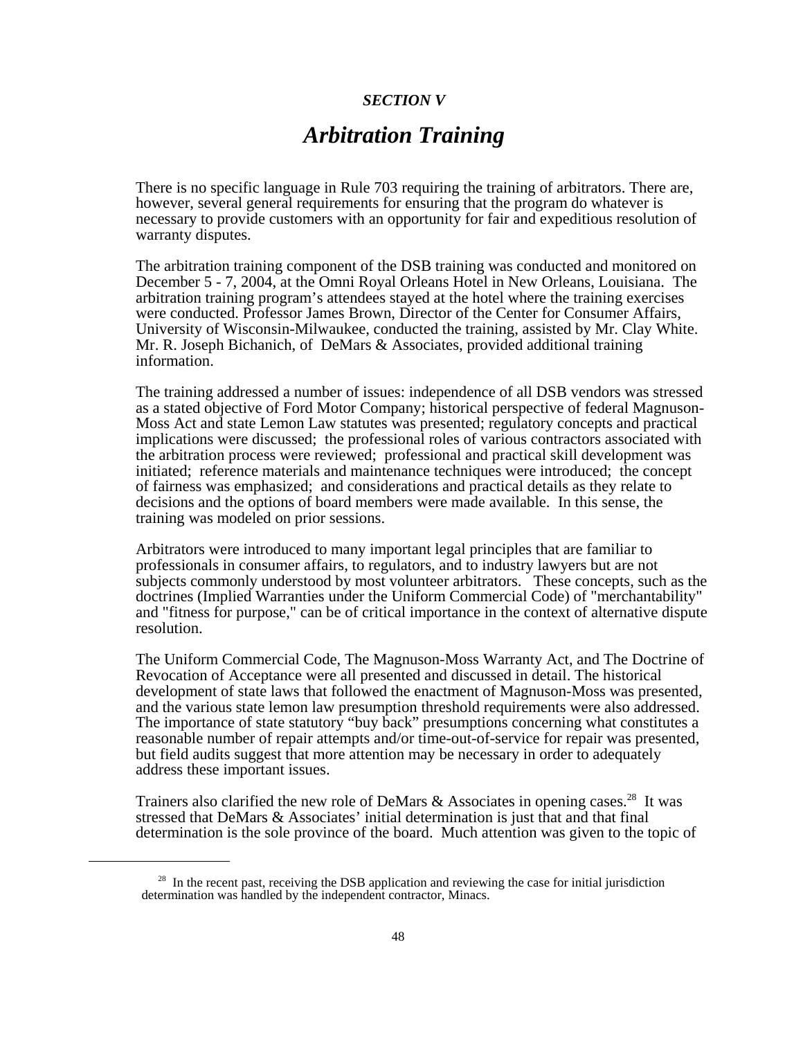*SECTION V*

# *Arbitration Training*

There is no specific language in Rule 703 requiring the training of arbitrators. There are, however, several general requirements for ensuring that the program do whatever is necessary to provide customers with an opportunity for fair and expeditious resolution of warranty disputes.

The arbitration training component of the DSB training was conducted and monitored on December 5 - 7, 2004, at the Omni Royal Orleans Hotel in New Orleans, Louisiana. The arbitration training program's attendees stayed at the hotel where the training exercises were conducted. Professor James Brown, Director of the Center for Consumer Affairs, University of Wisconsin-Milwaukee, conducted the training, assisted by Mr. Clay White. Mr. R. Joseph Bichanich, of DeMars & Associates, provided additional training information.

The training addressed a number of issues: independence of all DSB vendors was stressed as a stated objective of Ford Motor Company; historical perspective of federal Magnuson-Moss Act and state Lemon Law statutes was presented; regulatory concepts and practical implications were discussed; the professional roles of various contractors associated with the arbitration process were reviewed; professional and practical skill development was initiated; reference materials and maintenance techniques were introduced; the concept of fairness was emphasized; and considerations and practical details as they relate to decisions and the options of board members were made available. In this sense, the training was modeled on prior sessions.

Arbitrators were introduced to many important legal principles that are familiar to professionals in consumer affairs, to regulators, and to industry lawyers but are not subjects commonly understood by most volunteer arbitrators. These concepts, such as the doctrines (Implied Warranties under the Uniform Commercial Code) of "merchantability" and "fitness for purpose," can be of critical importance in the context of alternative dispute resolution.

The Uniform Commercial Code, The Magnuson-Moss Warranty Act, and The Doctrine of Revocation of Acceptance were all presented and discussed in detail. The historical development of state laws that followed the enactment of Magnuson-Moss was presented, and the various state lemon law presumption threshold requirements were also addressed. The importance of state statutory "buy back" presumptions concerning what constitutes a reasonable number of repair attempts and/or time-out-of-service for repair was presented, but field audits suggest that more attention may be necessary in order to adequately address these important issues.

Trainers also clarified the new role of DeMars & Associates in opening cases.[28] It was stressed that DeMars & Associates' initial determination is just that and that final determination is the sole province of the board. Much attention was given to the topic of

---

[28] In the recent past, receiving the DSB application and reviewing the case for initial jurisdiction determination was handled by the independent contractor, Minacs.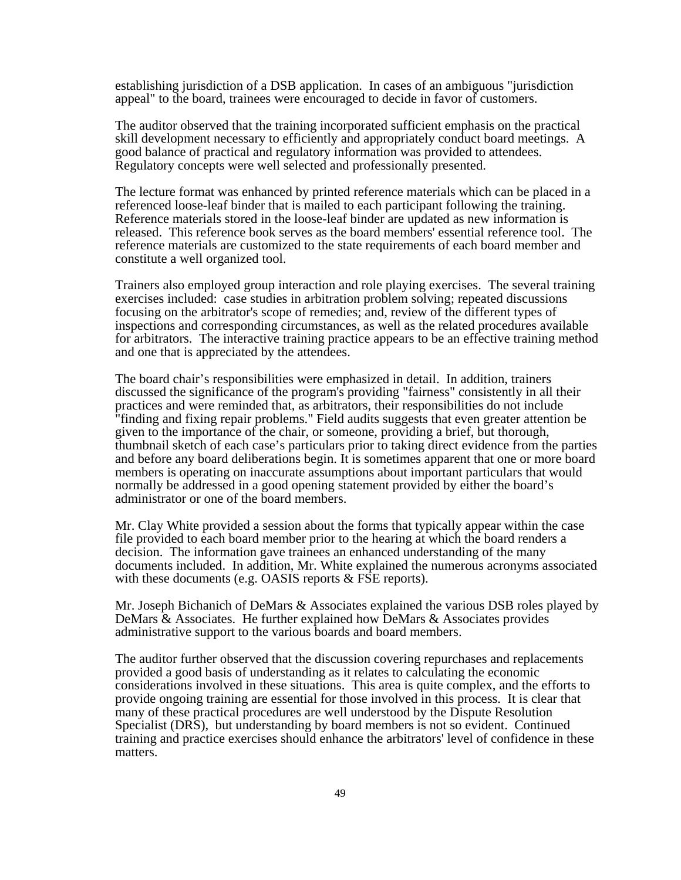establishing jurisdiction of a DSB application. In cases of an ambiguous "jurisdiction appeal" to the board, trainees were encouraged to decide in favor of customers.

The auditor observed that the training incorporated sufficient emphasis on the practical skill development necessary to efficiently and appropriately conduct board meetings. A good balance of practical and regulatory information was provided to attendees. Regulatory concepts were well selected and professionally presented.

The lecture format was enhanced by printed reference materials which can be placed in a referenced loose-leaf binder that is mailed to each participant following the training. Reference materials stored in the loose-leaf binder are updated as new information is released. This reference book serves as the board members' essential reference tool. The reference materials are customized to the state requirements of each board member and constitute a well organized tool.

Trainers also employed group interaction and role playing exercises. The several training exercises included: case studies in arbitration problem solving; repeated discussions focusing on the arbitrator's scope of remedies; and, review of the different types of inspections and corresponding circumstances, as well as the related procedures available for arbitrators. The interactive training practice appears to be an effective training method and one that is appreciated by the attendees.

The board chair's responsibilities were emphasized in detail. In addition, trainers discussed the significance of the program's providing "fairness" consistently in all their practices and were reminded that, as arbitrators, their responsibilities do not include "finding and fixing repair problems." Field audits suggests that even greater attention be given to the importance of the chair, or someone, providing a brief, but thorough, thumbnail sketch of each case's particulars prior to taking direct evidence from the parties and before any board deliberations begin. It is sometimes apparent that one or more board members is operating on inaccurate assumptions about important particulars that would normally be addressed in a good opening statement provided by either the board's administrator or one of the board members.

Mr. Clay White provided a session about the forms that typically appear within the case file provided to each board member prior to the hearing at which the board renders a decision. The information gave trainees an enhanced understanding of the many documents included. In addition, Mr. White explained the numerous acronyms associated with these documents (e.g. OASIS reports & FSE reports).

Mr. Joseph Bichanich of DeMars & Associates explained the various DSB roles played by DeMars & Associates. He further explained how DeMars & Associates provides administrative support to the various boards and board members.

The auditor further observed that the discussion covering repurchases and replacements provided a good basis of understanding as it relates to calculating the economic considerations involved in these situations. This area is quite complex, and the efforts to provide ongoing training are essential for those involved in this process. It is clear that many of these practical procedures are well understood by the Dispute Resolution Specialist (DRS), but understanding by board members is not so evident. Continued training and practice exercises should enhance the arbitrators' level of confidence in these matters.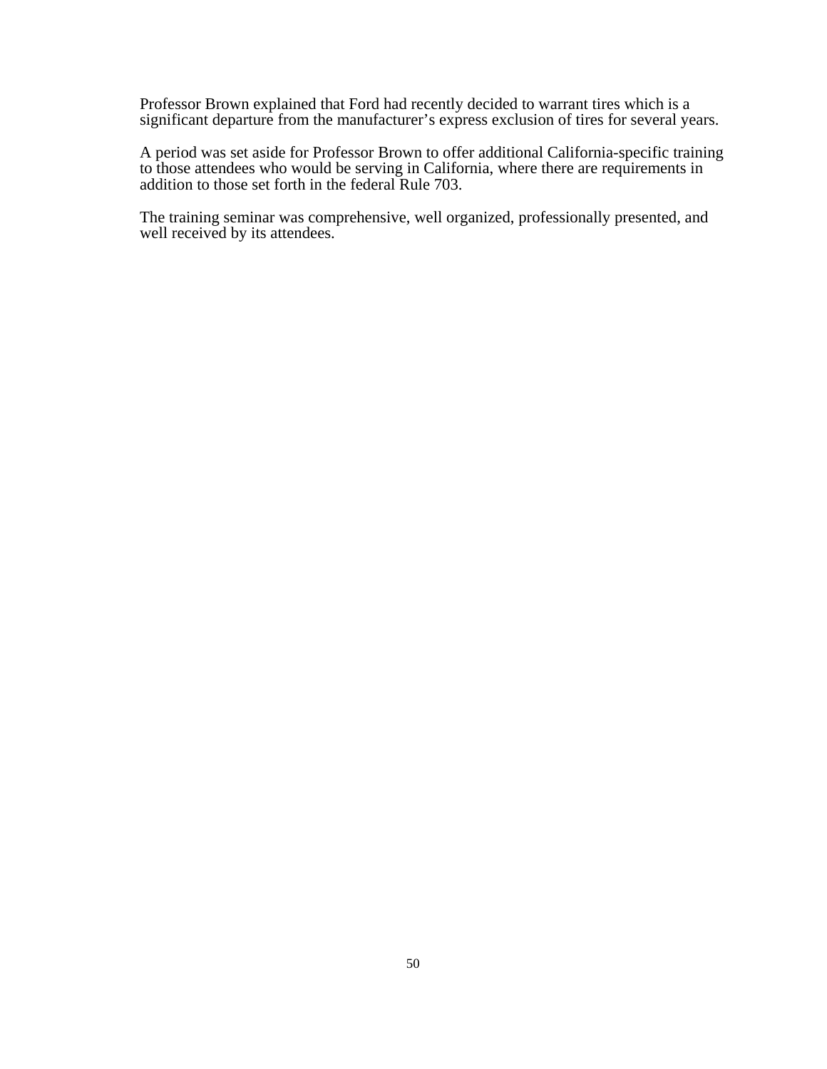Professor Brown explained that Ford had recently decided to warrant tires which is a significant departure from the manufacturer's express exclusion of tires for several years.

A period was set aside for Professor Brown to offer additional California-specific training to those attendees who would be serving in California, where there are requirements in addition to those set forth in the federal Rule 703.

The training seminar was comprehensive, well organized, professionally presented, and well received by its attendees.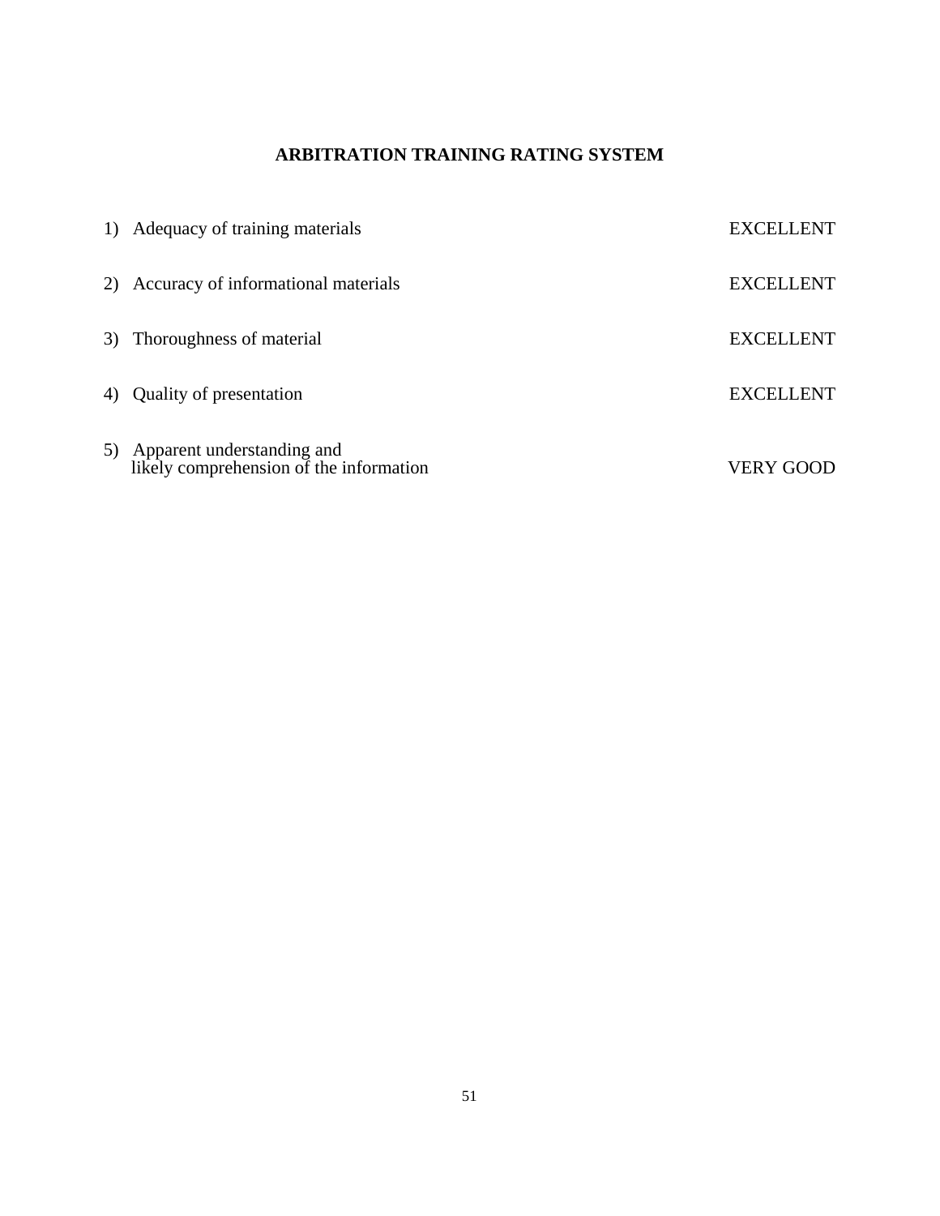**ARBITRATION TRAINING RATING SYSTEM**

| | |
|---|---|
| 1) Adequacy of training materials | EXCELLENT |
| 2) Accuracy of informational materials | EXCELLENT |
| 3) Thoroughness of material | EXCELLENT |
| 4) Quality of presentation | EXCELLENT |
| 5) Apparent understanding and likely comprehension of the information | VERY GOOD |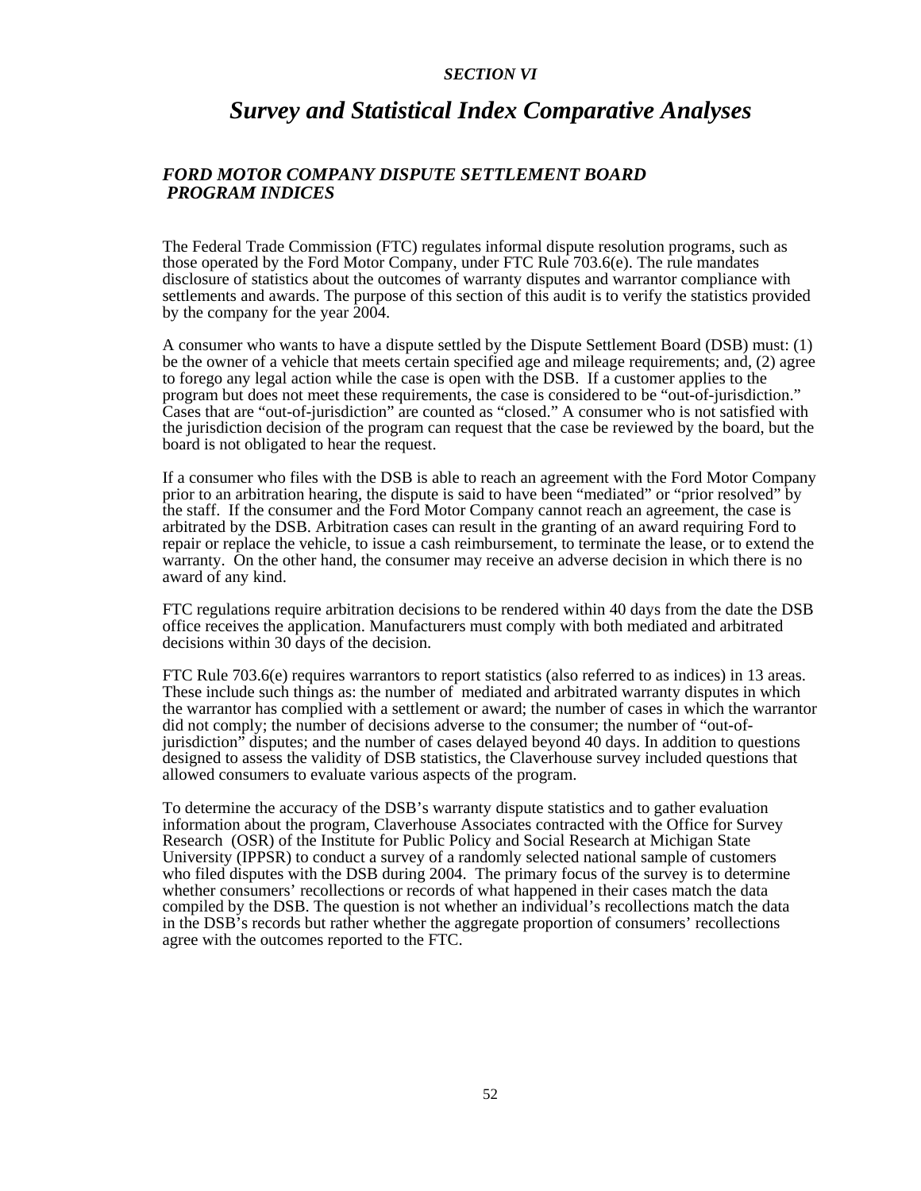*SECTION VI*

# *Survey and Statistical Index Comparative Analyses*

## *FORD MOTOR COMPANY DISPUTE SETTLEMENT BOARD PROGRAM INDICES*

The Federal Trade Commission (FTC) regulates informal dispute resolution programs, such as those operated by the Ford Motor Company, under FTC Rule 703.6(e). The rule mandates disclosure of statistics about the outcomes of warranty disputes and warrantor compliance with settlements and awards. The purpose of this section of this audit is to verify the statistics provided by the company for the year 2004.

A consumer who wants to have a dispute settled by the Dispute Settlement Board (DSB) must: (1) be the owner of a vehicle that meets certain specified age and mileage requirements; and, (2) agree to forego any legal action while the case is open with the DSB. If a customer applies to the program but does not meet these requirements, the case is considered to be "out-of-jurisdiction." Cases that are "out-of-jurisdiction" are counted as "closed." A consumer who is not satisfied with the jurisdiction decision of the program can request that the case be reviewed by the board, but the board is not obligated to hear the request.

If a consumer who files with the DSB is able to reach an agreement with the Ford Motor Company prior to an arbitration hearing, the dispute is said to have been "mediated" or "prior resolved" by the staff. If the consumer and the Ford Motor Company cannot reach an agreement, the case is arbitrated by the DSB. Arbitration cases can result in the granting of an award requiring Ford to repair or replace the vehicle, to issue a cash reimbursement, to terminate the lease, or to extend the warranty. On the other hand, the consumer may receive an adverse decision in which there is no award of any kind.

FTC regulations require arbitration decisions to be rendered within 40 days from the date the DSB office receives the application. Manufacturers must comply with both mediated and arbitrated decisions within 30 days of the decision.

FTC Rule 703.6(e) requires warrantors to report statistics (also referred to as indices) in 13 areas. These include such things as: the number of mediated and arbitrated warranty disputes in which the warrantor has complied with a settlement or award; the number of cases in which the warrantor did not comply; the number of decisions adverse to the consumer; the number of "out-of-jurisdiction" disputes; and the number of cases delayed beyond 40 days. In addition to questions designed to assess the validity of DSB statistics, the Claverhouse survey included questions that allowed consumers to evaluate various aspects of the program.

To determine the accuracy of the DSB's warranty dispute statistics and to gather evaluation information about the program, Claverhouse Associates contracted with the Office for Survey Research (OSR) of the Institute for Public Policy and Social Research at Michigan State University (IPPSR) to conduct a survey of a randomly selected national sample of customers who filed disputes with the DSB during 2004. The primary focus of the survey is to determine whether consumers' recollections or records of what happened in their cases match the data compiled by the DSB. The question is not whether an individual's recollections match the data in the DSB's records but rather whether the aggregate proportion of consumers' recollections agree with the outcomes reported to the FTC.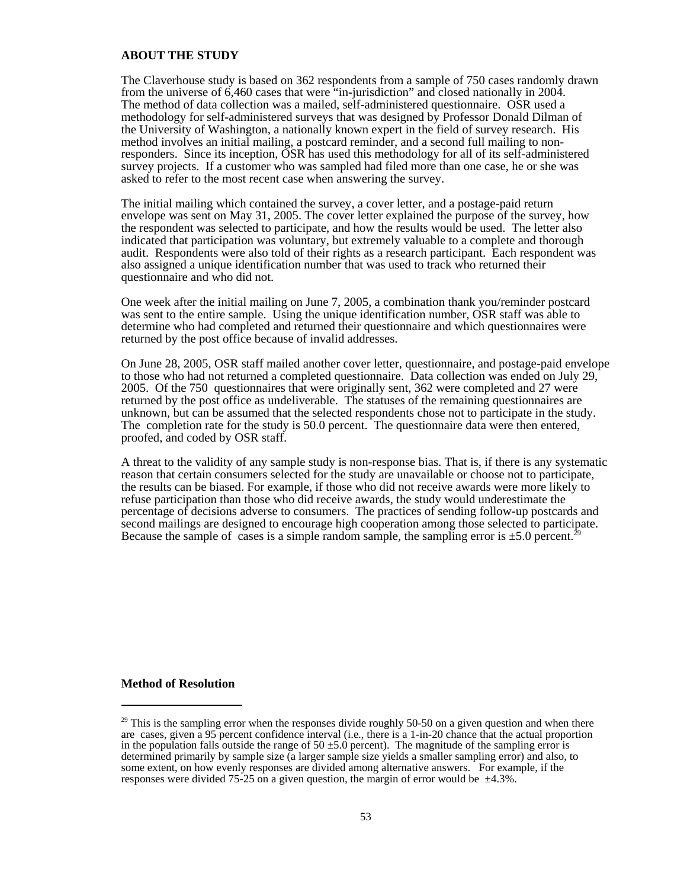**ABOUT THE STUDY**

The Claverhouse study is based on 362 respondents from a sample of 750 cases randomly drawn from the universe of 6,460 cases that were "in-jurisdiction" and closed nationally in 2004. The method of data collection was a mailed, self-administered questionnaire. OSR used a methodology for self-administered surveys that was designed by Professor Donald Dilman of the University of Washington, a nationally known expert in the field of survey research. His method involves an initial mailing, a postcard reminder, and a second full mailing to non-responders. Since its inception, OSR has used this methodology for all of its self-administered survey projects. If a customer who was sampled had filed more than one case, he or she was asked to refer to the most recent case when answering the survey.

The initial mailing which contained the survey, a cover letter, and a postage-paid return envelope was sent on May 31, 2005. The cover letter explained the purpose of the survey, how the respondent was selected to participate, and how the results would be used. The letter also indicated that participation was voluntary, but extremely valuable to a complete and thorough audit. Respondents were also told of their rights as a research participant. Each respondent was also assigned a unique identification number that was used to track who returned their questionnaire and who did not.

One week after the initial mailing on June 7, 2005, a combination thank you/reminder postcard was sent to the entire sample. Using the unique identification number, OSR staff was able to determine who had completed and returned their questionnaire and which questionnaires were returned by the post office because of invalid addresses.

On June 28, 2005, OSR staff mailed another cover letter, questionnaire, and postage-paid envelope to those who had not returned a completed questionnaire. Data collection was ended on July 29, 2005. Of the 750 questionnaires that were originally sent, 362 were completed and 27 were returned by the post office as undeliverable. The statuses of the remaining questionnaires are unknown, but can be assumed that the selected respondents chose not to participate in the study. The completion rate for the study is 50.0 percent. The questionnaire data were then entered, proofed, and coded by OSR staff.

A threat to the validity of any sample study is non-response bias. That is, if there is any systematic reason that certain consumers selected for the study are unavailable or choose not to participate, the results can be biased. For example, if those who did not receive awards were more likely to refuse participation than those who did receive awards, the study would underestimate the percentage of decisions adverse to consumers. The practices of sending follow-up postcards and second mailings are designed to encourage high cooperation among those selected to participate. Because the sample of cases is a simple random sample, the sampling error is ±5.0 percent.[29]

**Method of Resolution**

---

[29] This is the sampling error when the responses divide roughly 50-50 on a given question and when there are cases, given a 95 percent confidence interval (i.e., there is a 1-in-20 chance that the actual proportion in the population falls outside the range of 50 ±5.0 percent). The magnitude of the sampling error is determined primarily by sample size (a larger sample size yields a smaller sampling error) and also, to some extent, on how evenly responses are divided among alternative answers. For example, if the responses were divided 75-25 on a given question, the margin of error would be ±4.3%.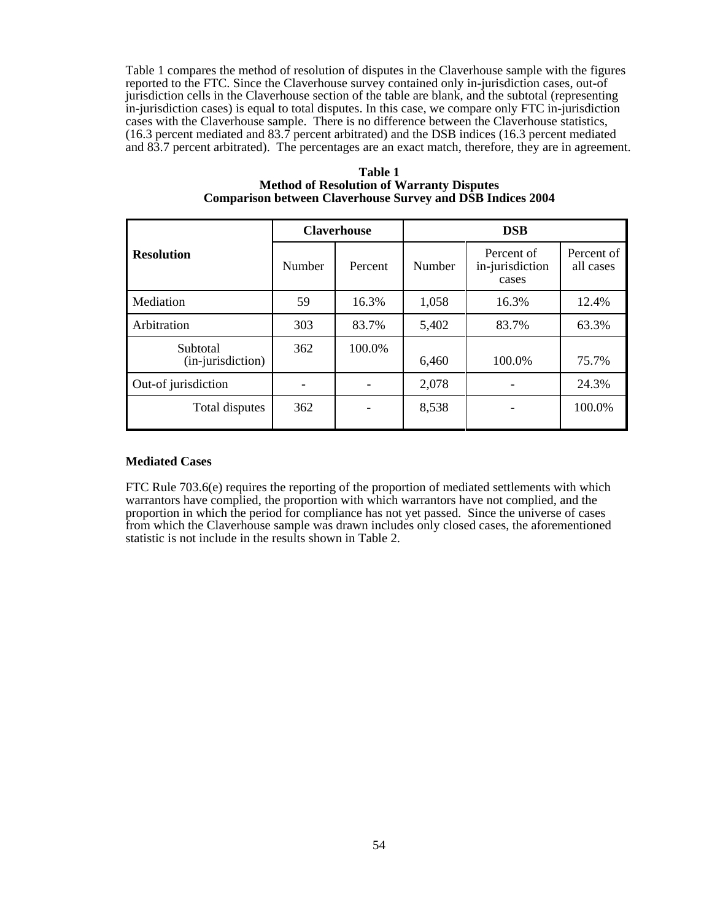Table 1 compares the method of resolution of disputes in the Claverhouse sample with the figures reported to the FTC. Since the Claverhouse survey contained only in-jurisdiction cases, out-of jurisdiction cells in the Claverhouse section of the table are blank, and the subtotal (representing in-jurisdiction cases) is equal to total disputes. In this case, we compare only FTC in-jurisdiction cases with the Claverhouse sample. There is no difference between the Claverhouse statistics, (16.3 percent mediated and 83.7 percent arbitrated) and the DSB indices (16.3 percent mediated and 83.7 percent arbitrated). The percentages are an exact match, therefore, they are in agreement.

**Table 1**
**Method of Resolution of Warranty Disputes**
**Comparison between Claverhouse Survey and DSB Indices 2004**

| Resolution | Claverhouse | | DSB | | |
|---|---|---|---|---|---|
| | Number | Percent | Number | Percent of in-jurisdiction cases | Percent of all cases |
| Mediation | 59 | 16.3% | 1,058 | 16.3% | 12.4% |
| Arbitration | 303 | 83.7% | 5,402 | 83.7% | 63.3% |
| Subtotal (in-jurisdiction) | 362 | 100.0% | 6,460 | 100.0% | 75.7% |
| Out-of jurisdiction | - | - | 2,078 | - | 24.3% |
| Total disputes | 362 | - | 8,538 | - | 100.0% |

### Mediated Cases

FTC Rule 703.6(e) requires the reporting of the proportion of mediated settlements with which warrantors have complied, the proportion with which warrantors have not complied, and the proportion in which the period for compliance has not yet passed. Since the universe of cases from which the Claverhouse sample was drawn includes only closed cases, the aforementioned statistic is not include in the results shown in Table 2.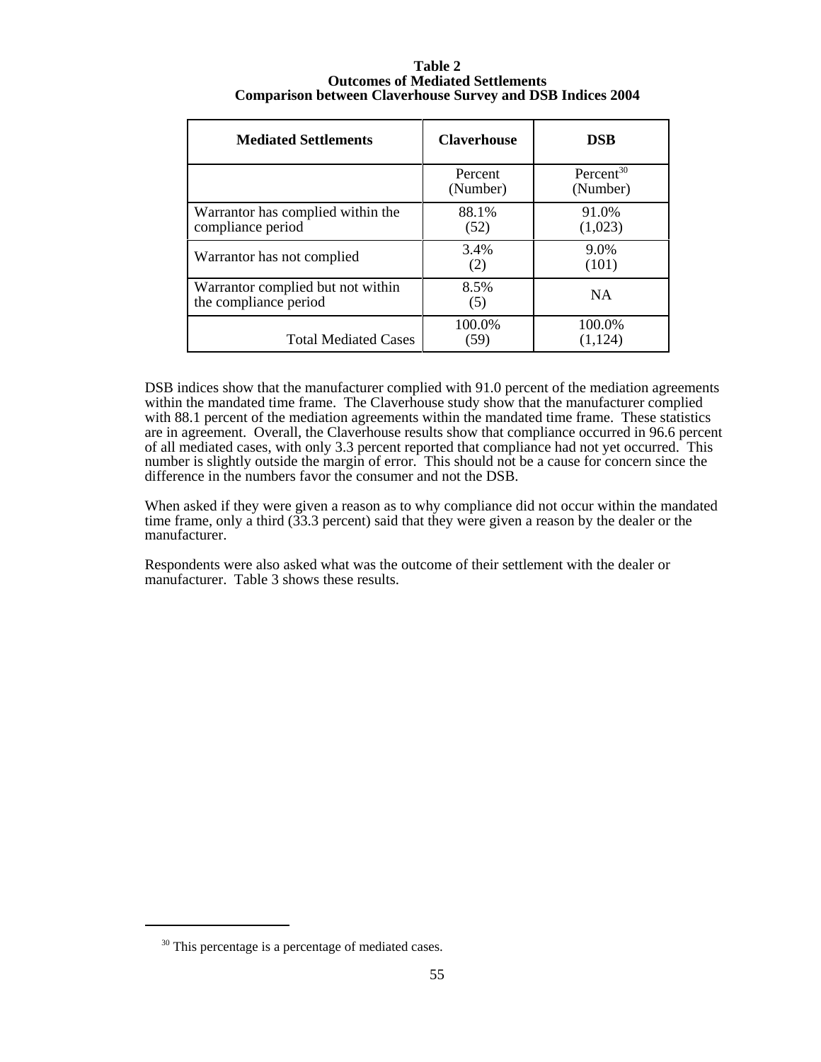**Table 2**
**Outcomes of Mediated Settlements**
**Comparison between Claverhouse Survey and DSB Indices 2004**

| Mediated Settlements | Claverhouse | DSB |
|---|---|---|
| | Percent (Number) | Percent[30] (Number) |
| Warrantor has complied within the compliance period | 88.1% (52) | 91.0% (1,023) |
| Warrantor has not complied | 3.4% (2) | 9.0% (101) |
| Warrantor complied but not within the compliance period | 8.5% (5) | NA |
| Total Mediated Cases | 100.0% (59) | 100.0% (1,124) |

DSB indices show that the manufacturer complied with 91.0 percent of the mediation agreements within the mandated time frame. The Claverhouse study show that the manufacturer complied with 88.1 percent of the mediation agreements within the mandated time frame. These statistics are in agreement. Overall, the Claverhouse results show that compliance occurred in 96.6 percent of all mediated cases, with only 3.3 percent reported that compliance had not yet occurred. This number is slightly outside the margin of error. This should not be a cause for concern since the difference in the numbers favor the consumer and not the DSB.

When asked if they were given a reason as to why compliance did not occur within the mandated time frame, only a third (33.3 percent) said that they were given a reason by the dealer or the manufacturer.

Respondents were also asked what was the outcome of their settlement with the dealer or manufacturer. Table 3 shows these results.

[30] This percentage is a percentage of mediated cases.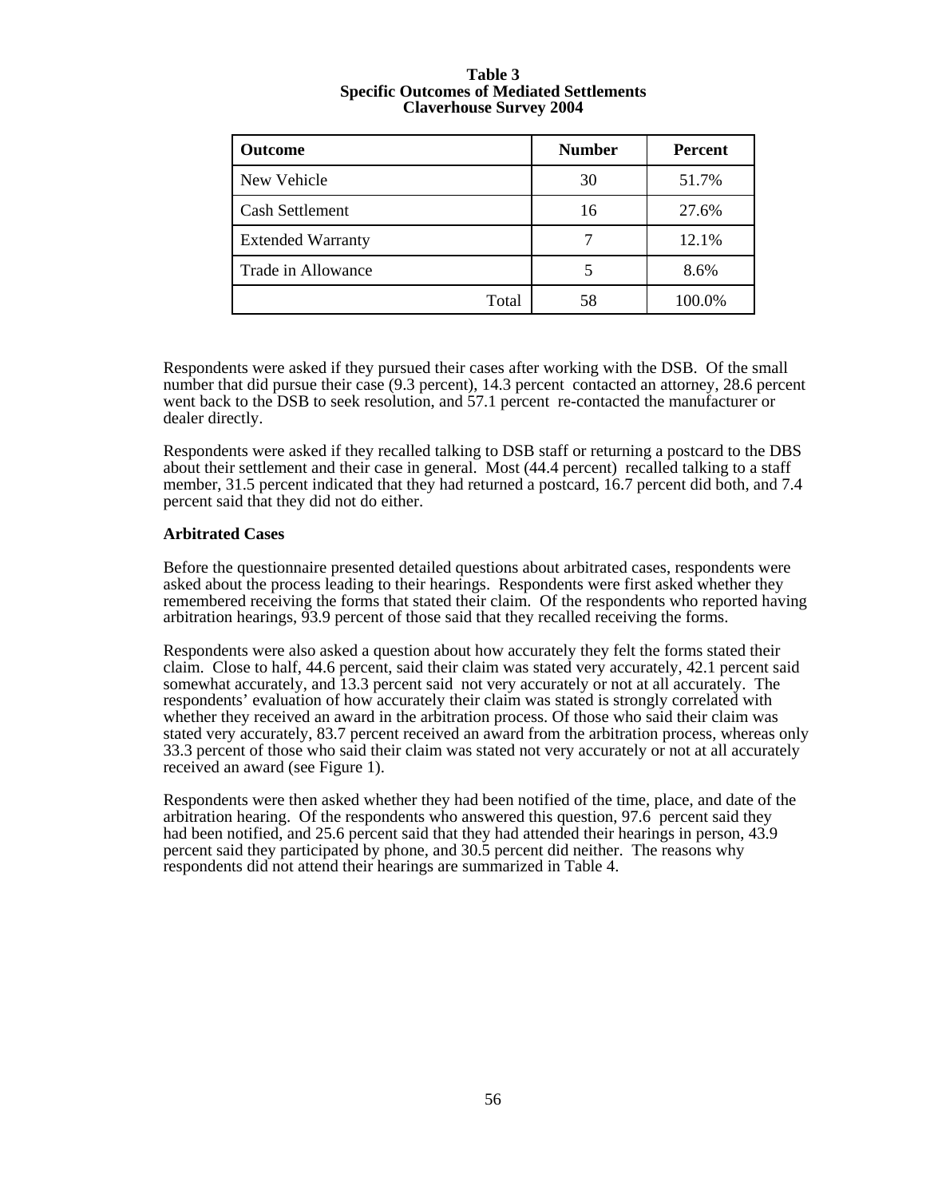**Table 3**
**Specific Outcomes of Mediated Settlements**
**Claverhouse Survey 2004**

| Outcome | Number | Percent |
| --- | --- | --- |
| New Vehicle | 30 | 51.7% |
| Cash Settlement | 16 | 27.6% |
| Extended Warranty | 7 | 12.1% |
| Trade in Allowance | 5 | 8.6% |
| Total | 58 | 100.0% |

Respondents were asked if they pursued their cases after working with the DSB. Of the small number that did pursue their case (9.3 percent), 14.3 percent contacted an attorney, 28.6 percent went back to the DSB to seek resolution, and 57.1 percent re-contacted the manufacturer or dealer directly.

Respondents were asked if they recalled talking to DSB staff or returning a postcard to the DBS about their settlement and their case in general. Most (44.4 percent) recalled talking to a staff member, 31.5 percent indicated that they had returned a postcard, 16.7 percent did both, and 7.4 percent said that they did not do either.

**Arbitrated Cases**

Before the questionnaire presented detailed questions about arbitrated cases, respondents were asked about the process leading to their hearings. Respondents were first asked whether they remembered receiving the forms that stated their claim. Of the respondents who reported having arbitration hearings, 93.9 percent of those said that they recalled receiving the forms.

Respondents were also asked a question about how accurately they felt the forms stated their claim. Close to half, 44.6 percent, said their claim was stated very accurately, 42.1 percent said somewhat accurately, and 13.3 percent said not very accurately or not at all accurately. The respondents' evaluation of how accurately their claim was stated is strongly correlated with whether they received an award in the arbitration process. Of those who said their claim was stated very accurately, 83.7 percent received an award from the arbitration process, whereas only 33.3 percent of those who said their claim was stated not very accurately or not at all accurately received an award (see Figure 1).

Respondents were then asked whether they had been notified of the time, place, and date of the arbitration hearing. Of the respondents who answered this question, 97.6 percent said they had been notified, and 25.6 percent said that they had attended their hearings in person, 43.9 percent said they participated by phone, and 30.5 percent did neither. The reasons why respondents did not attend their hearings are summarized in Table 4.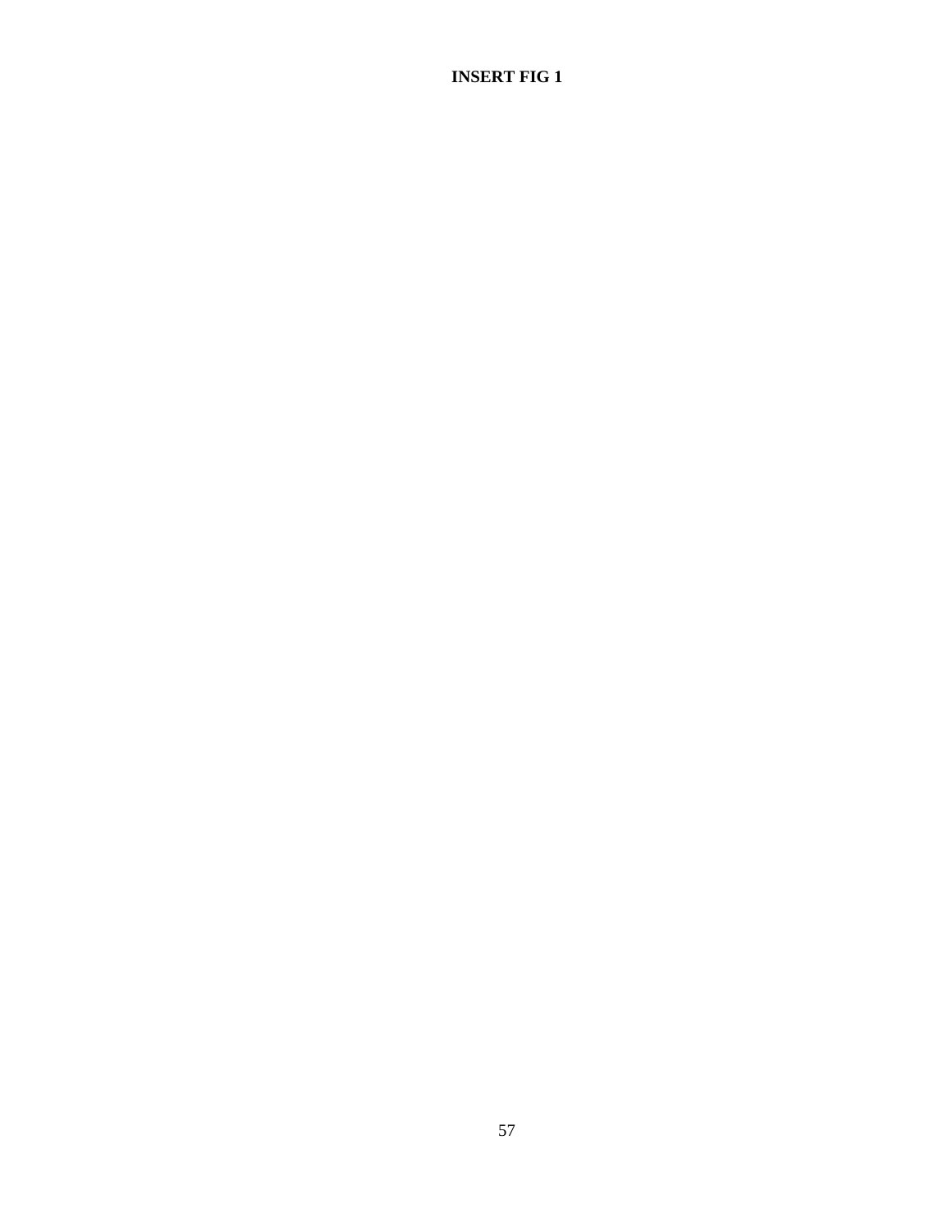**INSERT FIG 1**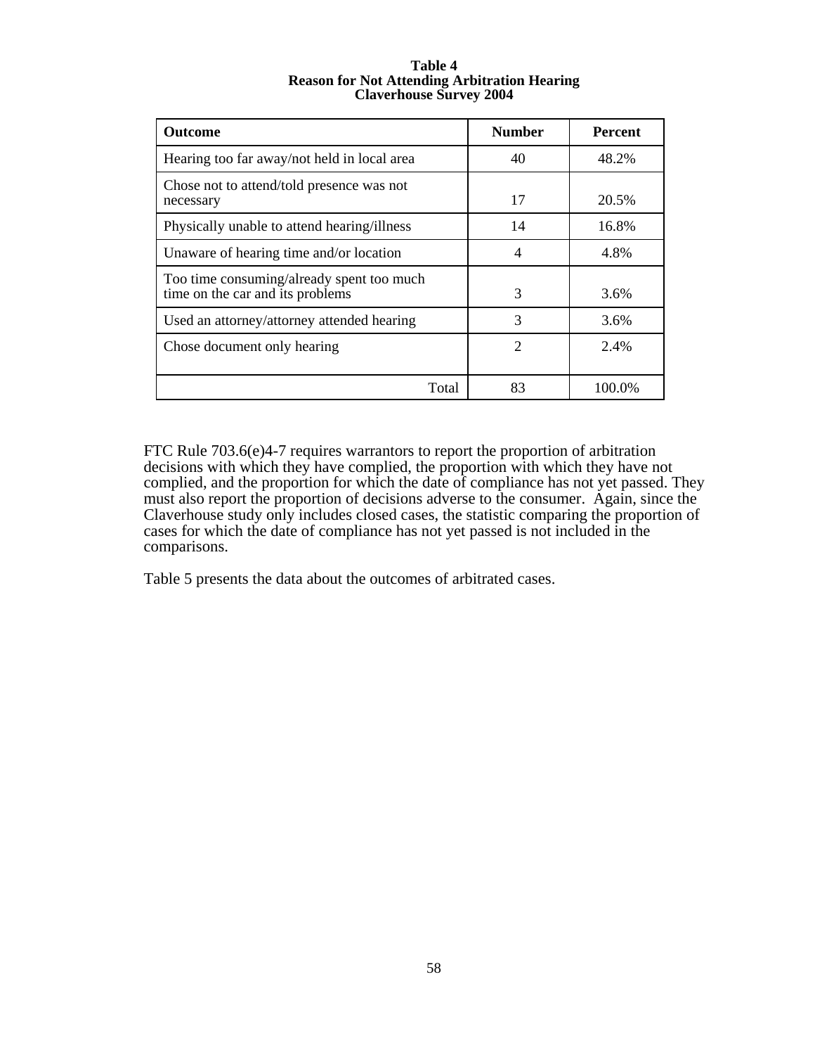**Table 4**
**Reason for Not Attending Arbitration Hearing**
**Claverhouse Survey 2004**

| Outcome | Number | Percent |
|---|---|---|
| Hearing too far away/not held in local area | 40 | 48.2% |
| Chose not to attend/told presence was not necessary | 17 | 20.5% |
| Physically unable to attend hearing/illness | 14 | 16.8% |
| Unaware of hearing time and/or location | 4 | 4.8% |
| Too time consuming/already spent too much time on the car and its problems | 3 | 3.6% |
| Used an attorney/attorney attended hearing | 3 | 3.6% |
| Chose document only hearing | 2 | 2.4% |
| Total | 83 | 100.0% |

FTC Rule 703.6(e)4-7 requires warrantors to report the proportion of arbitration decisions with which they have complied, the proportion with which they have not complied, and the proportion for which the date of compliance has not yet passed. They must also report the proportion of decisions adverse to the consumer. Again, since the Claverhouse study only includes closed cases, the statistic comparing the proportion of cases for which the date of compliance has not yet passed is not included in the comparisons.

Table 5 presents the data about the outcomes of arbitrated cases.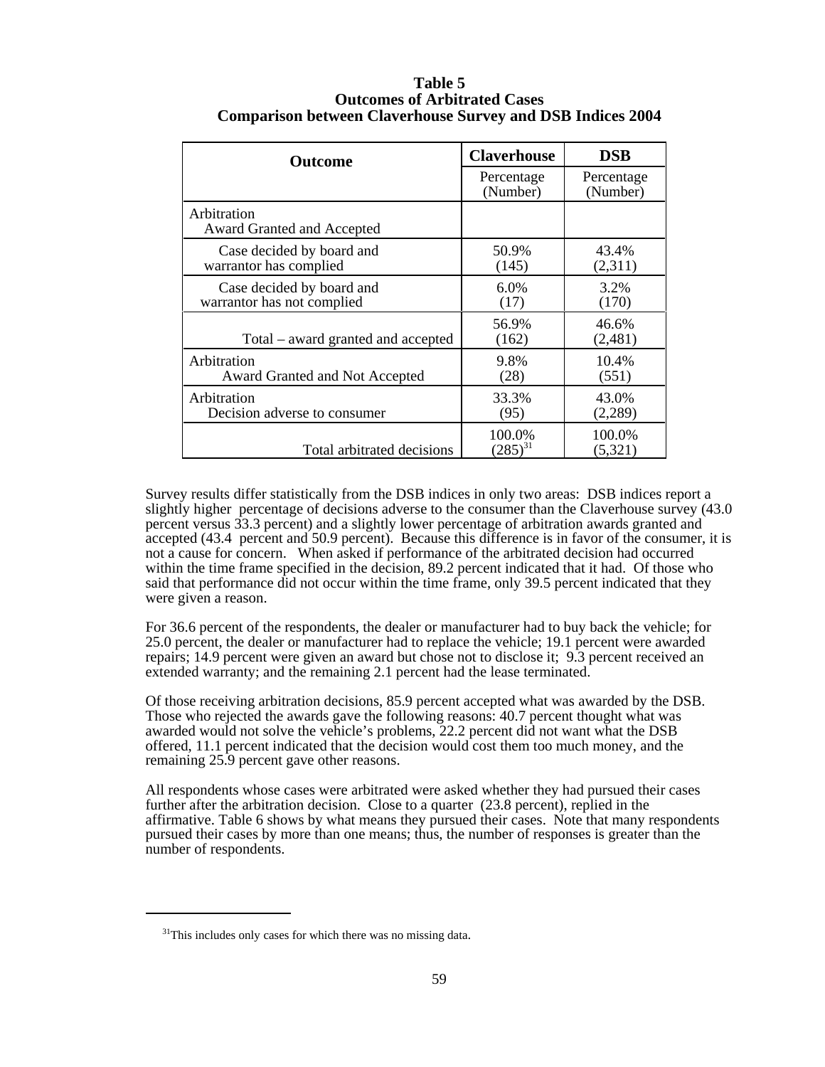**Table 5**
**Outcomes of Arbitrated Cases**
**Comparison between Claverhouse Survey and DSB Indices 2004**

| Outcome | Claverhouse | DSB |
|---|---|---|
| | Percentage (Number) | Percentage (Number) |
| Arbitration<br>Award Granted and Accepted | | |
| Case decided by board and warrantor has complied | 50.9% (145) | 43.4% (2,311) |
| Case decided by board and warrantor has not complied | 6.0% (17) | 3.2% (170) |
| Total – award granted and accepted | 56.9% (162) | 46.6% (2,481) |
| Arbitration<br>Award Granted and Not Accepted | 9.8% (28) | 10.4% (551) |
| Arbitration<br>Decision adverse to consumer | 33.3% (95) | 43.0% (2,289) |
| Total arbitrated decisions | 100.0% (285)[31] | 100.0% (5,321) |

Survey results differ statistically from the DSB indices in only two areas: DSB indices report a slightly higher percentage of decisions adverse to the consumer than the Claverhouse survey (43.0 percent versus 33.3 percent) and a slightly lower percentage of arbitration awards granted and accepted (43.4 percent and 50.9 percent). Because this difference is in favor of the consumer, it is not a cause for concern. When asked if performance of the arbitrated decision had occurred within the time frame specified in the decision, 89.2 percent indicated that it had. Of those who said that performance did not occur within the time frame, only 39.5 percent indicated that they were given a reason.

For 36.6 percent of the respondents, the dealer or manufacturer had to buy back the vehicle; for 25.0 percent, the dealer or manufacturer had to replace the vehicle; 19.1 percent were awarded repairs; 14.9 percent were given an award but chose not to disclose it; 9.3 percent received an extended warranty; and the remaining 2.1 percent had the lease terminated.

Of those receiving arbitration decisions, 85.9 percent accepted what was awarded by the DSB. Those who rejected the awards gave the following reasons: 40.7 percent thought what was awarded would not solve the vehicle's problems, 22.2 percent did not want what the DSB offered, 11.1 percent indicated that the decision would cost them too much money, and the remaining 25.9 percent gave other reasons.

All respondents whose cases were arbitrated were asked whether they had pursued their cases further after the arbitration decision. Close to a quarter (23.8 percent), replied in the affirmative. Table 6 shows by what means they pursued their cases. Note that many respondents pursued their cases by more than one means; thus, the number of responses is greater than the number of respondents.

---

[31] This includes only cases for which there was no missing data.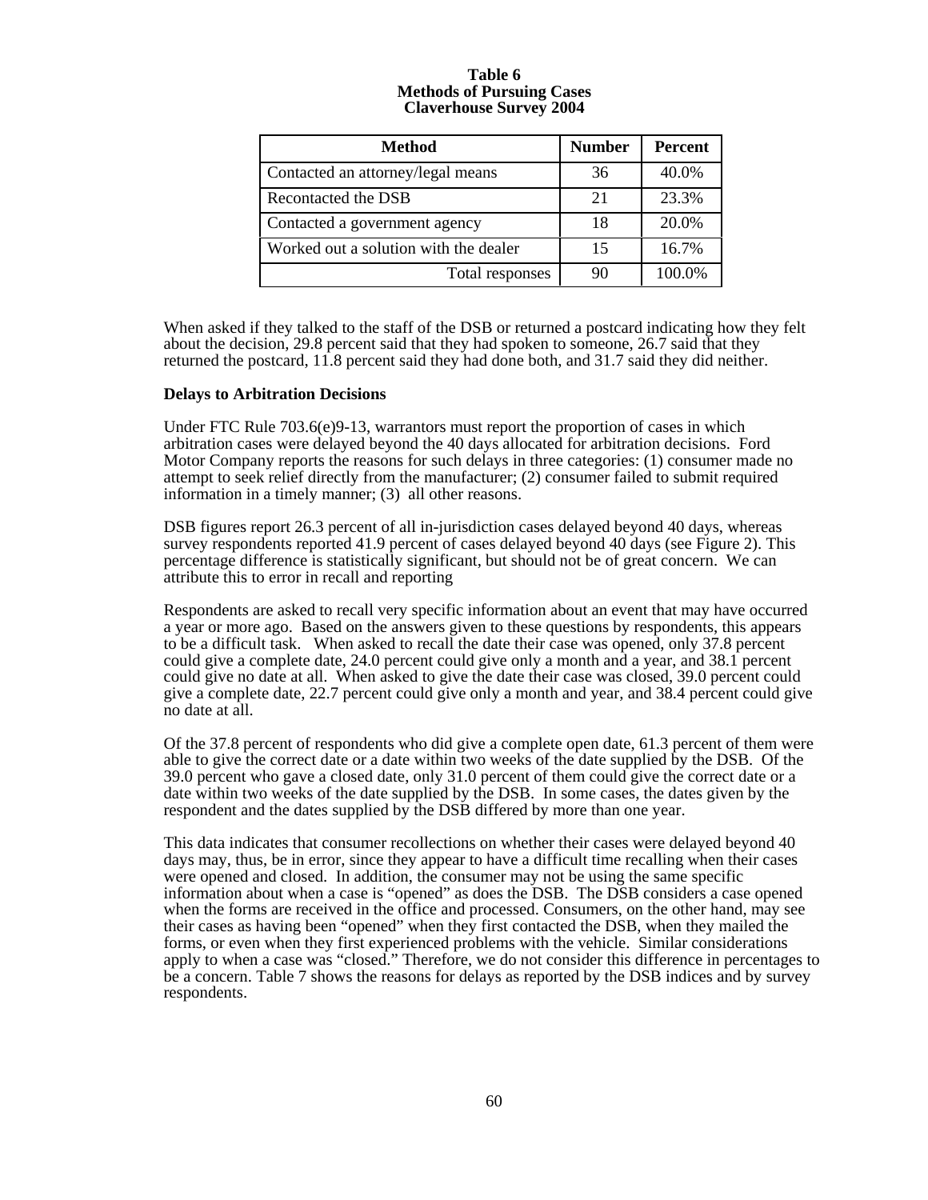**Table 6**
**Methods of Pursuing Cases**
**Claverhouse Survey 2004**

| Method | Number | Percent |
|---|---|---|
| Contacted an attorney/legal means | 36 | 40.0% |
| Recontacted the DSB | 21 | 23.3% |
| Contacted a government agency | 18 | 20.0% |
| Worked out a solution with the dealer | 15 | 16.7% |
| Total responses | 90 | 100.0% |

When asked if they talked to the staff of the DSB or returned a postcard indicating how they felt about the decision, 29.8 percent said that they had spoken to someone, 26.7 said that they returned the postcard, 11.8 percent said they had done both, and 31.7 said they did neither.

**Delays to Arbitration Decisions**

Under FTC Rule 703.6(e)9-13, warrantors must report the proportion of cases in which arbitration cases were delayed beyond the 40 days allocated for arbitration decisions. Ford Motor Company reports the reasons for such delays in three categories: (1) consumer made no attempt to seek relief directly from the manufacturer; (2) consumer failed to submit required information in a timely manner; (3) all other reasons.

DSB figures report 26.3 percent of all in-jurisdiction cases delayed beyond 40 days, whereas survey respondents reported 41.9 percent of cases delayed beyond 40 days (see Figure 2). This percentage difference is statistically significant, but should not be of great concern. We can attribute this to error in recall and reporting

Respondents are asked to recall very specific information about an event that may have occurred a year or more ago. Based on the answers given to these questions by respondents, this appears to be a difficult task. When asked to recall the date their case was opened, only 37.8 percent could give a complete date, 24.0 percent could give only a month and a year, and 38.1 percent could give no date at all. When asked to give the date their case was closed, 39.0 percent could give a complete date, 22.7 percent could give only a month and year, and 38.4 percent could give no date at all.

Of the 37.8 percent of respondents who did give a complete open date, 61.3 percent of them were able to give the correct date or a date within two weeks of the date supplied by the DSB. Of the 39.0 percent who gave a closed date, only 31.0 percent of them could give the correct date or a date within two weeks of the date supplied by the DSB. In some cases, the dates given by the respondent and the dates supplied by the DSB differed by more than one year.

This data indicates that consumer recollections on whether their cases were delayed beyond 40 days may, thus, be in error, since they appear to have a difficult time recalling when their cases were opened and closed. In addition, the consumer may not be using the same specific information about when a case is "opened" as does the DSB. The DSB considers a case opened when the forms are received in the office and processed. Consumers, on the other hand, may see their cases as having been "opened" when they first contacted the DSB, when they mailed the forms, or even when they first experienced problems with the vehicle. Similar considerations apply to when a case was "closed." Therefore, we do not consider this difference in percentages to be a concern. Table 7 shows the reasons for delays as reported by the DSB indices and by survey respondents.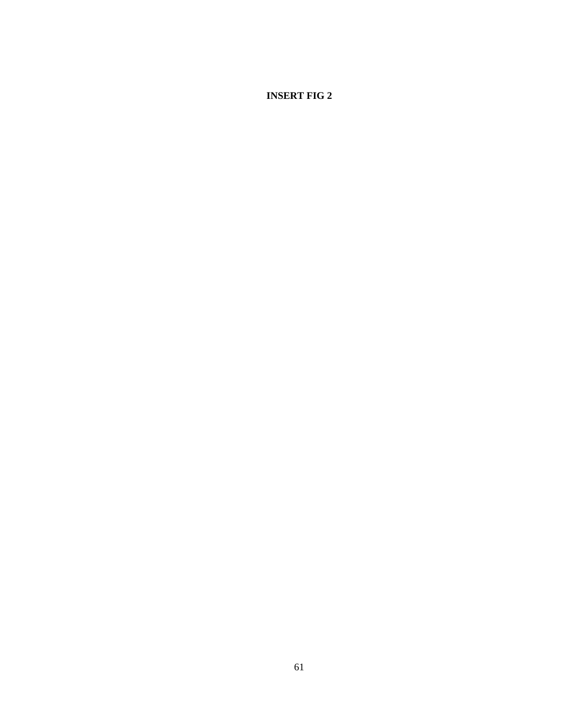**INSERT FIG 2**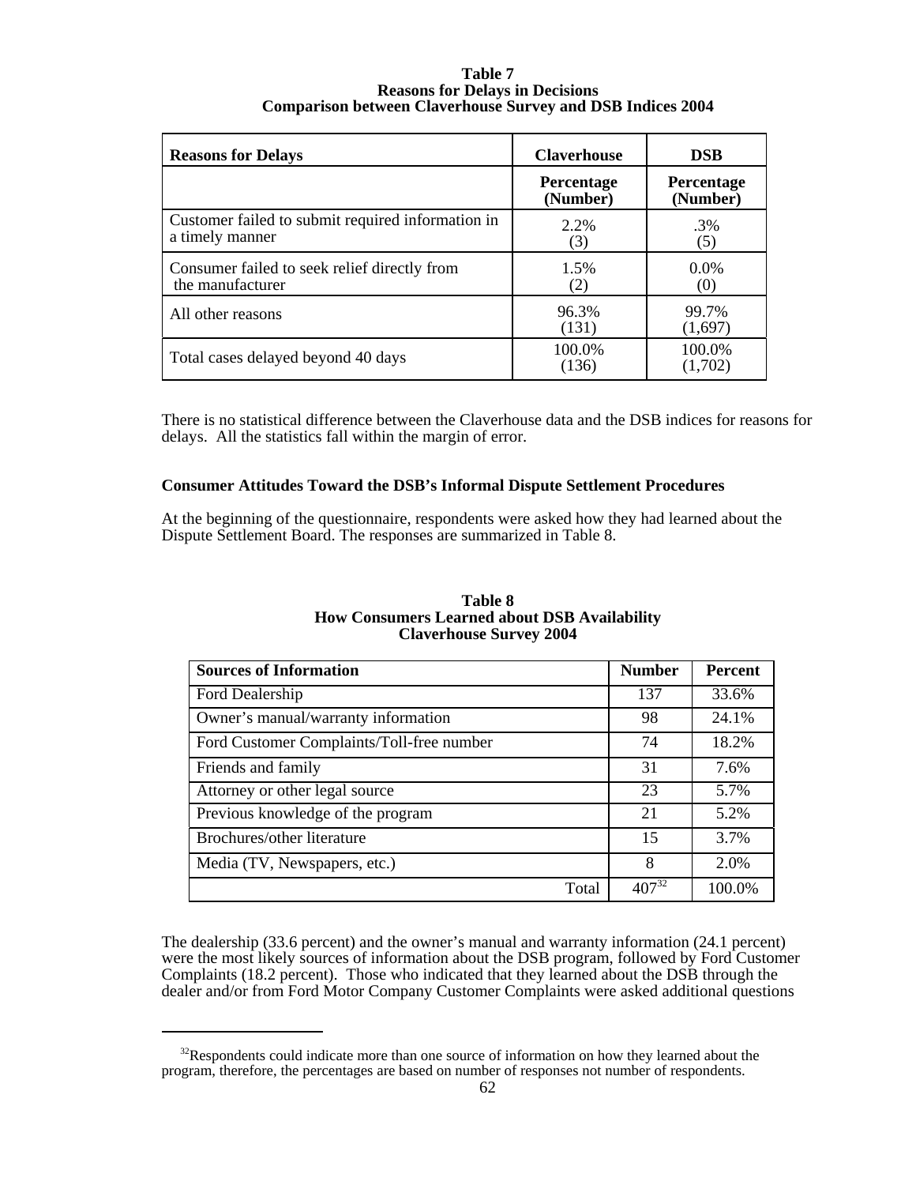**Table 7**
**Reasons for Delays in Decisions**
**Comparison between Claverhouse Survey and DSB Indices 2004**

| Reasons for Delays | Claverhouse | DSB |
|---|---|---|
| | Percentage (Number) | Percentage (Number) |
| Customer failed to submit required information in a timely manner | 2.2% (3) | .3% (5) |
| Consumer failed to seek relief directly from the manufacturer | 1.5% (2) | 0.0% (0) |
| All other reasons | 96.3% (131) | 99.7% (1,697) |
| Total cases delayed beyond 40 days | 100.0% (136) | 100.0% (1,702) |

There is no statistical difference between the Claverhouse data and the DSB indices for reasons for delays. All the statistics fall within the margin of error.

**Consumer Attitudes Toward the DSB's Informal Dispute Settlement Procedures**

At the beginning of the questionnaire, respondents were asked how they had learned about the Dispute Settlement Board. The responses are summarized in Table 8.

**Table 8**
**How Consumers Learned about DSB Availability**
**Claverhouse Survey 2004**

| Sources of Information | Number | Percent |
|---|---|---|
| Ford Dealership | 137 | 33.6% |
| Owner's manual/warranty information | 98 | 24.1% |
| Ford Customer Complaints/Toll-free number | 74 | 18.2% |
| Friends and family | 31 | 7.6% |
| Attorney or other legal source | 23 | 5.7% |
| Previous knowledge of the program | 21 | 5.2% |
| Brochures/other literature | 15 | 3.7% |
| Media (TV, Newspapers, etc.) | 8 | 2.0% |
| Total | 407[32] | 100.0% |

The dealership (33.6 percent) and the owner's manual and warranty information (24.1 percent) were the most likely sources of information about the DSB program, followed by Ford Customer Complaints (18.2 percent). Those who indicated that they learned about the DSB through the dealer and/or from Ford Motor Company Customer Complaints were asked additional questions

[32]Respondents could indicate more than one source of information on how they learned about the program, therefore, the percentages are based on number of responses not number of respondents.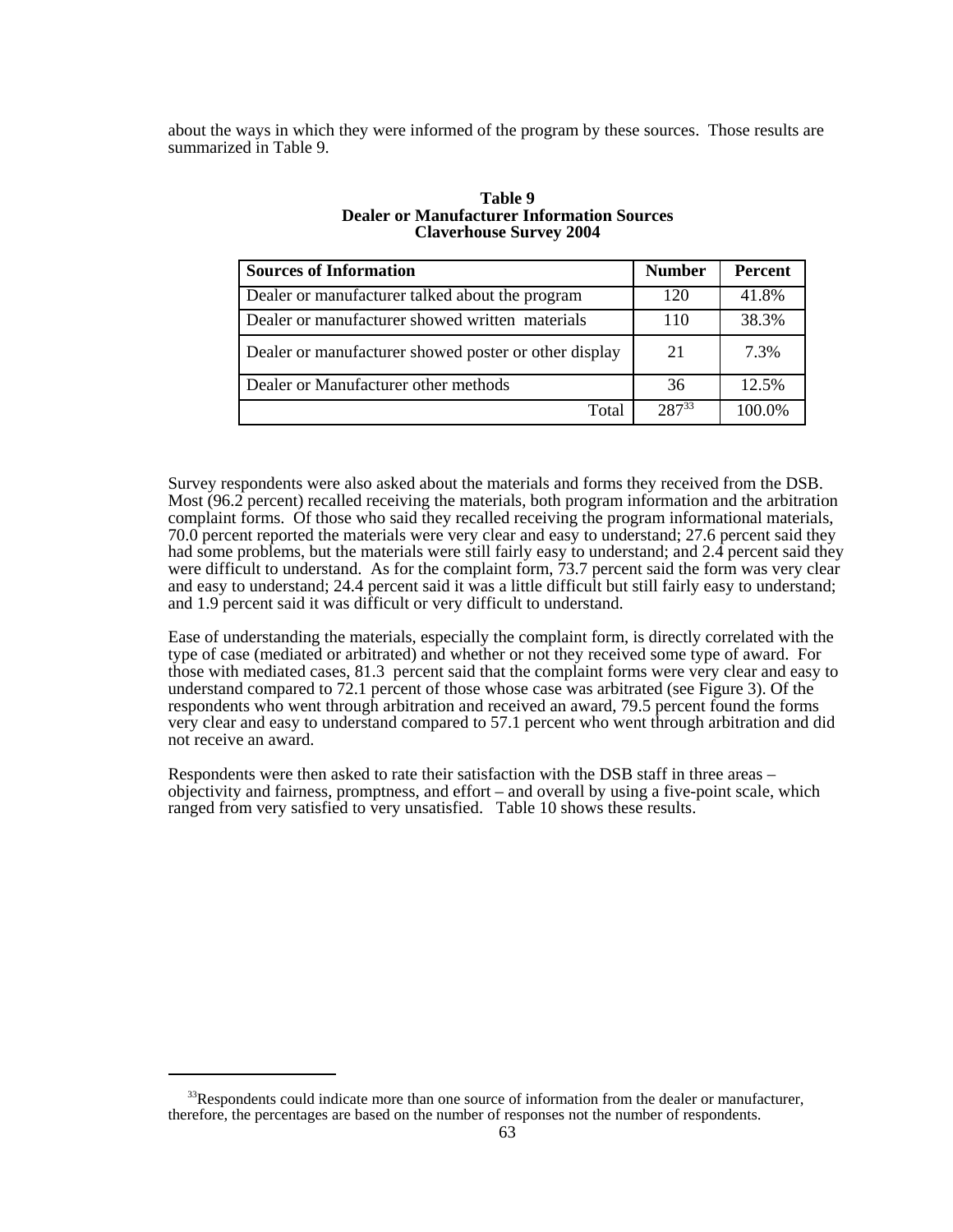about the ways in which they were informed of the program by these sources. Those results are summarized in Table 9.

**Table 9**
**Dealer or Manufacturer Information Sources**
**Claverhouse Survey 2004**

| Sources of Information | Number | Percent |
|---|---|---|
| Dealer or manufacturer talked about the program | 120 | 41.8% |
| Dealer or manufacturer showed written materials | 110 | 38.3% |
| Dealer or manufacturer showed poster or other display | 21 | 7.3% |
| Dealer or Manufacturer other methods | 36 | 12.5% |
| Total | 287[33] | 100.0% |

Survey respondents were also asked about the materials and forms they received from the DSB. Most (96.2 percent) recalled receiving the materials, both program information and the arbitration complaint forms. Of those who said they recalled receiving the program informational materials, 70.0 percent reported the materials were very clear and easy to understand; 27.6 percent said they had some problems, but the materials were still fairly easy to understand; and 2.4 percent said they were difficult to understand. As for the complaint form, 73.7 percent said the form was very clear and easy to understand; 24.4 percent said it was a little difficult but still fairly easy to understand; and 1.9 percent said it was difficult or very difficult to understand.

Ease of understanding the materials, especially the complaint form, is directly correlated with the type of case (mediated or arbitrated) and whether or not they received some type of award. For those with mediated cases, 81.3 percent said that the complaint forms were very clear and easy to understand compared to 72.1 percent of those whose case was arbitrated (see Figure 3). Of the respondents who went through arbitration and received an award, 79.5 percent found the forms very clear and easy to understand compared to 57.1 percent who went through arbitration and did not receive an award.

Respondents were then asked to rate their satisfaction with the DSB staff in three areas – objectivity and fairness, promptness, and effort – and overall by using a five-point scale, which ranged from very satisfied to very unsatisfied. Table 10 shows these results.

[33] Respondents could indicate more than one source of information from the dealer or manufacturer, therefore, the percentages are based on the number of responses not the number of respondents.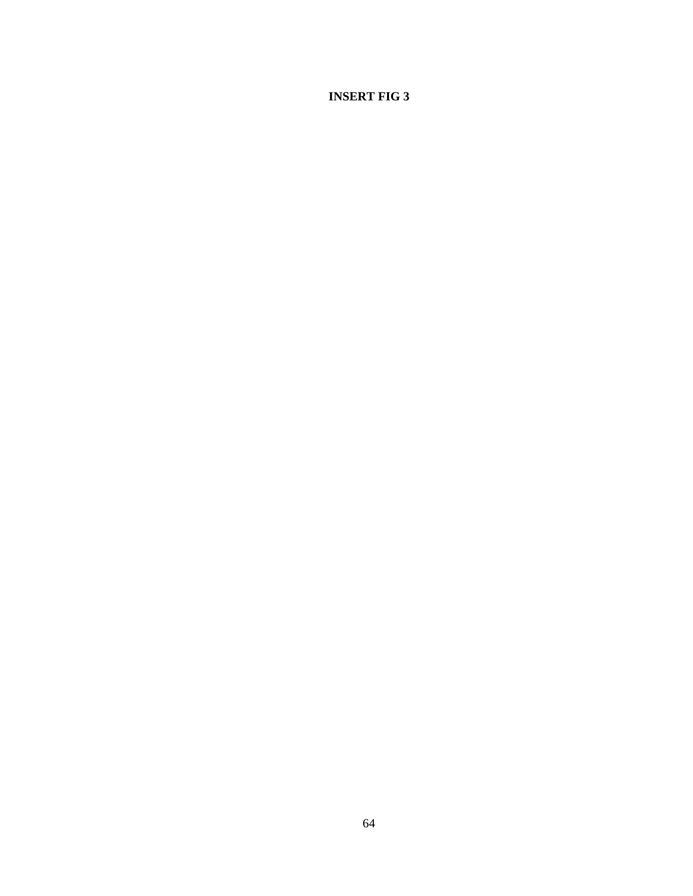**INSERT FIG 3**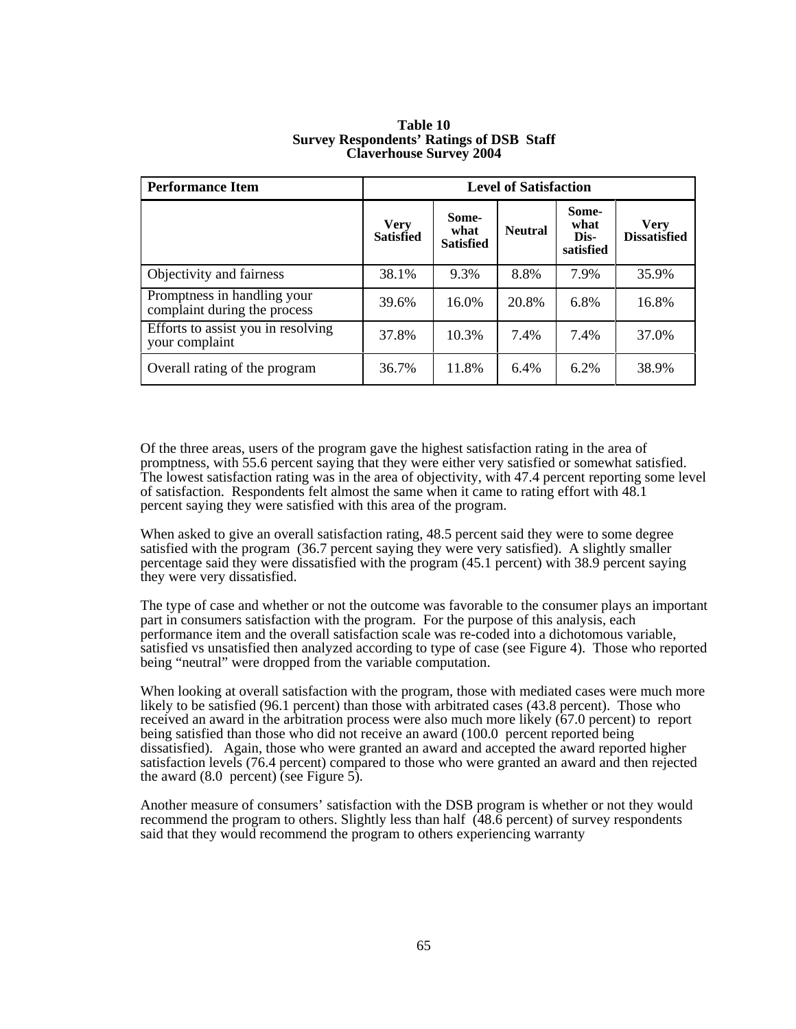**Table 10**
**Survey Respondents' Ratings of DSB Staff**
**Claverhouse Survey 2004**

| Performance Item | Level of Satisfaction | | | | |
|---|---|---|---|---|---|
| | Very Satisfied | Some-what Satisfied | Neutral | Some-what Dis-satisfied | Very Dissatisfied |
| Objectivity and fairness | 38.1% | 9.3% | 8.8% | 7.9% | 35.9% |
| Promptness in handling your complaint during the process | 39.6% | 16.0% | 20.8% | 6.8% | 16.8% |
| Efforts to assist you in resolving your complaint | 37.8% | 10.3% | 7.4% | 7.4% | 37.0% |
| Overall rating of the program | 36.7% | 11.8% | 6.4% | 6.2% | 38.9% |

Of the three areas, users of the program gave the highest satisfaction rating in the area of promptness, with 55.6 percent saying that they were either very satisfied or somewhat satisfied. The lowest satisfaction rating was in the area of objectivity, with 47.4 percent reporting some level of satisfaction. Respondents felt almost the same when it came to rating effort with 48.1 percent saying they were satisfied with this area of the program.

When asked to give an overall satisfaction rating, 48.5 percent said they were to some degree satisfied with the program (36.7 percent saying they were very satisfied). A slightly smaller percentage said they were dissatisfied with the program (45.1 percent) with 38.9 percent saying they were very dissatisfied.

The type of case and whether or not the outcome was favorable to the consumer plays an important part in consumers satisfaction with the program. For the purpose of this analysis, each performance item and the overall satisfaction scale was re-coded into a dichotomous variable, satisfied vs unsatisfied then analyzed according to type of case (see Figure 4). Those who reported being "neutral" were dropped from the variable computation.

When looking at overall satisfaction with the program, those with mediated cases were much more likely to be satisfied (96.1 percent) than those with arbitrated cases (43.8 percent). Those who received an award in the arbitration process were also much more likely (67.0 percent) to report being satisfied than those who did not receive an award (100.0 percent reported being dissatisfied). Again, those who were granted an award and accepted the award reported higher satisfaction levels (76.4 percent) compared to those who were granted an award and then rejected the award (8.0 percent) (see Figure 5).

Another measure of consumers' satisfaction with the DSB program is whether or not they would recommend the program to others. Slightly less than half (48.6 percent) of survey respondents said that they would recommend the program to others experiencing warranty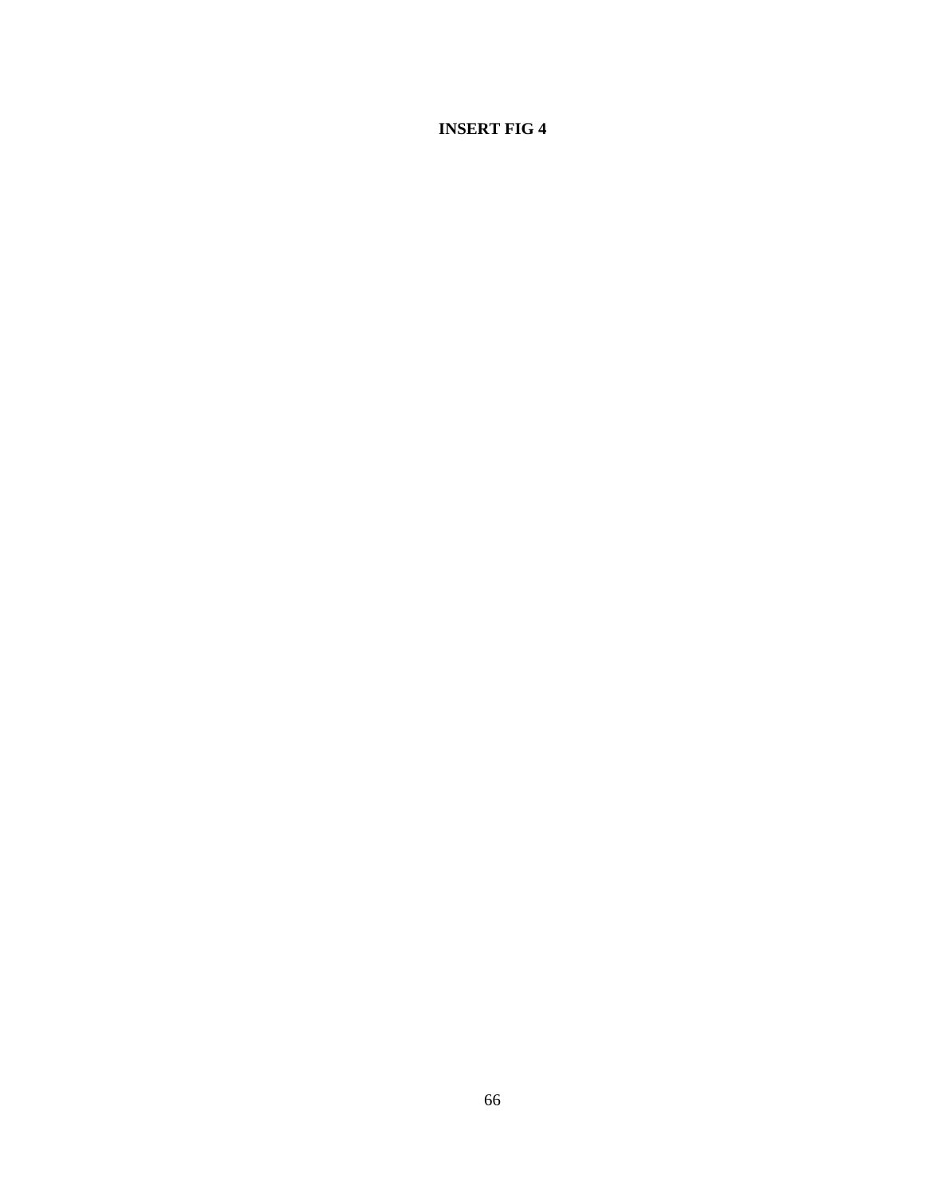**INSERT FIG 4**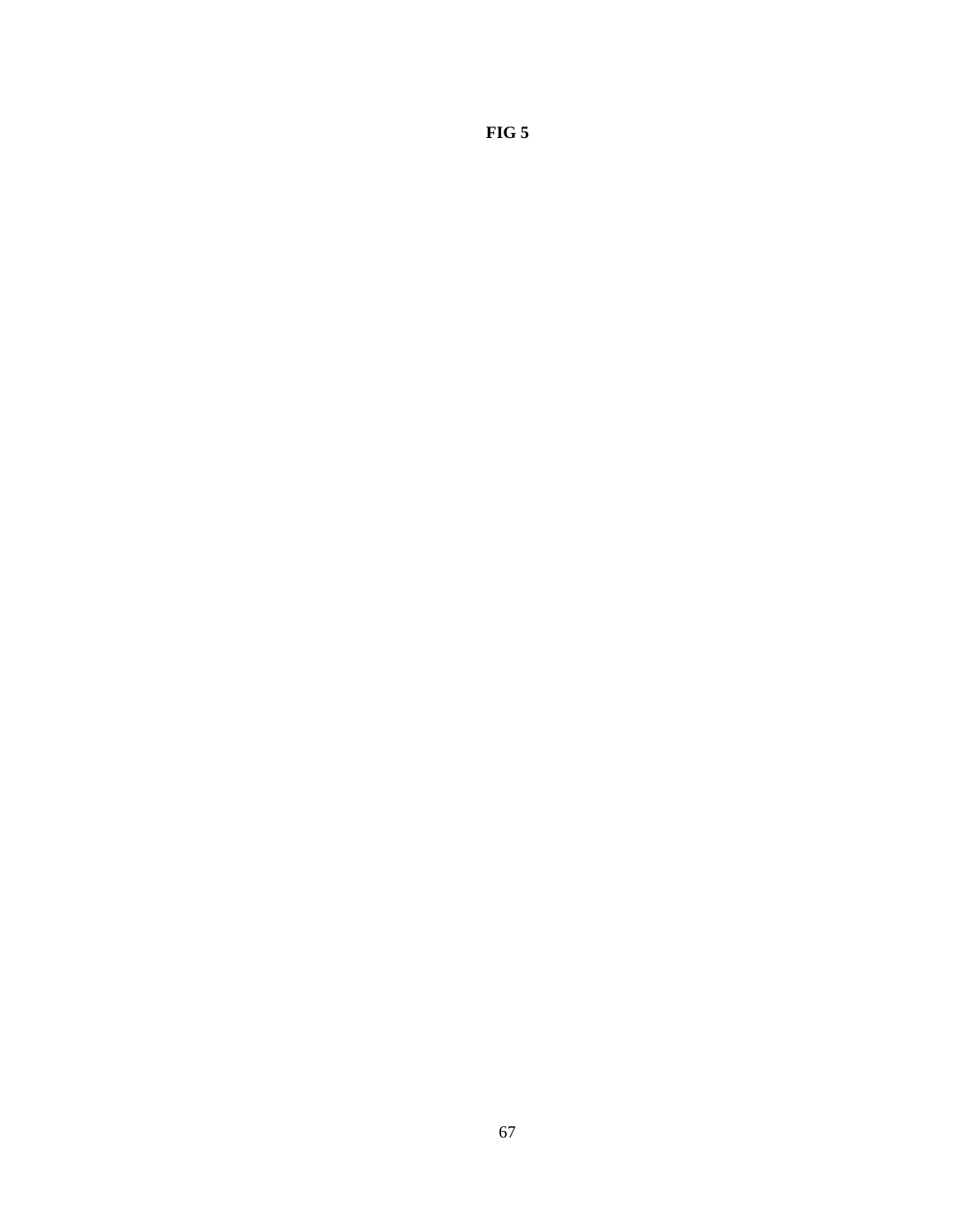**FIG 5**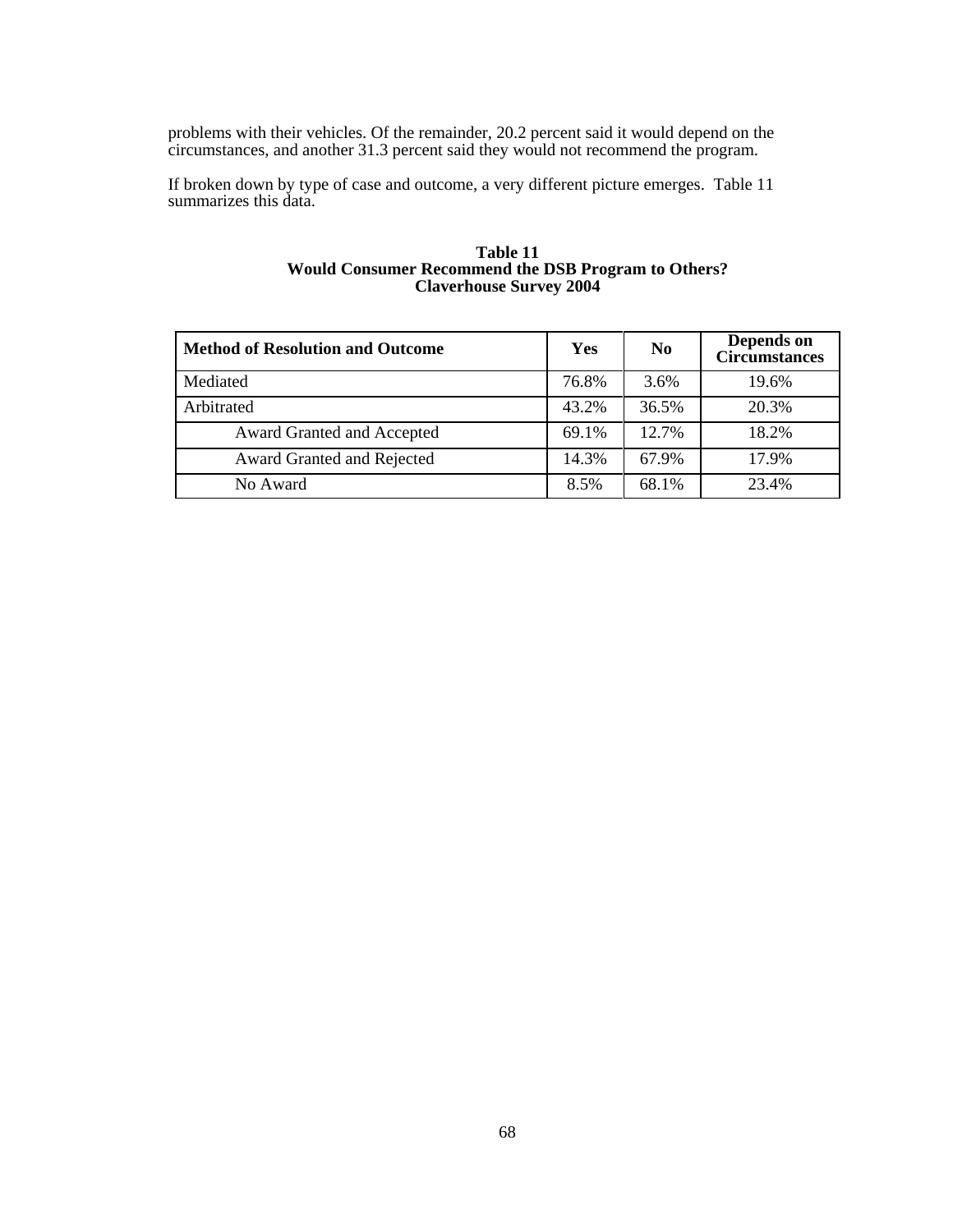problems with their vehicles. Of the remainder, 20.2 percent said it would depend on the circumstances, and another 31.3 percent said they would not recommend the program.

If broken down by type of case and outcome, a very different picture emerges. Table 11 summarizes this data.

**Table 11**
**Would Consumer Recommend the DSB Program to Others?**
**Claverhouse Survey 2004**

| Method of Resolution and Outcome | Yes | No | Depends on Circumstances |
|---|---|---|---|
| Mediated | 76.8% | 3.6% | 19.6% |
| Arbitrated | 43.2% | 36.5% | 20.3% |
| Award Granted and Accepted | 69.1% | 12.7% | 18.2% |
| Award Granted and Rejected | 14.3% | 67.9% | 17.9% |
| No Award | 8.5% | 68.1% | 23.4% |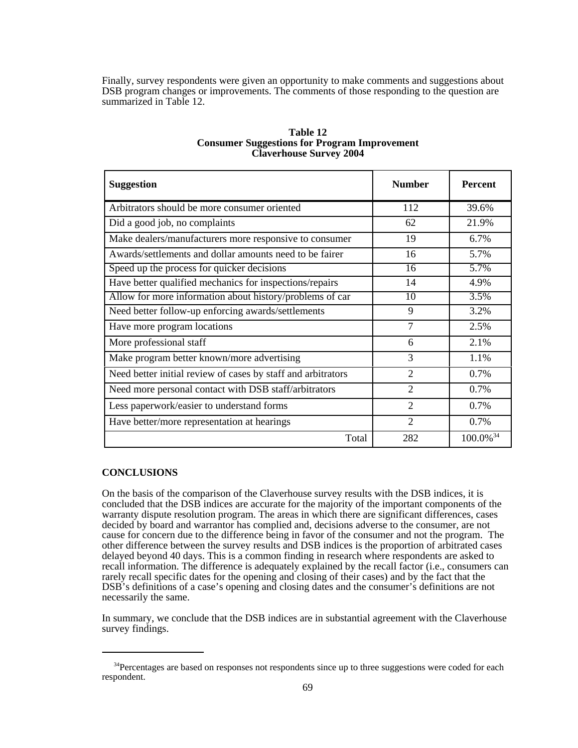Finally, survey respondents were given an opportunity to make comments and suggestions about DSB program changes or improvements. The comments of those responding to the question are summarized in Table 12.

**Table 12**
**Consumer Suggestions for Program Improvement**
**Claverhouse Survey 2004**

| Suggestion | Number | Percent |
|---|---|---|
| Arbitrators should be more consumer oriented | 112 | 39.6% |
| Did a good job, no complaints | 62 | 21.9% |
| Make dealers/manufacturers more responsive to consumer | 19 | 6.7% |
| Awards/settlements and dollar amounts need to be fairer | 16 | 5.7% |
| Speed up the process for quicker decisions | 16 | 5.7% |
| Have better qualified mechanics for inspections/repairs | 14 | 4.9% |
| Allow for more information about history/problems of car | 10 | 3.5% |
| Need better follow-up enforcing awards/settlements | 9 | 3.2% |
| Have more program locations | 7 | 2.5% |
| More professional staff | 6 | 2.1% |
| Make program better known/more advertising | 3 | 1.1% |
| Need better initial review of cases by staff and arbitrators | 2 | 0.7% |
| Need more personal contact with DSB staff/arbitrators | 2 | 0.7% |
| Less paperwork/easier to understand forms | 2 | 0.7% |
| Have better/more representation at hearings | 2 | 0.7% |
| Total | 282 | 100.0%[34] |

## CONCLUSIONS

On the basis of the comparison of the Claverhouse survey results with the DSB indices, it is concluded that the DSB indices are accurate for the majority of the important components of the warranty dispute resolution program. The areas in which there are significant differences, cases decided by board and warrantor has complied and, decisions adverse to the consumer, are not cause for concern due to the difference being in favor of the consumer and not the program. The other difference between the survey results and DSB indices is the proportion of arbitrated cases delayed beyond 40 days. This is a common finding in research where respondents are asked to recall information. The difference is adequately explained by the recall factor (i.e., consumers can rarely recall specific dates for the opening and closing of their cases) and by the fact that the DSB's definitions of a case's opening and closing dates and the consumer's definitions are not necessarily the same.

In summary, we conclude that the DSB indices are in substantial agreement with the Claverhouse survey findings.

---

[34]Percentages are based on responses not respondents since up to three suggestions were coded for each respondent.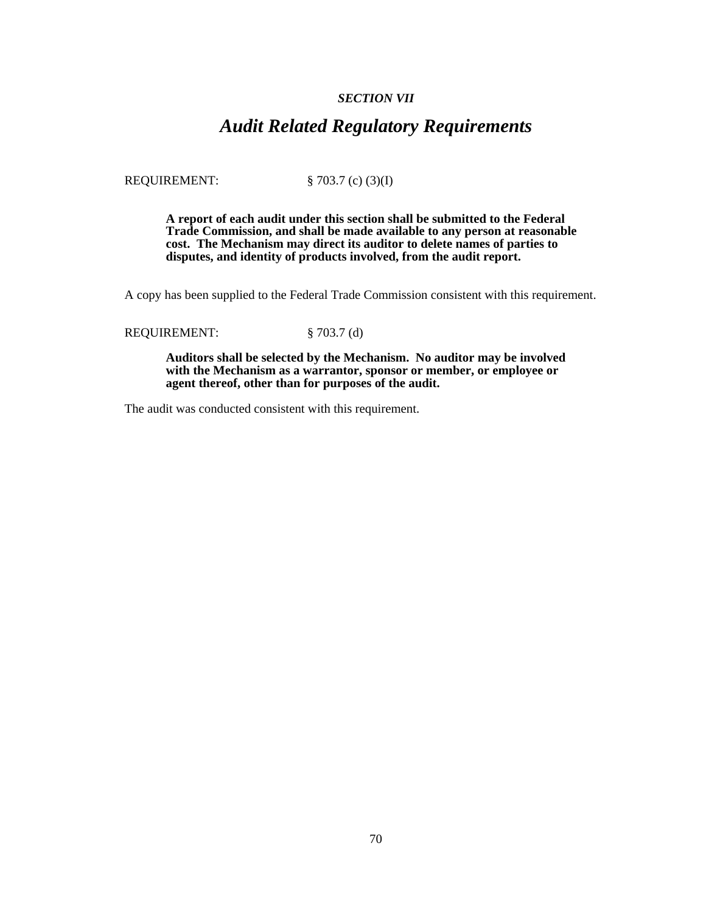***SECTION VII***

# *Audit Related Regulatory Requirements*

REQUIREMENT: § 703.7 (c) (3)(I)

> **A report of each audit under this section shall be submitted to the Federal Trade Commission, and shall be made available to any person at reasonable cost. The Mechanism may direct its auditor to delete names of parties to disputes, and identity of products involved, from the audit report.**

A copy has been supplied to the Federal Trade Commission consistent with this requirement.

REQUIREMENT: § 703.7 (d)

> **Auditors shall be selected by the Mechanism. No auditor may be involved with the Mechanism as a warrantor, sponsor or member, or employee or agent thereof, other than for purposes of the audit.**

The audit was conducted consistent with this requirement.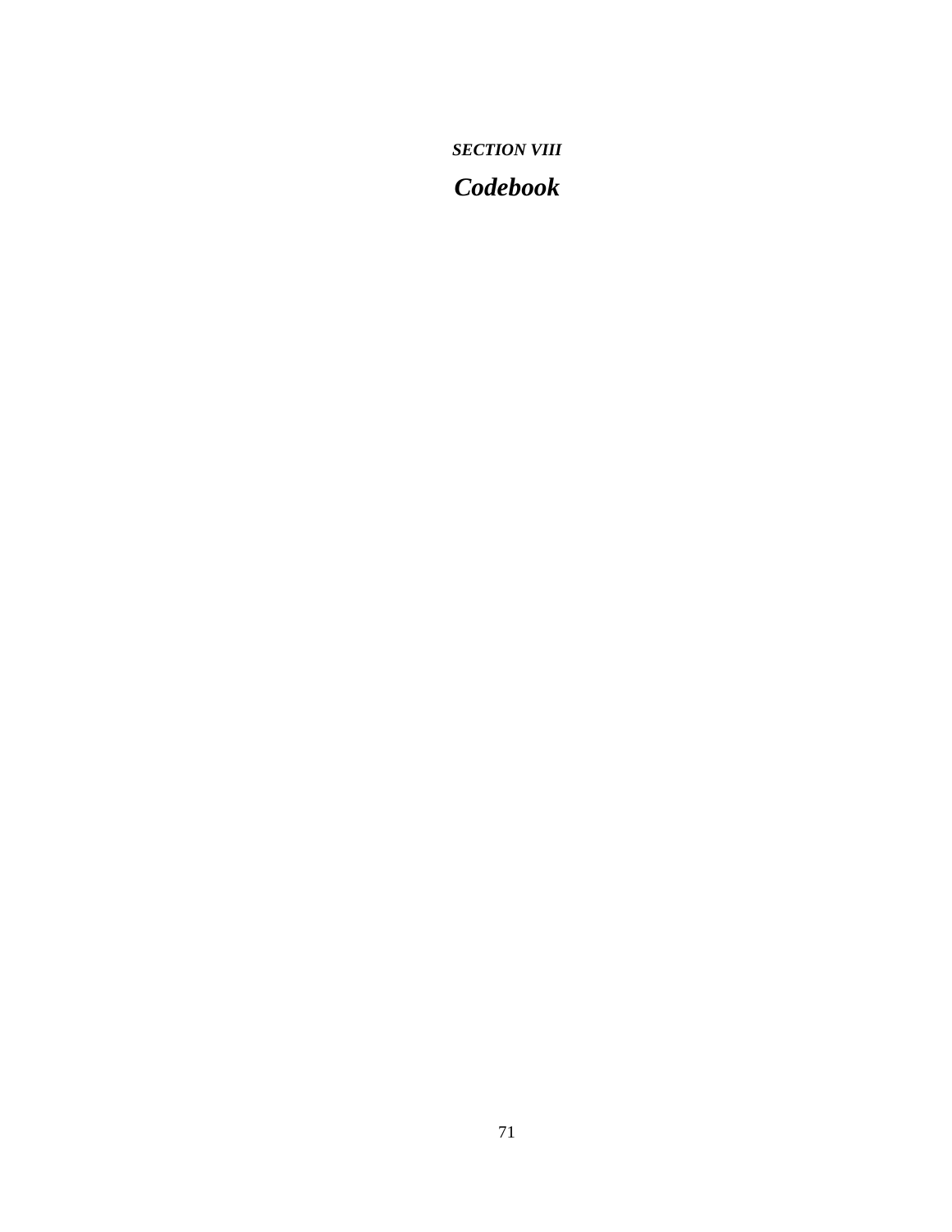*SECTION VIII*

# *Codebook*